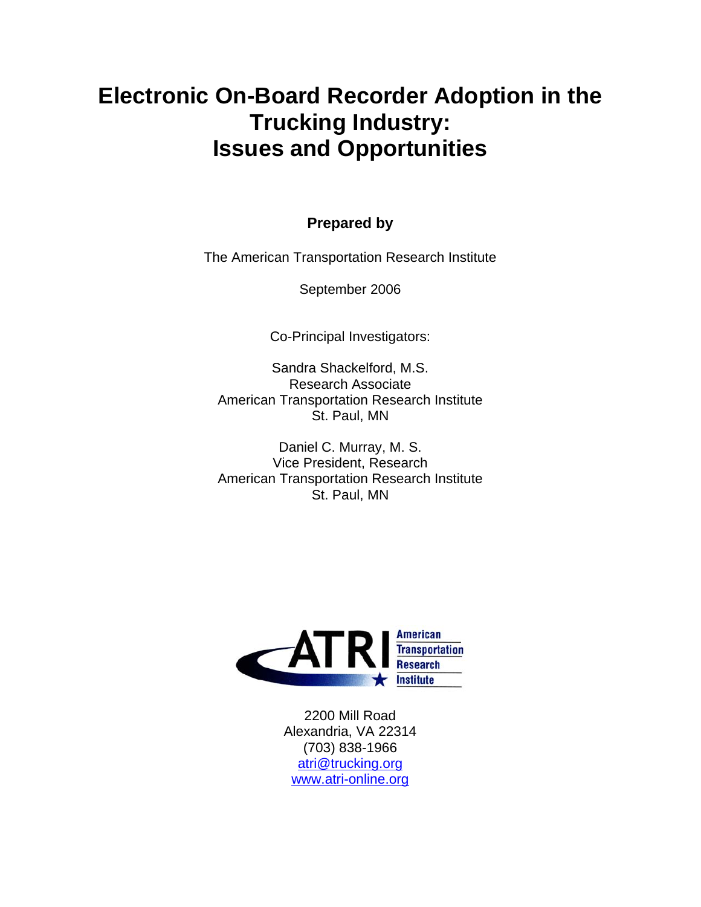# Electronic On-Board Recorder Adoption in the Trucking Industry: Issues and Opportunities

**Prepared by**

The American Transportation Research Institute

September 2006

Co-Principal Investigators:

Sandra Shackelford, M.S.
Research Associate
American Transportation Research Institute
St. Paul, MN

Daniel C. Murray, M. S.
Vice President, Research
American Transportation Research Institute
St. Paul, MN

ATRI American Transportation Research Institute

2200 Mill Road
Alexandria, VA 22314
(703) 838-1966
atri@trucking.org
www.atri-online.org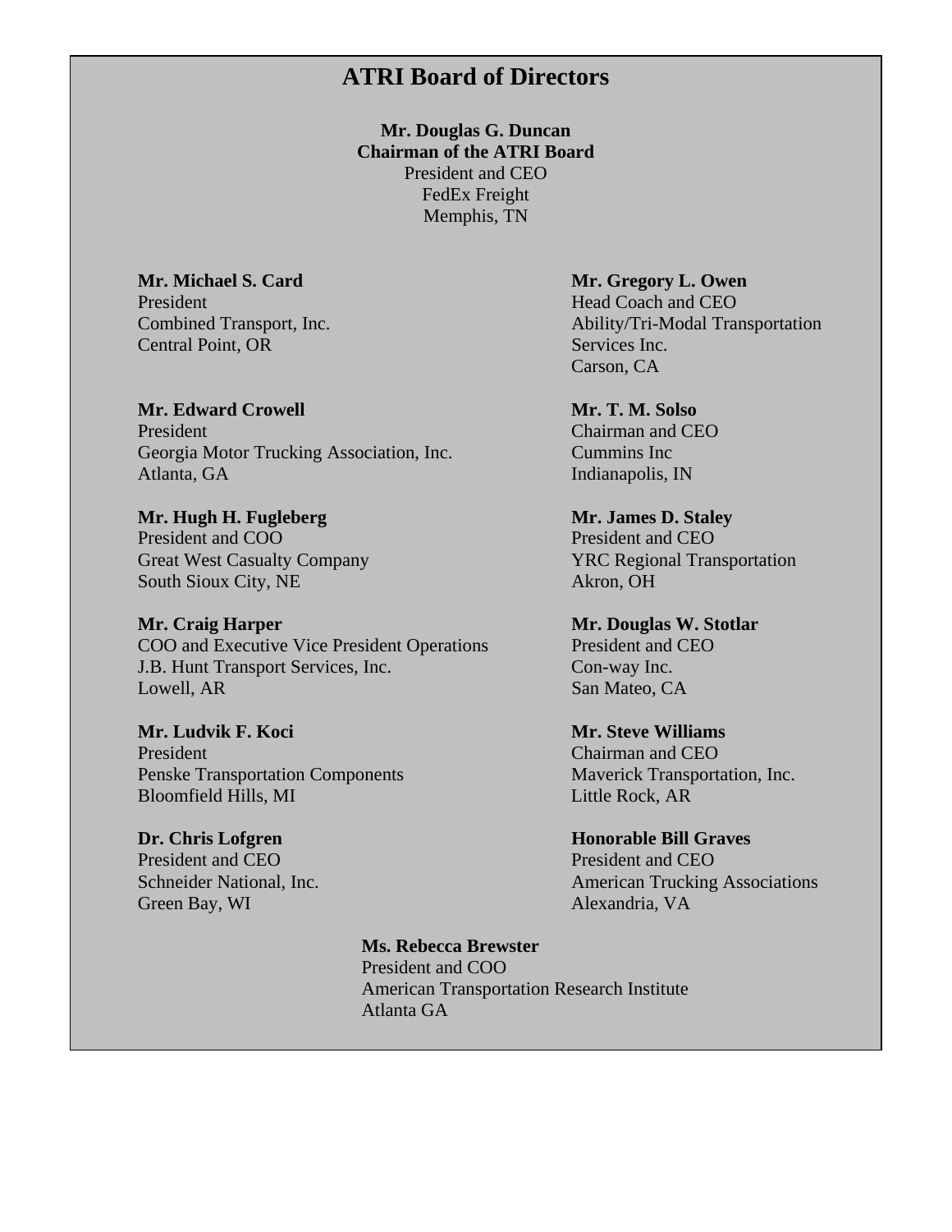# ATRI Board of Directors

**Mr. Douglas G. Duncan**
**Chairman of the ATRI Board**
President and CEO
FedEx Freight
Memphis, TN

**Mr. Michael S. Card**
President
Combined Transport, Inc.
Central Point, OR

**Mr. Edward Crowell**
President
Georgia Motor Trucking Association, Inc.
Atlanta, GA

**Mr. Hugh H. Fugleberg**
President and COO
Great West Casualty Company
South Sioux City, NE

**Mr. Craig Harper**
COO and Executive Vice President Operations
J.B. Hunt Transport Services, Inc.
Lowell, AR

**Mr. Ludvik F. Koci**
President
Penske Transportation Components
Bloomfield Hills, MI

**Dr. Chris Lofgren**
President and CEO
Schneider National, Inc.
Green Bay, WI

**Mr. Gregory L. Owen**
Head Coach and CEO
Ability/Tri-Modal Transportation Services Inc.
Carson, CA

**Mr. T. M. Solso**
Chairman and CEO
Cummins Inc
Indianapolis, IN

**Mr. James D. Staley**
President and CEO
YRC Regional Transportation
Akron, OH

**Mr. Douglas W. Stotlar**
President and CEO
Con-way Inc.
San Mateo, CA

**Mr. Steve Williams**
Chairman and CEO
Maverick Transportation, Inc.
Little Rock, AR

**Honorable Bill Graves**
President and CEO
American Trucking Associations
Alexandria, VA

**Ms. Rebecca Brewster**
President and COO
American Transportation Research Institute
Atlanta GA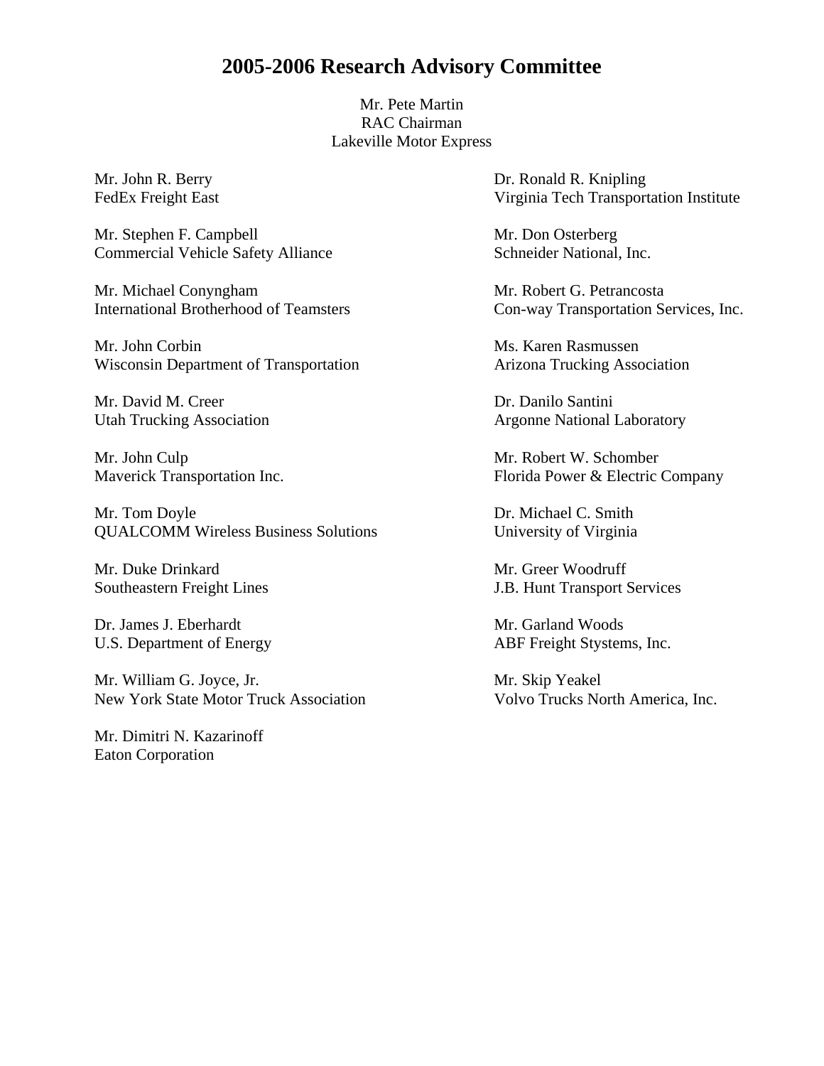# 2005-2006 Research Advisory Committee

Mr. Pete Martin
RAC Chairman
Lakeville Motor Express

Mr. John R. Berry
FedEx Freight East

Mr. Stephen F. Campbell
Commercial Vehicle Safety Alliance

Mr. Michael Conyngham
International Brotherhood of Teamsters

Mr. John Corbin
Wisconsin Department of Transportation

Mr. David M. Creer
Utah Trucking Association

Mr. John Culp
Maverick Transportation Inc.

Mr. Tom Doyle
QUALCOMM Wireless Business Solutions

Mr. Duke Drinkard
Southeastern Freight Lines

Dr. James J. Eberhardt
U.S. Department of Energy

Mr. William G. Joyce, Jr.
New York State Motor Truck Association

Mr. Dimitri N. Kazarinoff
Eaton Corporation

Dr. Ronald R. Knipling
Virginia Tech Transportation Institute

Mr. Don Osterberg
Schneider National, Inc.

Mr. Robert G. Petrancosta
Con-way Transportation Services, Inc.

Ms. Karen Rasmussen
Arizona Trucking Association

Dr. Danilo Santini
Argonne National Laboratory

Mr. Robert W. Schomber
Florida Power & Electric Company

Dr. Michael C. Smith
University of Virginia

Mr. Greer Woodruff
J.B. Hunt Transport Services

Mr. Garland Woods
ABF Freight Stystems, Inc.

Mr. Skip Yeakel
Volvo Trucks North America, Inc.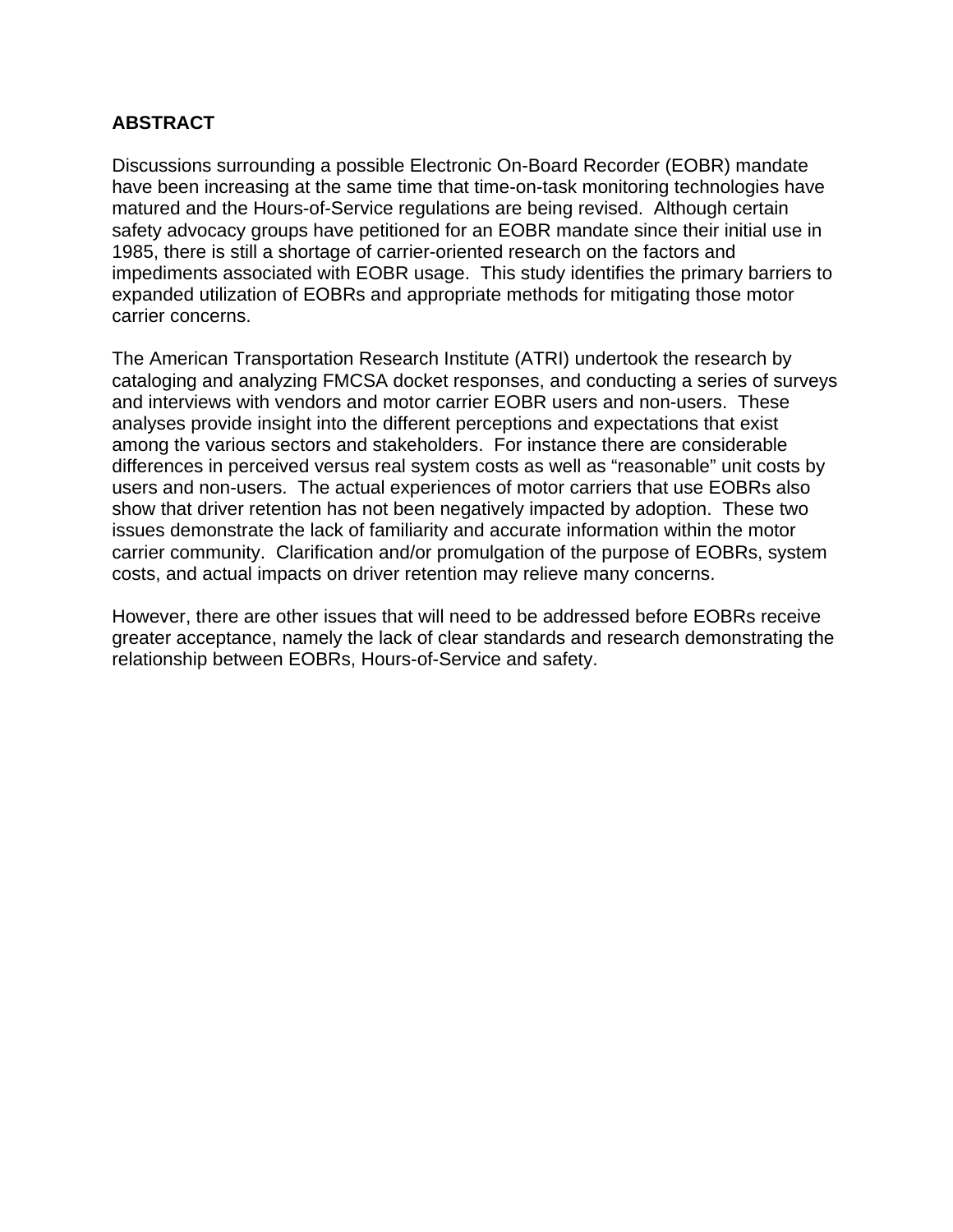## ABSTRACT

Discussions surrounding a possible Electronic On-Board Recorder (EOBR) mandate have been increasing at the same time that time-on-task monitoring technologies have matured and the Hours-of-Service regulations are being revised. Although certain safety advocacy groups have petitioned for an EOBR mandate since their initial use in 1985, there is still a shortage of carrier-oriented research on the factors and impediments associated with EOBR usage. This study identifies the primary barriers to expanded utilization of EOBRs and appropriate methods for mitigating those motor carrier concerns.

The American Transportation Research Institute (ATRI) undertook the research by cataloging and analyzing FMCSA docket responses, and conducting a series of surveys and interviews with vendors and motor carrier EOBR users and non-users. These analyses provide insight into the different perceptions and expectations that exist among the various sectors and stakeholders. For instance there are considerable differences in perceived versus real system costs as well as "reasonable" unit costs by users and non-users. The actual experiences of motor carriers that use EOBRs also show that driver retention has not been negatively impacted by adoption. These two issues demonstrate the lack of familiarity and accurate information within the motor carrier community. Clarification and/or promulgation of the purpose of EOBRs, system costs, and actual impacts on driver retention may relieve many concerns.

However, there are other issues that will need to be addressed before EOBRs receive greater acceptance, namely the lack of clear standards and research demonstrating the relationship between EOBRs, Hours-of-Service and safety.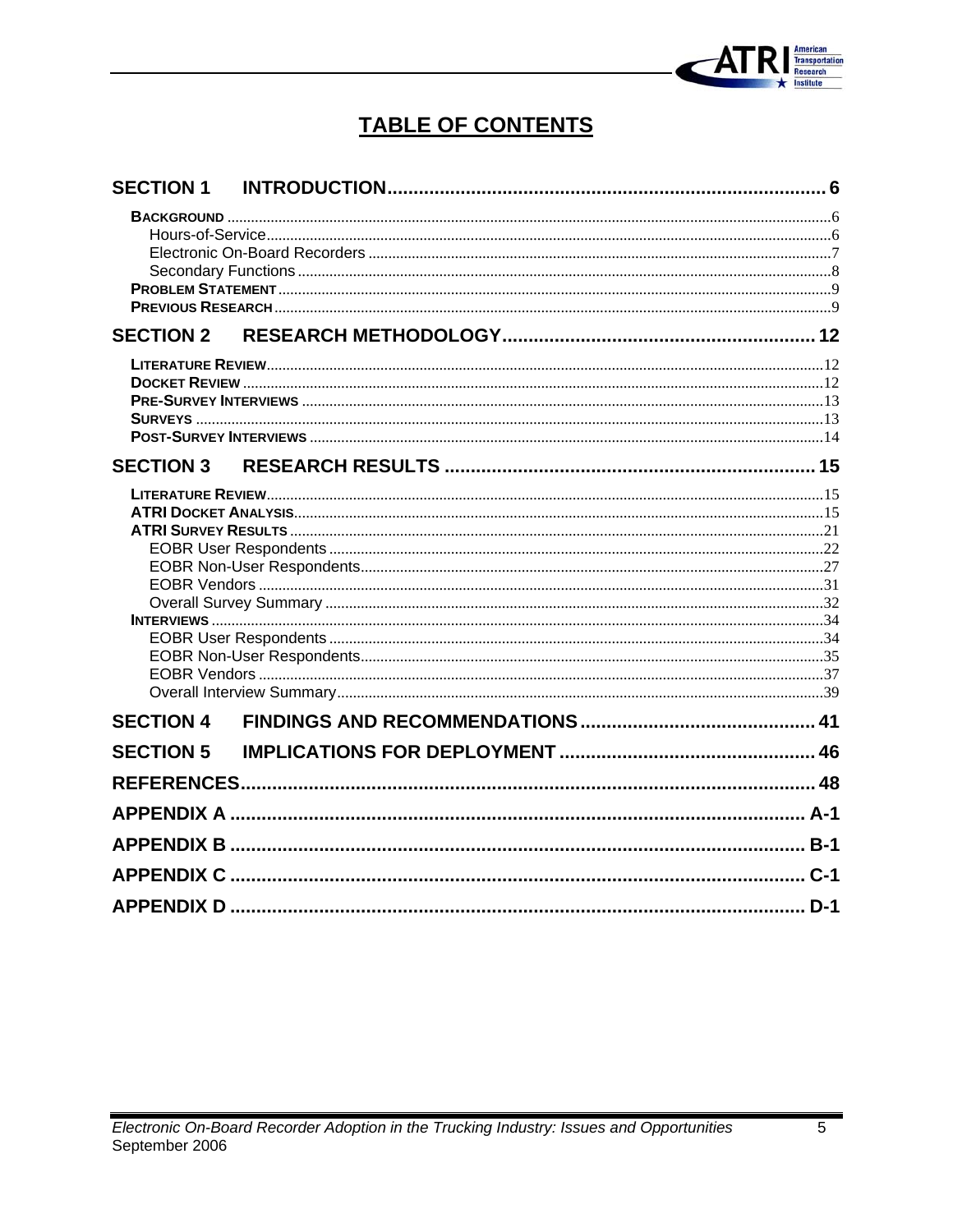# TABLE OF CONTENTS

**SECTION 1 INTRODUCTION .......... 6**

- **BACKGROUND** .......... 6
  - Hours-of-Service .......... 6
  - Electronic On-Board Recorders .......... 7
  - Secondary Functions .......... 8
- **PROBLEM STATEMENT** .......... 9
- **PREVIOUS RESEARCH** .......... 9

**SECTION 2 RESEARCH METHODOLOGY .......... 12**

- **LITERATURE REVIEW** .......... 12
- **DOCKET REVIEW** .......... 12
- **PRE-SURVEY INTERVIEWS** .......... 13
- **SURVEYS** .......... 13
- **POST-SURVEY INTERVIEWS** .......... 14

**SECTION 3 RESEARCH RESULTS .......... 15**

- **LITERATURE REVIEW** .......... 15
- **ATRI DOCKET ANALYSIS** .......... 15
- **ATRI SURVEY RESULTS** .......... 21
  - EOBR User Respondents .......... 22
  - EOBR Non-User Respondents .......... 27
  - EOBR Vendors .......... 31
  - Overall Survey Summary .......... 32
- **INTERVIEWS** .......... 34
  - EOBR User Respondents .......... 34
  - EOBR Non-User Respondents .......... 35
  - EOBR Vendors .......... 37
  - Overall Interview Summary .......... 39

**SECTION 4 FINDINGS AND RECOMMENDATIONS .......... 41**

**SECTION 5 IMPLICATIONS FOR DEPLOYMENT .......... 46**

**REFERENCES .......... 48**

**APPENDIX A .......... A-1**

**APPENDIX B .......... B-1**

**APPENDIX C .......... C-1**

**APPENDIX D .......... D-1**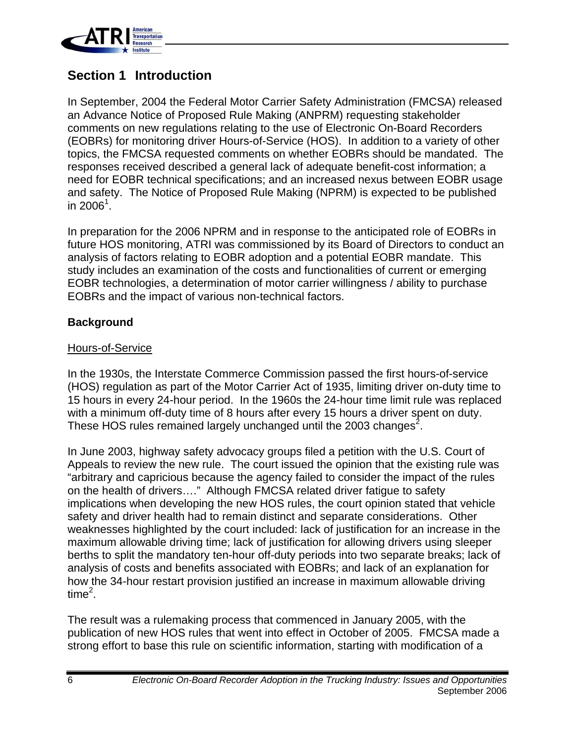# Section 1 Introduction

In September, 2004 the Federal Motor Carrier Safety Administration (FMCSA) released an Advance Notice of Proposed Rule Making (ANPRM) requesting stakeholder comments on new regulations relating to the use of Electronic On-Board Recorders (EOBRs) for monitoring driver Hours-of-Service (HOS). In addition to a variety of other topics, the FMCSA requested comments on whether EOBRs should be mandated. The responses received described a general lack of adequate benefit-cost information; a need for EOBR technical specifications; and an increased nexus between EOBR usage and safety. The Notice of Proposed Rule Making (NPRM) is expected to be published in 2006[1].

In preparation for the 2006 NPRM and in response to the anticipated role of EOBRs in future HOS monitoring, ATRI was commissioned by its Board of Directors to conduct an analysis of factors relating to EOBR adoption and a potential EOBR mandate. This study includes an examination of the costs and functionalities of current or emerging EOBR technologies, a determination of motor carrier willingness / ability to purchase EOBRs and the impact of various non-technical factors.

**Background**

Hours-of-Service

In the 1930s, the Interstate Commerce Commission passed the first hours-of-service (HOS) regulation as part of the Motor Carrier Act of 1935, limiting driver on-duty time to 15 hours in every 24-hour period. In the 1960s the 24-hour time limit rule was replaced with a minimum off-duty time of 8 hours after every 15 hours a driver spent on duty. These HOS rules remained largely unchanged until the 2003 changes[2].

In June 2003, highway safety advocacy groups filed a petition with the U.S. Court of Appeals to review the new rule. The court issued the opinion that the existing rule was "arbitrary and capricious because the agency failed to consider the impact of the rules on the health of drivers…." Although FMCSA related driver fatigue to safety implications when developing the new HOS rules, the court opinion stated that vehicle safety and driver health had to remain distinct and separate considerations. Other weaknesses highlighted by the court included: lack of justification for an increase in the maximum allowable driving time; lack of justification for allowing drivers using sleeper berths to split the mandatory ten-hour off-duty periods into two separate breaks; lack of analysis of costs and benefits associated with EOBRs; and lack of an explanation for how the 34-hour restart provision justified an increase in maximum allowable driving time[2].

The result was a rulemaking process that commenced in January 2005, with the publication of new HOS rules that went into effect in October of 2005. FMCSA made a strong effort to base this rule on scientific information, starting with modification of a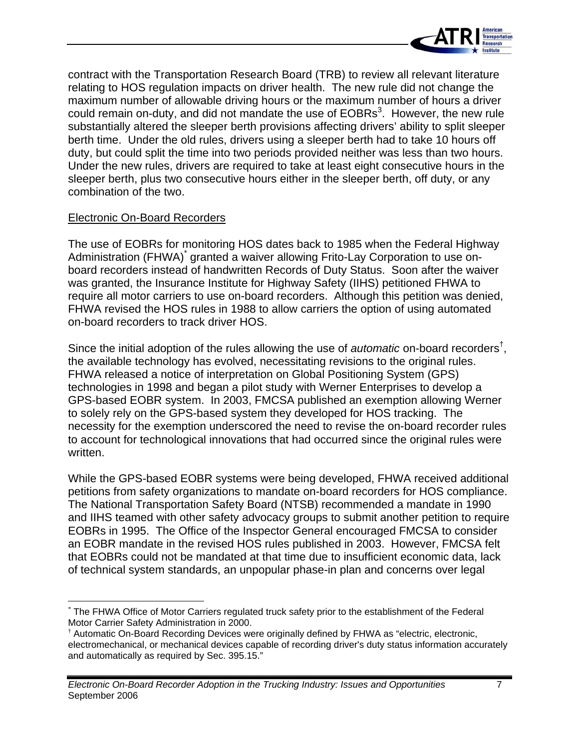contract with the Transportation Research Board (TRB) to review all relevant literature relating to HOS regulation impacts on driver health. The new rule did not change the maximum number of allowable driving hours or the maximum number of hours a driver could remain on-duty, and did not mandate the use of EOBRs[3]. However, the new rule substantially altered the sleeper berth provisions affecting drivers' ability to split sleeper berth time. Under the old rules, drivers using a sleeper berth had to take 10 hours off duty, but could split the time into two periods provided neither was less than two hours. Under the new rules, drivers are required to take at least eight consecutive hours in the sleeper berth, plus two consecutive hours either in the sleeper berth, off duty, or any combination of the two.

Electronic On-Board Recorders

The use of EOBRs for monitoring HOS dates back to 1985 when the Federal Highway Administration (FHWA)[*] granted a waiver allowing Frito-Lay Corporation to use on-board recorders instead of handwritten Records of Duty Status. Soon after the waiver was granted, the Insurance Institute for Highway Safety (IIHS) petitioned FHWA to require all motor carriers to use on-board recorders. Although this petition was denied, FHWA revised the HOS rules in 1988 to allow carriers the option of using automated on-board recorders to track driver HOS.

Since the initial adoption of the rules allowing the use of *automatic* on-board recorders[†], the available technology has evolved, necessitating revisions to the original rules. FHWA released a notice of interpretation on Global Positioning System (GPS) technologies in 1998 and began a pilot study with Werner Enterprises to develop a GPS-based EOBR system. In 2003, FMCSA published an exemption allowing Werner to solely rely on the GPS-based system they developed for HOS tracking. The necessity for the exemption underscored the need to revise the on-board recorder rules to account for technological innovations that had occurred since the original rules were written.

While the GPS-based EOBR systems were being developed, FHWA received additional petitions from safety organizations to mandate on-board recorders for HOS compliance. The National Transportation Safety Board (NTSB) recommended a mandate in 1990 and IIHS teamed with other safety advocacy groups to submit another petition to require EOBRs in 1995. The Office of the Inspector General encouraged FMCSA to consider an EOBR mandate in the revised HOS rules published in 2003. However, FMCSA felt that EOBRs could not be mandated at that time due to insufficient economic data, lack of technical system standards, an unpopular phase-in plan and concerns over legal

---

[*] The FHWA Office of Motor Carriers regulated truck safety prior to the establishment of the Federal Motor Carrier Safety Administration in 2000.

[†] Automatic On-Board Recording Devices were originally defined by FHWA as "electric, electronic, electromechanical, or mechanical devices capable of recording driver's duty status information accurately and automatically as required by Sec. 395.15."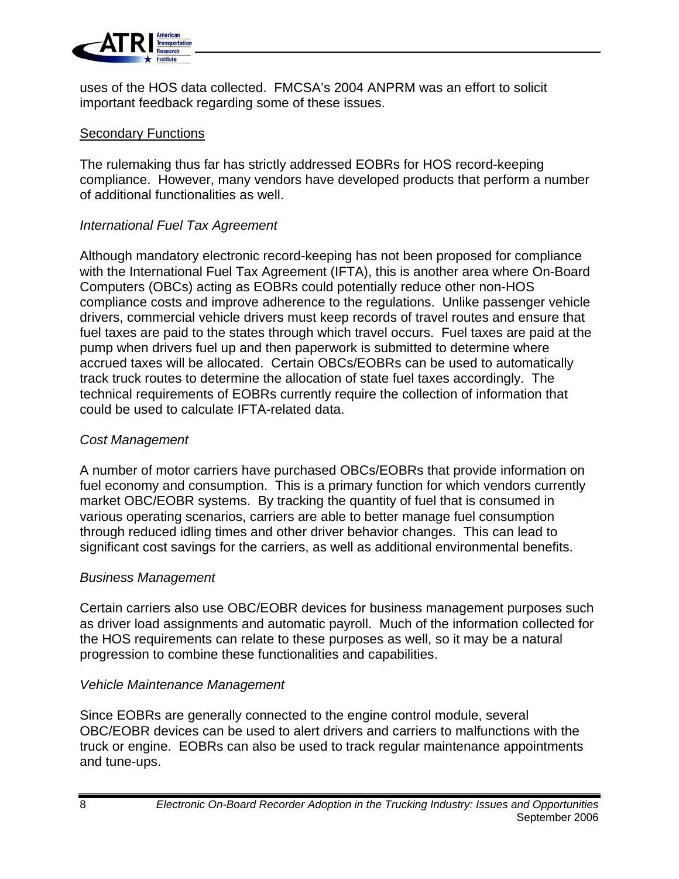uses of the HOS data collected. FMCSA's 2004 ANPRM was an effort to solicit important feedback regarding some of these issues.

### Secondary Functions

The rulemaking thus far has strictly addressed EOBRs for HOS record-keeping compliance. However, many vendors have developed products that perform a number of additional functionalities as well.

#### *International Fuel Tax Agreement*

Although mandatory electronic record-keeping has not been proposed for compliance with the International Fuel Tax Agreement (IFTA), this is another area where On-Board Computers (OBCs) acting as EOBRs could potentially reduce other non-HOS compliance costs and improve adherence to the regulations. Unlike passenger vehicle drivers, commercial vehicle drivers must keep records of travel routes and ensure that fuel taxes are paid to the states through which travel occurs. Fuel taxes are paid at the pump when drivers fuel up and then paperwork is submitted to determine where accrued taxes will be allocated. Certain OBCs/EOBRs can be used to automatically track truck routes to determine the allocation of state fuel taxes accordingly. The technical requirements of EOBRs currently require the collection of information that could be used to calculate IFTA-related data.

#### *Cost Management*

A number of motor carriers have purchased OBCs/EOBRs that provide information on fuel economy and consumption. This is a primary function for which vendors currently market OBC/EOBR systems. By tracking the quantity of fuel that is consumed in various operating scenarios, carriers are able to better manage fuel consumption through reduced idling times and other driver behavior changes. This can lead to significant cost savings for the carriers, as well as additional environmental benefits.

#### *Business Management*

Certain carriers also use OBC/EOBR devices for business management purposes such as driver load assignments and automatic payroll. Much of the information collected for the HOS requirements can relate to these purposes as well, so it may be a natural progression to combine these functionalities and capabilities.

#### *Vehicle Maintenance Management*

Since EOBRs are generally connected to the engine control module, several OBC/EOBR devices can be used to alert drivers and carriers to malfunctions with the truck or engine. EOBRs can also be used to track regular maintenance appointments and tune-ups.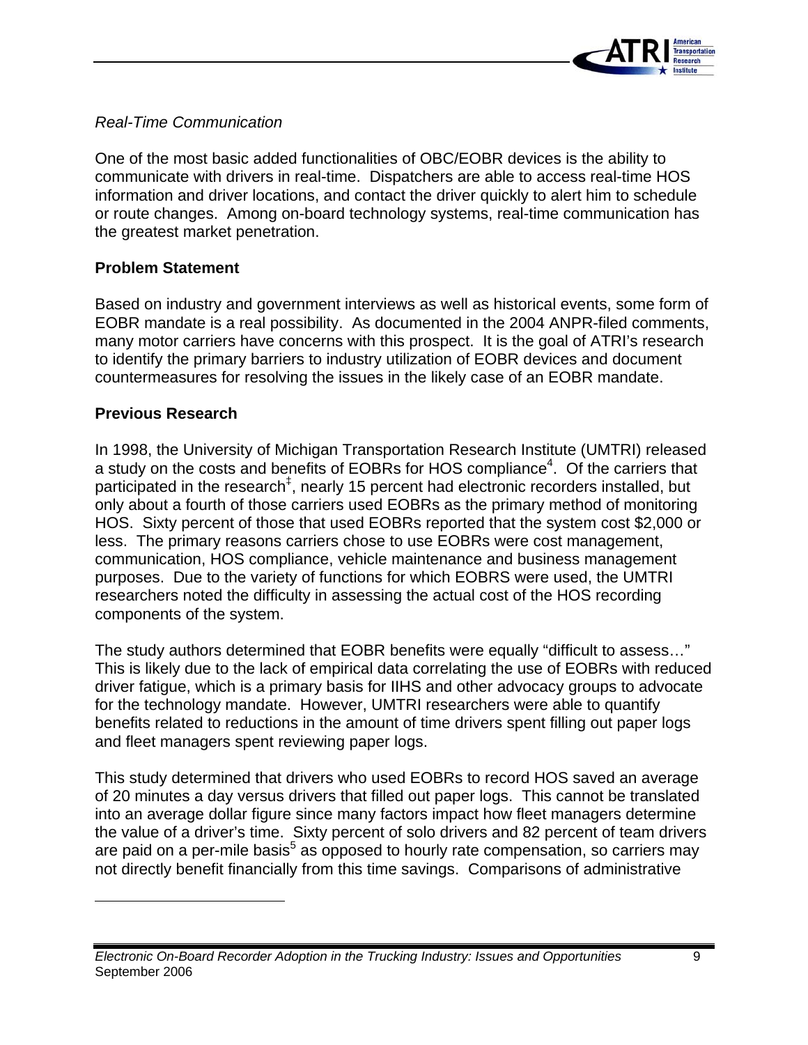*Real-Time Communication*

One of the most basic added functionalities of OBC/EOBR devices is the ability to communicate with drivers in real-time. Dispatchers are able to access real-time HOS information and driver locations, and contact the driver quickly to alert him to schedule or route changes. Among on-board technology systems, real-time communication has the greatest market penetration.

## Problem Statement

Based on industry and government interviews as well as historical events, some form of EOBR mandate is a real possibility. As documented in the 2004 ANPR-filed comments, many motor carriers have concerns with this prospect. It is the goal of ATRI's research to identify the primary barriers to industry utilization of EOBR devices and document countermeasures for resolving the issues in the likely case of an EOBR mandate.

## Previous Research

In 1998, the University of Michigan Transportation Research Institute (UMTRI) released a study on the costs and benefits of EOBRs for HOS compliance[4]. Of the carriers that participated in the research[‡], nearly 15 percent had electronic recorders installed, but only about a fourth of those carriers used EOBRs as the primary method of monitoring HOS. Sixty percent of those that used EOBRs reported that the system cost $2,000 or less. The primary reasons carriers chose to use EOBRs were cost management, communication, HOS compliance, vehicle maintenance and business management purposes. Due to the variety of functions for which EOBRS were used, the UMTRI researchers noted the difficulty in assessing the actual cost of the HOS recording components of the system.

The study authors determined that EOBR benefits were equally "difficult to assess…" This is likely due to the lack of empirical data correlating the use of EOBRs with reduced driver fatigue, which is a primary basis for IIHS and other advocacy groups to advocate for the technology mandate. However, UMTRI researchers were able to quantify benefits related to reductions in the amount of time drivers spent filling out paper logs and fleet managers spent reviewing paper logs.

This study determined that drivers who used EOBRs to record HOS saved an average of 20 minutes a day versus drivers that filled out paper logs. This cannot be translated into an average dollar figure since many factors impact how fleet managers determine the value of a driver's time. Sixty percent of solo drivers and 82 percent of team drivers are paid on a per-mile basis[5] as opposed to hourly rate compensation, so carriers may not directly benefit financially from this time savings. Comparisons of administrative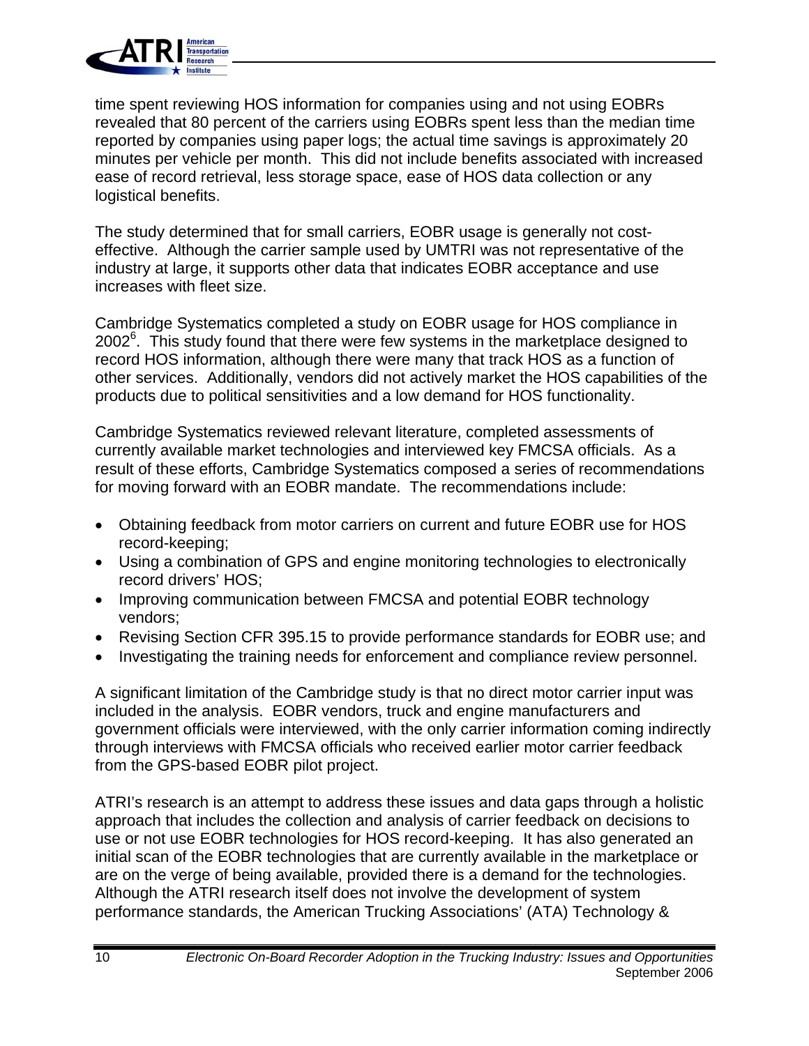time spent reviewing HOS information for companies using and not using EOBRs revealed that 80 percent of the carriers using EOBRs spent less than the median time reported by companies using paper logs; the actual time savings is approximately 20 minutes per vehicle per month. This did not include benefits associated with increased ease of record retrieval, less storage space, ease of HOS data collection or any logistical benefits.

The study determined that for small carriers, EOBR usage is generally not cost-effective. Although the carrier sample used by UMTRI was not representative of the industry at large, it supports other data that indicates EOBR acceptance and use increases with fleet size.

Cambridge Systematics completed a study on EOBR usage for HOS compliance in 2002[6]. This study found that there were few systems in the marketplace designed to record HOS information, although there were many that track HOS as a function of other services. Additionally, vendors did not actively market the HOS capabilities of the products due to political sensitivities and a low demand for HOS functionality.

Cambridge Systematics reviewed relevant literature, completed assessments of currently available market technologies and interviewed key FMCSA officials. As a result of these efforts, Cambridge Systematics composed a series of recommendations for moving forward with an EOBR mandate. The recommendations include:

- Obtaining feedback from motor carriers on current and future EOBR use for HOS record-keeping;
- Using a combination of GPS and engine monitoring technologies to electronically record drivers' HOS;
- Improving communication between FMCSA and potential EOBR technology vendors;
- Revising Section CFR 395.15 to provide performance standards for EOBR use; and
- Investigating the training needs for enforcement and compliance review personnel.

A significant limitation of the Cambridge study is that no direct motor carrier input was included in the analysis. EOBR vendors, truck and engine manufacturers and government officials were interviewed, with the only carrier information coming indirectly through interviews with FMCSA officials who received earlier motor carrier feedback from the GPS-based EOBR pilot project.

ATRI's research is an attempt to address these issues and data gaps through a holistic approach that includes the collection and analysis of carrier feedback on decisions to use or not use EOBR technologies for HOS record-keeping. It has also generated an initial scan of the EOBR technologies that are currently available in the marketplace or are on the verge of being available, provided there is a demand for the technologies. Although the ATRI research itself does not involve the development of system performance standards, the American Trucking Associations' (ATA) Technology &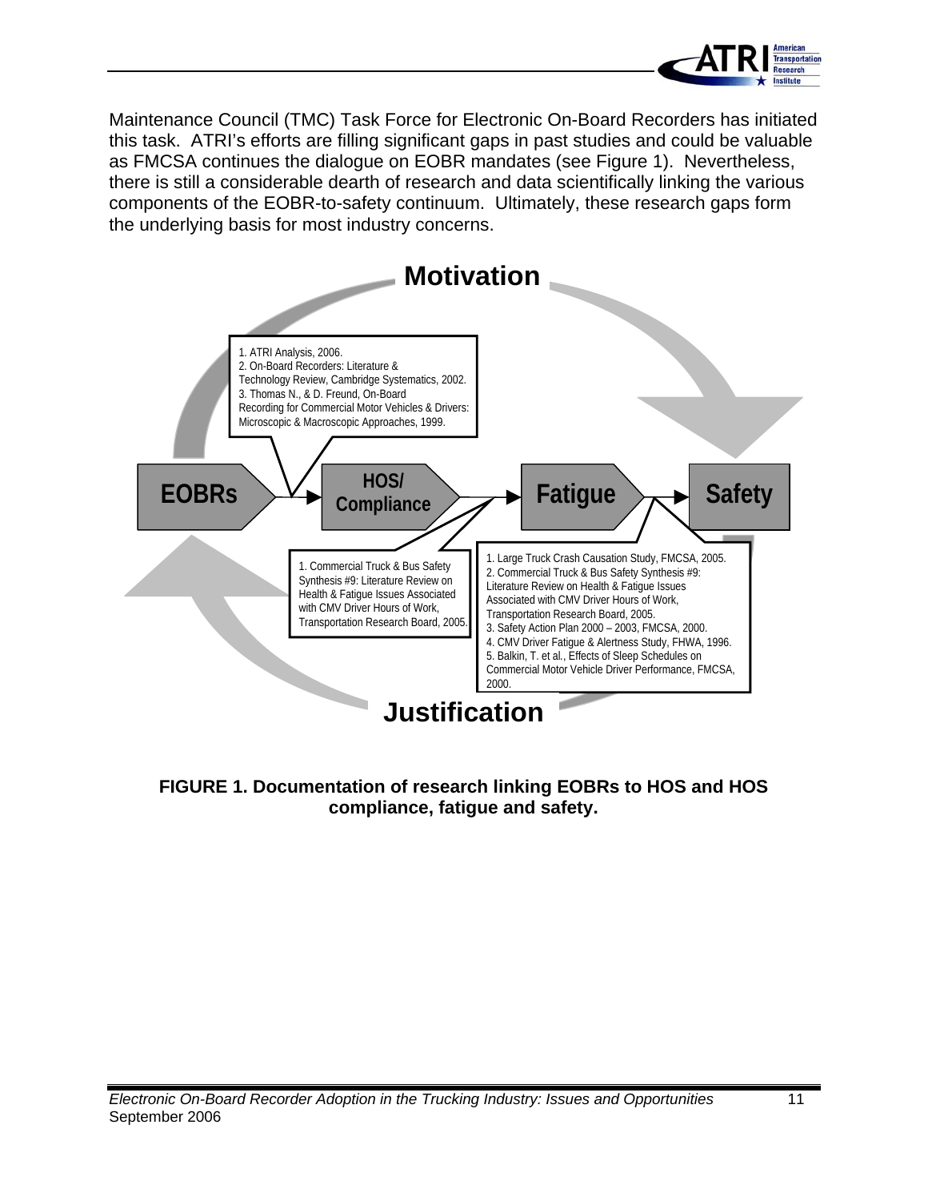Maintenance Council (TMC) Task Force for Electronic On-Board Recorders has initiated this task. ATRI's efforts are filling significant gaps in past studies and could be valuable as FMCSA continues the dialogue on EOBR mandates (see Figure 1). Nevertheless, there is still a considerable dearth of research and data scientifically linking the various components of the EOBR-to-safety continuum. Ultimately, these research gaps form the underlying basis for most industry concerns.

Motivation

1. ATRI Analysis, 2006.
2. On-Board Recorders: Literature & Technology Review, Cambridge Systematics, 2002.
3. Thomas N., & D. Freund, On-Board Recording for Commercial Motor Vehicles & Drivers: Microscopic & Macroscopic Approaches, 1999.

EOBRs → HOS/ Compliance → Fatigue → Safety

1. Commercial Truck & Bus Safety Synthesis #9: Literature Review on Health & Fatigue Issues Associated with CMV Driver Hours of Work, Transportation Research Board, 2005.

1. Large Truck Crash Causation Study, FMCSA, 2005.
2. Commercial Truck & Bus Safety Synthesis #9: Literature Review on Health & Fatigue Issues Associated with CMV Driver Hours of Work, Transportation Research Board, 2005.
3. Safety Action Plan 2000 – 2003, FMCSA, 2000.
4. CMV Driver Fatigue & Alertness Study, FHWA, 1996.
5. Balkin, T. et al., Effects of Sleep Schedules on Commercial Motor Vehicle Driver Performance, FMCSA, 2000.

Justification

**FIGURE 1. Documentation of research linking EOBRs to HOS and HOS compliance, fatigue and safety.**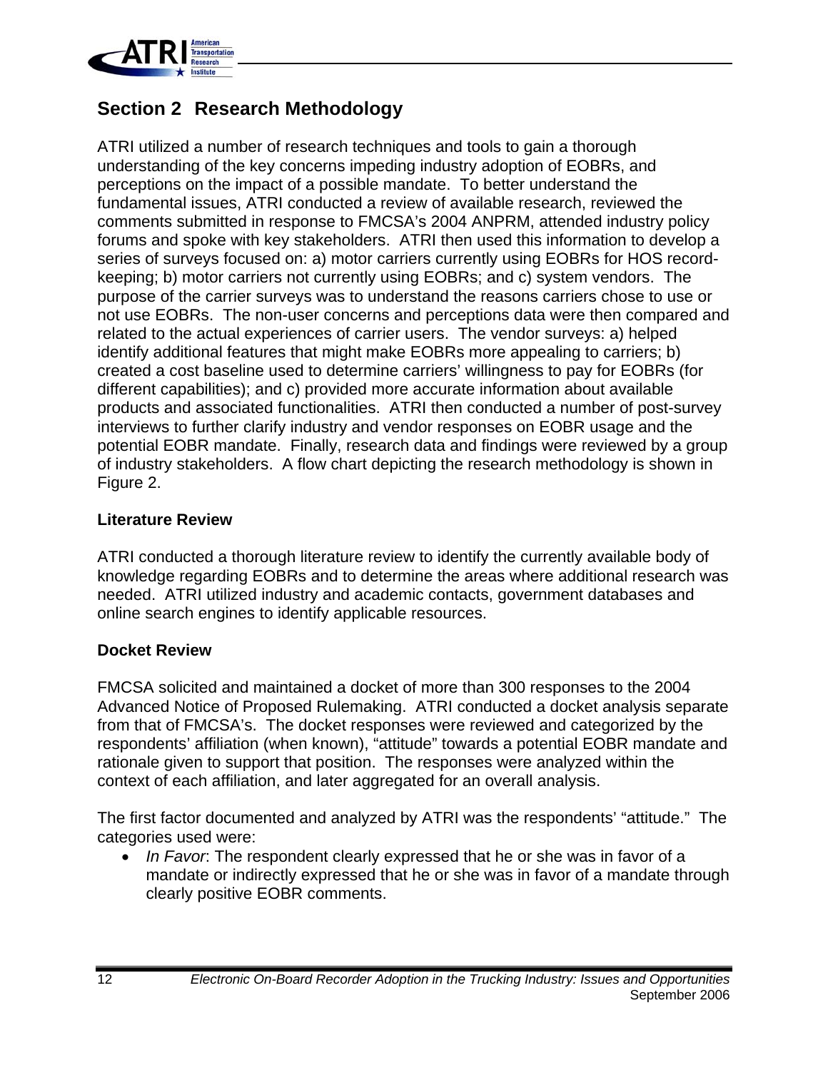## Section 2 Research Methodology

ATRI utilized a number of research techniques and tools to gain a thorough understanding of the key concerns impeding industry adoption of EOBRs, and perceptions on the impact of a possible mandate. To better understand the fundamental issues, ATRI conducted a review of available research, reviewed the comments submitted in response to FMCSA's 2004 ANPRM, attended industry policy forums and spoke with key stakeholders. ATRI then used this information to develop a series of surveys focused on: a) motor carriers currently using EOBRs for HOS record-keeping; b) motor carriers not currently using EOBRs; and c) system vendors. The purpose of the carrier surveys was to understand the reasons carriers chose to use or not use EOBRs. The non-user concerns and perceptions data were then compared and related to the actual experiences of carrier users. The vendor surveys: a) helped identify additional features that might make EOBRs more appealing to carriers; b) created a cost baseline used to determine carriers' willingness to pay for EOBRs (for different capabilities); and c) provided more accurate information about available products and associated functionalities. ATRI then conducted a number of post-survey interviews to further clarify industry and vendor responses on EOBR usage and the potential EOBR mandate. Finally, research data and findings were reviewed by a group of industry stakeholders. A flow chart depicting the research methodology is shown in Figure 2.

### Literature Review

ATRI conducted a thorough literature review to identify the currently available body of knowledge regarding EOBRs and to determine the areas where additional research was needed. ATRI utilized industry and academic contacts, government databases and online search engines to identify applicable resources.

### Docket Review

FMCSA solicited and maintained a docket of more than 300 responses to the 2004 Advanced Notice of Proposed Rulemaking. ATRI conducted a docket analysis separate from that of FMCSA's. The docket responses were reviewed and categorized by the respondents' affiliation (when known), "attitude" towards a potential EOBR mandate and rationale given to support that position. The responses were analyzed within the context of each affiliation, and later aggregated for an overall analysis.

The first factor documented and analyzed by ATRI was the respondents' "attitude." The categories used were:

- *In Favor*: The respondent clearly expressed that he or she was in favor of a mandate or indirectly expressed that he or she was in favor of a mandate through clearly positive EOBR comments.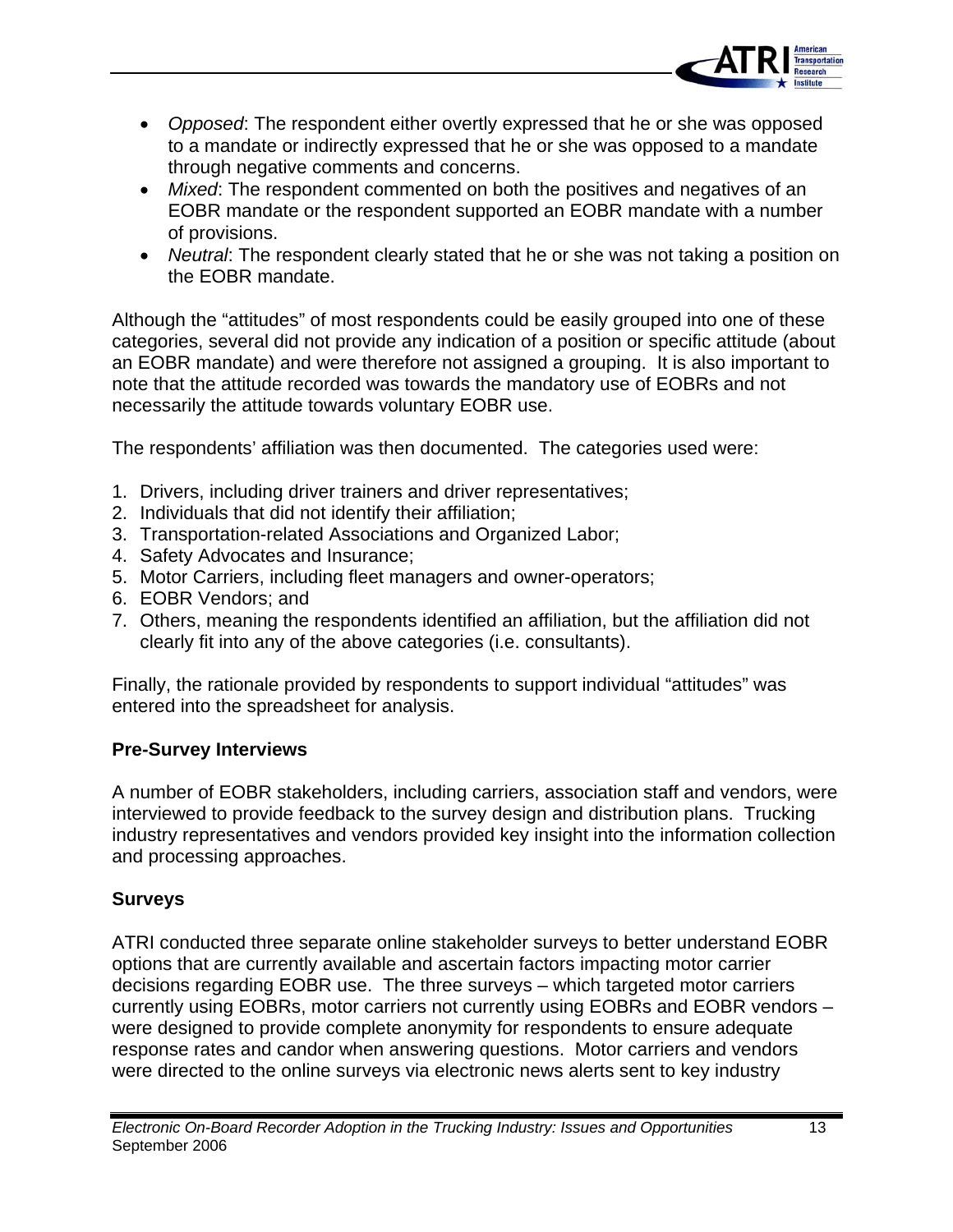- *Opposed*: The respondent either overtly expressed that he or she was opposed to a mandate or indirectly expressed that he or she was opposed to a mandate through negative comments and concerns.
- *Mixed*: The respondent commented on both the positives and negatives of an EOBR mandate or the respondent supported an EOBR mandate with a number of provisions.
- *Neutral*: The respondent clearly stated that he or she was not taking a position on the EOBR mandate.

Although the "attitudes" of most respondents could be easily grouped into one of these categories, several did not provide any indication of a position or specific attitude (about an EOBR mandate) and were therefore not assigned a grouping. It is also important to note that the attitude recorded was towards the mandatory use of EOBRs and not necessarily the attitude towards voluntary EOBR use.

The respondents' affiliation was then documented. The categories used were:

1. Drivers, including driver trainers and driver representatives;
2. Individuals that did not identify their affiliation;
3. Transportation-related Associations and Organized Labor;
4. Safety Advocates and Insurance;
5. Motor Carriers, including fleet managers and owner-operators;
6. EOBR Vendors; and
7. Others, meaning the respondents identified an affiliation, but the affiliation did not clearly fit into any of the above categories (i.e. consultants).

Finally, the rationale provided by respondents to support individual "attitudes" was entered into the spreadsheet for analysis.

**Pre-Survey Interviews**

A number of EOBR stakeholders, including carriers, association staff and vendors, were interviewed to provide feedback to the survey design and distribution plans. Trucking industry representatives and vendors provided key insight into the information collection and processing approaches.

**Surveys**

ATRI conducted three separate online stakeholder surveys to better understand EOBR options that are currently available and ascertain factors impacting motor carrier decisions regarding EOBR use. The three surveys – which targeted motor carriers currently using EOBRs, motor carriers not currently using EOBRs and EOBR vendors – were designed to provide complete anonymity for respondents to ensure adequate response rates and candor when answering questions. Motor carriers and vendors were directed to the online surveys via electronic news alerts sent to key industry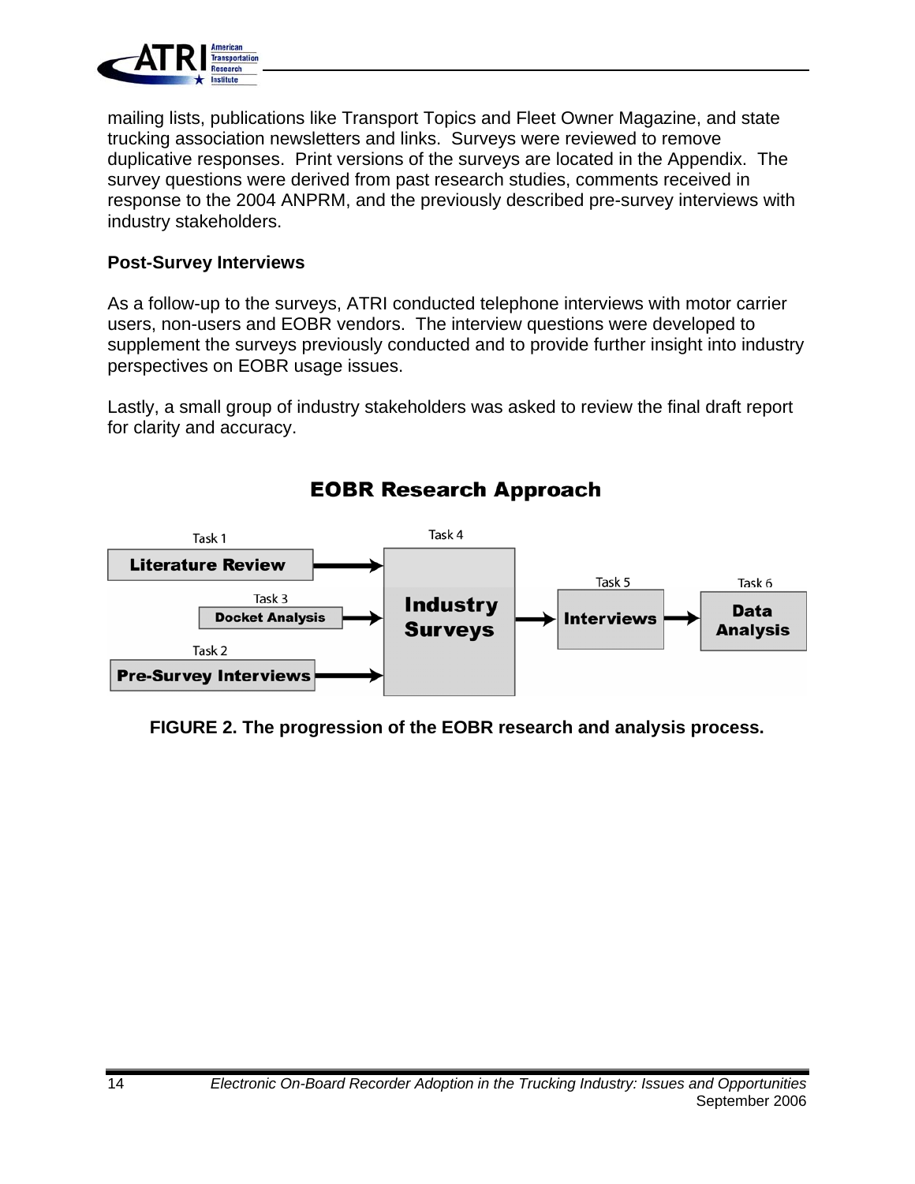mailing lists, publications like Transport Topics and Fleet Owner Magazine, and state trucking association newsletters and links. Surveys were reviewed to remove duplicative responses. Print versions of the surveys are located in the Appendix. The survey questions were derived from past research studies, comments received in response to the 2004 ANPRM, and the previously described pre-survey interviews with industry stakeholders.

**Post-Survey Interviews**

As a follow-up to the surveys, ATRI conducted telephone interviews with motor carrier users, non-users and EOBR vendors. The interview questions were developed to supplement the surveys previously conducted and to provide further insight into industry perspectives on EOBR usage issues.

Lastly, a small group of industry stakeholders was asked to review the final draft report for clarity and accuracy.

**EOBR Research Approach**

Task 1: Literature Review → Task 4: Industry Surveys
Task 3: Docket Analysis → Task 4: Industry Surveys
Task 2: Pre-Survey Interviews → Task 4: Industry Surveys
Task 4: Industry Surveys → Task 5: Interviews → Task 6: Data Analysis

**FIGURE 2. The progression of the EOBR research and analysis process.**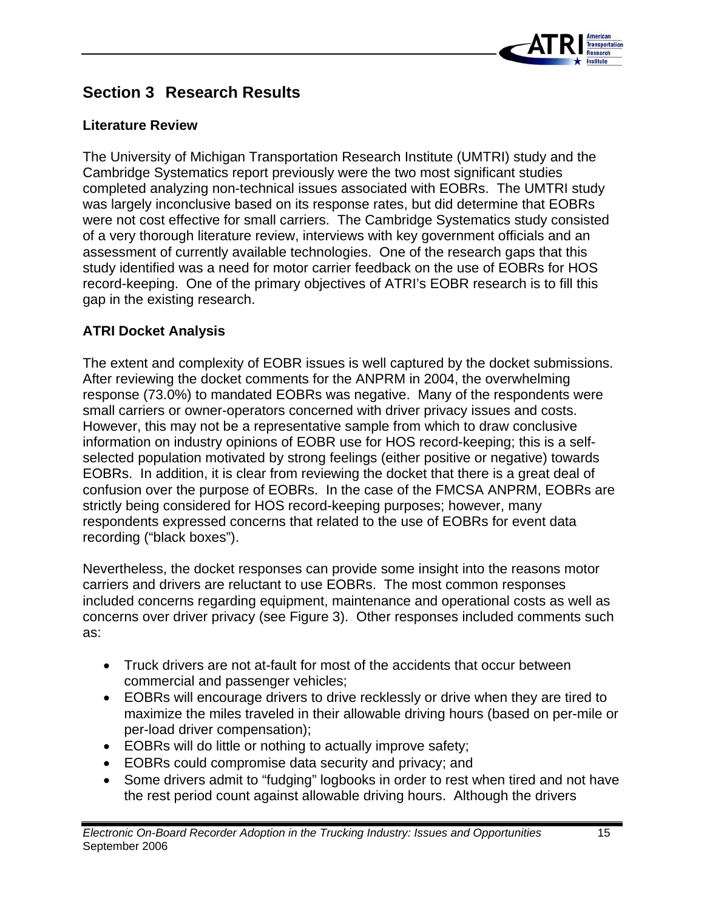# Section 3 Research Results

## Literature Review

The University of Michigan Transportation Research Institute (UMTRI) study and the Cambridge Systematics report previously were the two most significant studies completed analyzing non-technical issues associated with EOBRs. The UMTRI study was largely inconclusive based on its response rates, but did determine that EOBRs were not cost effective for small carriers. The Cambridge Systematics study consisted of a very thorough literature review, interviews with key government officials and an assessment of currently available technologies. One of the research gaps that this study identified was a need for motor carrier feedback on the use of EOBRs for HOS record-keeping. One of the primary objectives of ATRI's EOBR research is to fill this gap in the existing research.

## ATRI Docket Analysis

The extent and complexity of EOBR issues is well captured by the docket submissions. After reviewing the docket comments for the ANPRM in 2004, the overwhelming response (73.0%) to mandated EOBRs was negative. Many of the respondents were small carriers or owner-operators concerned with driver privacy issues and costs. However, this may not be a representative sample from which to draw conclusive information on industry opinions of EOBR use for HOS record-keeping; this is a self-selected population motivated by strong feelings (either positive or negative) towards EOBRs. In addition, it is clear from reviewing the docket that there is a great deal of confusion over the purpose of EOBRs. In the case of the FMCSA ANPRM, EOBRs are strictly being considered for HOS record-keeping purposes; however, many respondents expressed concerns that related to the use of EOBRs for event data recording ("black boxes").

Nevertheless, the docket responses can provide some insight into the reasons motor carriers and drivers are reluctant to use EOBRs. The most common responses included concerns regarding equipment, maintenance and operational costs as well as concerns over driver privacy (see Figure 3). Other responses included comments such as:

- Truck drivers are not at-fault for most of the accidents that occur between commercial and passenger vehicles;
- EOBRs will encourage drivers to drive recklessly or drive when they are tired to maximize the miles traveled in their allowable driving hours (based on per-mile or per-load driver compensation);
- EOBRs will do little or nothing to actually improve safety;
- EOBRs could compromise data security and privacy; and
- Some drivers admit to "fudging" logbooks in order to rest when tired and not have the rest period count against allowable driving hours. Although the drivers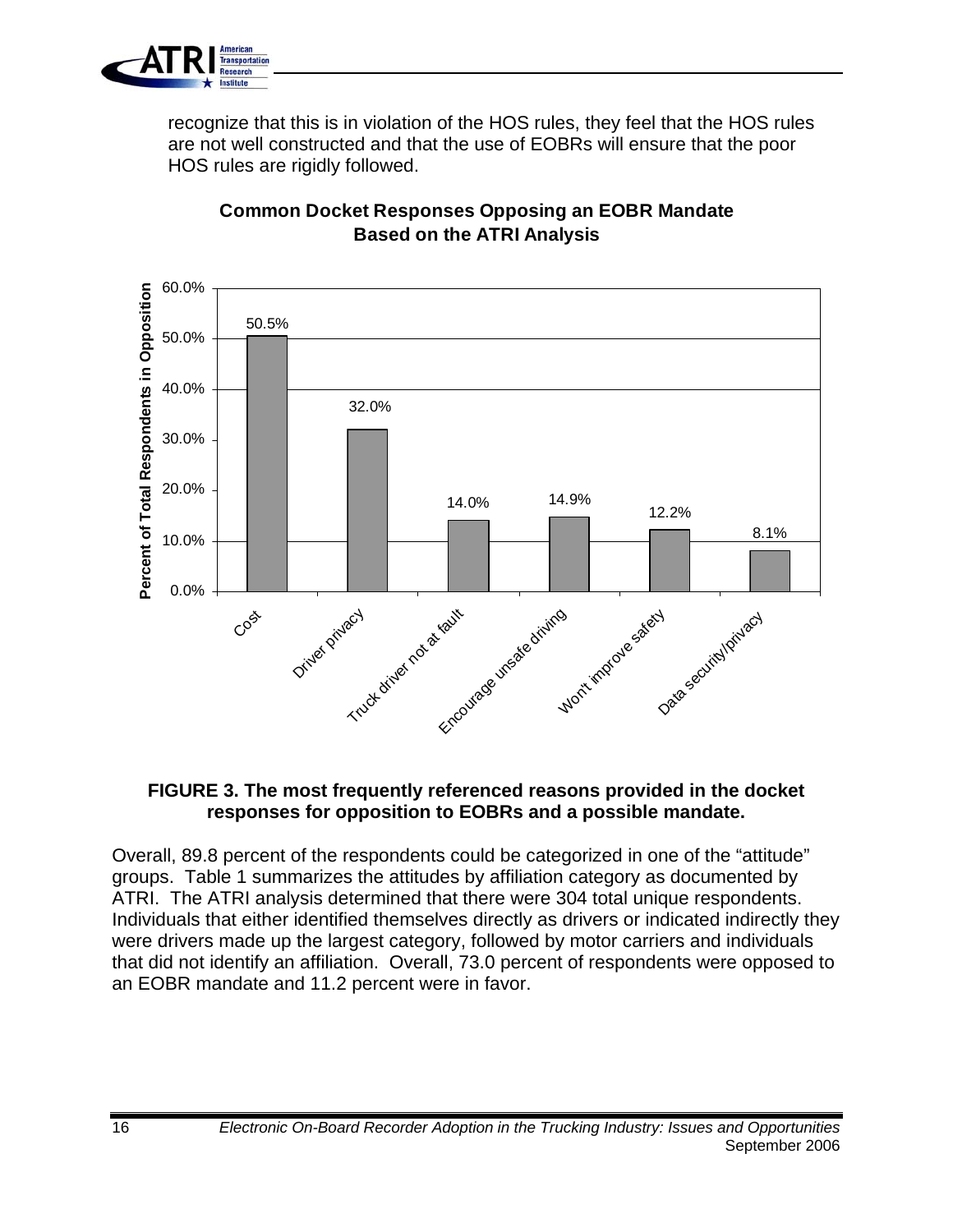recognize that this is in violation of the HOS rules, they feel that the HOS rules are not well constructed and that the use of EOBRs will ensure that the poor HOS rules are rigidly followed.

**Common Docket Responses Opposing an EOBR Mandate Based on the ATRI Analysis**

| Reason | Percent of Total Respondents in Opposition |
|---|---|
| Cost | 50.5% |
| Driver privacy | 32.0% |
| Truck driver not at fault | 14.0% |
| Encourage unsafe driving | 14.9% |
| Won't improve safety | 12.2% |
| Data security/privacy | 8.1% |

**FIGURE 3. The most frequently referenced reasons provided in the docket responses for opposition to EOBRs and a possible mandate.**

Overall, 89.8 percent of the respondents could be categorized in one of the "attitude" groups. Table 1 summarizes the attitudes by affiliation category as documented by ATRI. The ATRI analysis determined that there were 304 total unique respondents. Individuals that either identified themselves directly as drivers or indicated indirectly they were drivers made up the largest category, followed by motor carriers and individuals that did not identify an affiliation. Overall, 73.0 percent of respondents were opposed to an EOBR mandate and 11.2 percent were in favor.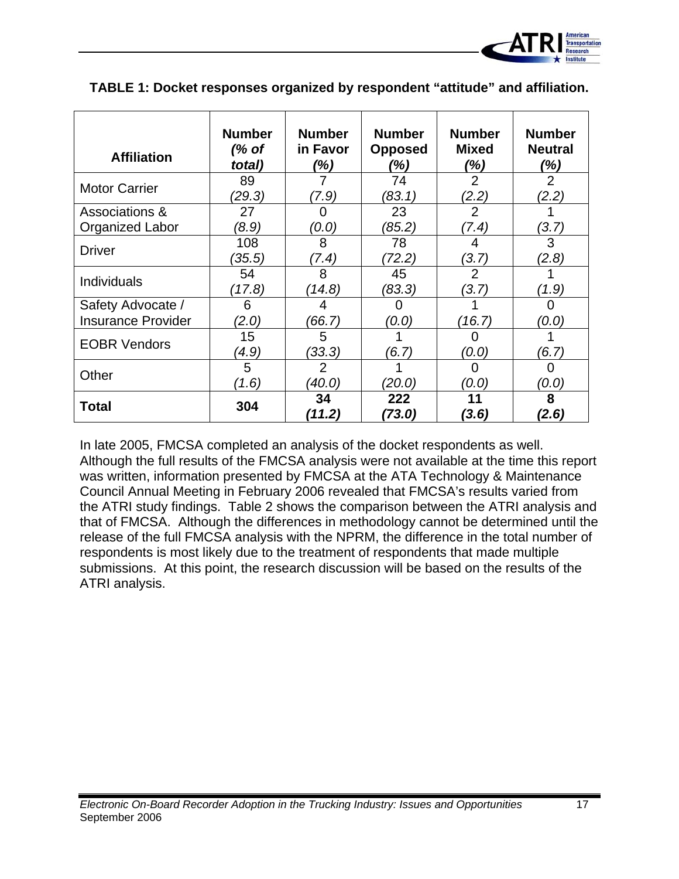**TABLE 1: Docket responses organized by respondent "attitude" and affiliation.**

| Affiliation | Number *(% of total)* | Number in Favor *(%)* | Number Opposed *(%)* | Number Mixed *(%)* | Number Neutral *(%)* |
|---|---|---|---|---|---|
| Motor Carrier | 89 *(29.3)* | 7 *(7.9)* | 74 *(83.1)* | 2 *(2.2)* | 2 *(2.2)* |
| Associations & Organized Labor | 27 *(8.9)* | 0 *(0.0)* | 23 *(85.2)* | 2 *(7.4)* | 1 *(3.7)* |
| Driver | 108 *(35.5)* | 8 *(7.4)* | 78 *(72.2)* | 4 *(3.7)* | 3 *(2.8)* |
| Individuals | 54 *(17.8)* | 8 *(14.8)* | 45 *(83.3)* | 2 *(3.7)* | 1 *(1.9)* |
| Safety Advocate / Insurance Provider | 6 *(2.0)* | 4 *(66.7)* | 0 *(0.0)* | 1 *(16.7)* | 0 *(0.0)* |
| EOBR Vendors | 15 *(4.9)* | 5 *(33.3)* | 1 *(6.7)* | 0 *(0.0)* | 1 *(6.7)* |
| Other | 5 *(1.6)* | 2 *(40.0)* | 1 *(20.0)* | 0 *(0.0)* | 0 *(0.0)* |
| **Total** | **304** | **34** ***(11.2)*** | **222** ***(73.0)*** | **11** ***(3.6)*** | **8** ***(2.6)*** |

In late 2005, FMCSA completed an analysis of the docket respondents as well. Although the full results of the FMCSA analysis were not available at the time this report was written, information presented by FMCSA at the ATA Technology & Maintenance Council Annual Meeting in February 2006 revealed that FMCSA's results varied from the ATRI study findings. Table 2 shows the comparison between the ATRI analysis and that of FMCSA. Although the differences in methodology cannot be determined until the release of the full FMCSA analysis with the NPRM, the difference in the total number of respondents is most likely due to the treatment of respondents that made multiple submissions. At this point, the research discussion will be based on the results of the ATRI analysis.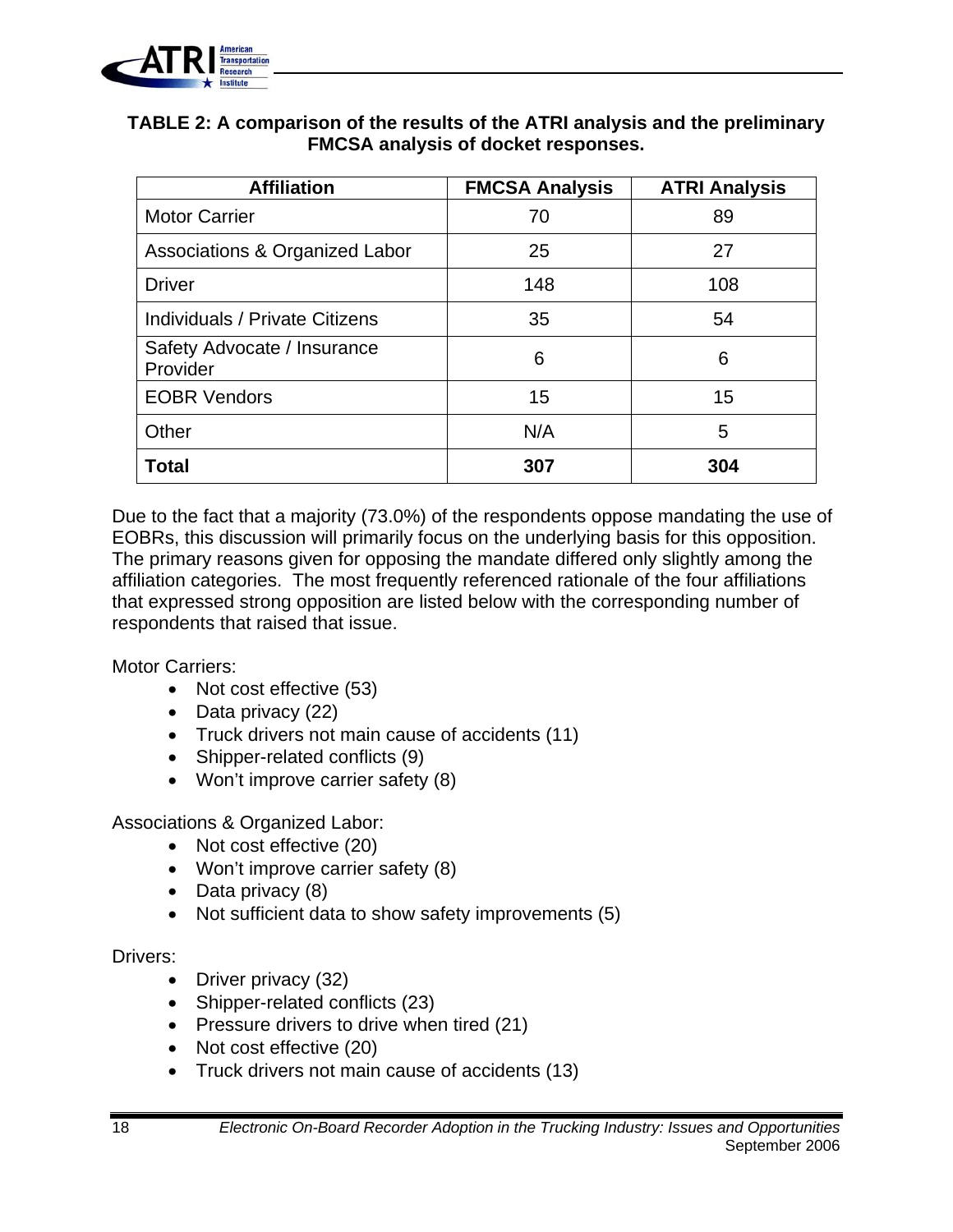**TABLE 2: A comparison of the results of the ATRI analysis and the preliminary FMCSA analysis of docket responses.**

| Affiliation | FMCSA Analysis | ATRI Analysis |
|---|---|---|
| Motor Carrier | 70 | 89 |
| Associations & Organized Labor | 25 | 27 |
| Driver | 148 | 108 |
| Individuals / Private Citizens | 35 | 54 |
| Safety Advocate / Insurance Provider | 6 | 6 |
| EOBR Vendors | 15 | 15 |
| Other | N/A | 5 |
| **Total** | **307** | **304** |

Due to the fact that a majority (73.0%) of the respondents oppose mandating the use of EOBRs, this discussion will primarily focus on the underlying basis for this opposition. The primary reasons given for opposing the mandate differed only slightly among the affiliation categories. The most frequently referenced rationale of the four affiliations that expressed strong opposition are listed below with the corresponding number of respondents that raised that issue.

Motor Carriers:

- Not cost effective (53)
- Data privacy (22)
- Truck drivers not main cause of accidents (11)
- Shipper-related conflicts (9)
- Won't improve carrier safety (8)

Associations & Organized Labor:

- Not cost effective (20)
- Won't improve carrier safety (8)
- Data privacy (8)
- Not sufficient data to show safety improvements (5)

Drivers:

- Driver privacy (32)
- Shipper-related conflicts (23)
- Pressure drivers to drive when tired (21)
- Not cost effective (20)
- Truck drivers not main cause of accidents (13)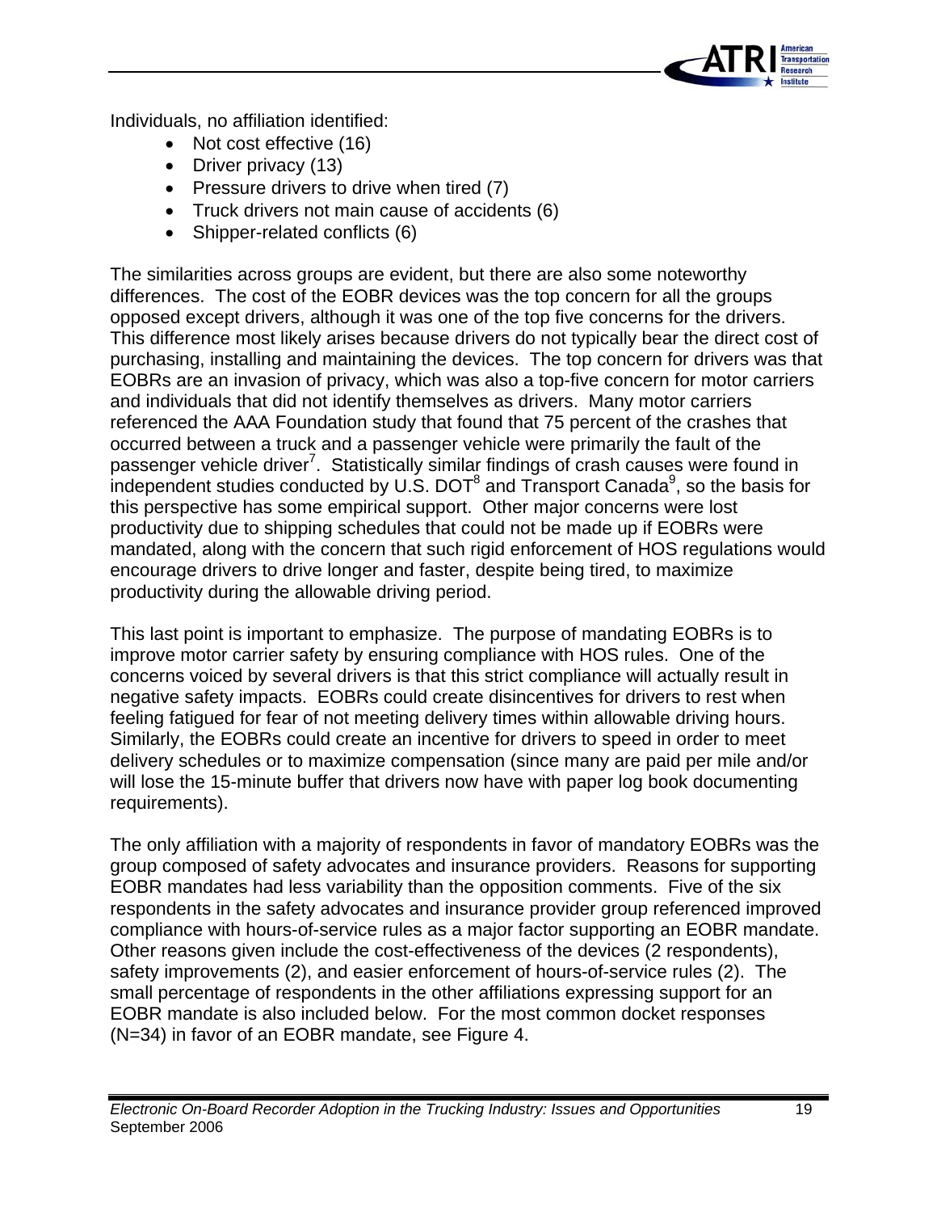Individuals, no affiliation identified:

- Not cost effective (16)
- Driver privacy (13)
- Pressure drivers to drive when tired (7)
- Truck drivers not main cause of accidents (6)
- Shipper-related conflicts (6)

The similarities across groups are evident, but there are also some noteworthy differences. The cost of the EOBR devices was the top concern for all the groups opposed except drivers, although it was one of the top five concerns for the drivers. This difference most likely arises because drivers do not typically bear the direct cost of purchasing, installing and maintaining the devices. The top concern for drivers was that EOBRs are an invasion of privacy, which was also a top-five concern for motor carriers and individuals that did not identify themselves as drivers. Many motor carriers referenced the AAA Foundation study that found that 75 percent of the crashes that occurred between a truck and a passenger vehicle were primarily the fault of the passenger vehicle driver[7]. Statistically similar findings of crash causes were found in independent studies conducted by U.S. DOT[8] and Transport Canada[9], so the basis for this perspective has some empirical support. Other major concerns were lost productivity due to shipping schedules that could not be made up if EOBRs were mandated, along with the concern that such rigid enforcement of HOS regulations would encourage drivers to drive longer and faster, despite being tired, to maximize productivity during the allowable driving period.

This last point is important to emphasize. The purpose of mandating EOBRs is to improve motor carrier safety by ensuring compliance with HOS rules. One of the concerns voiced by several drivers is that this strict compliance will actually result in negative safety impacts. EOBRs could create disincentives for drivers to rest when feeling fatigued for fear of not meeting delivery times within allowable driving hours. Similarly, the EOBRs could create an incentive for drivers to speed in order to meet delivery schedules or to maximize compensation (since many are paid per mile and/or will lose the 15-minute buffer that drivers now have with paper log book documenting requirements).

The only affiliation with a majority of respondents in favor of mandatory EOBRs was the group composed of safety advocates and insurance providers. Reasons for supporting EOBR mandates had less variability than the opposition comments. Five of the six respondents in the safety advocates and insurance provider group referenced improved compliance with hours-of-service rules as a major factor supporting an EOBR mandate. Other reasons given include the cost-effectiveness of the devices (2 respondents), safety improvements (2), and easier enforcement of hours-of-service rules (2). The small percentage of respondents in the other affiliations expressing support for an EOBR mandate is also included below. For the most common docket responses (N=34) in favor of an EOBR mandate, see Figure 4.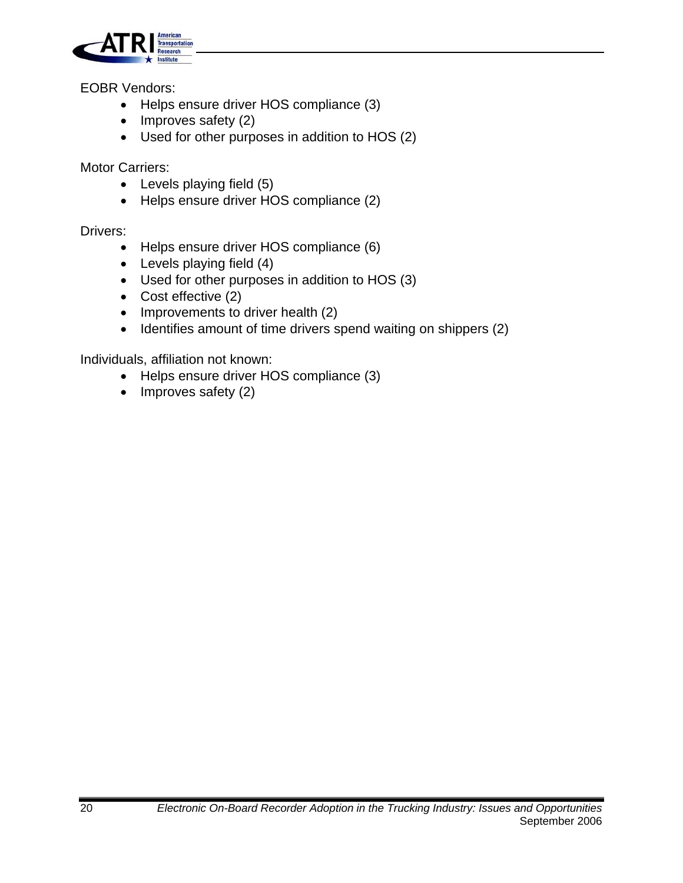EOBR Vendors:

- Helps ensure driver HOS compliance (3)
- Improves safety (2)
- Used for other purposes in addition to HOS (2)

Motor Carriers:

- Levels playing field (5)
- Helps ensure driver HOS compliance (2)

Drivers:

- Helps ensure driver HOS compliance (6)
- Levels playing field (4)
- Used for other purposes in addition to HOS (3)
- Cost effective (2)
- Improvements to driver health (2)
- Identifies amount of time drivers spend waiting on shippers (2)

Individuals, affiliation not known:

- Helps ensure driver HOS compliance (3)
- Improves safety (2)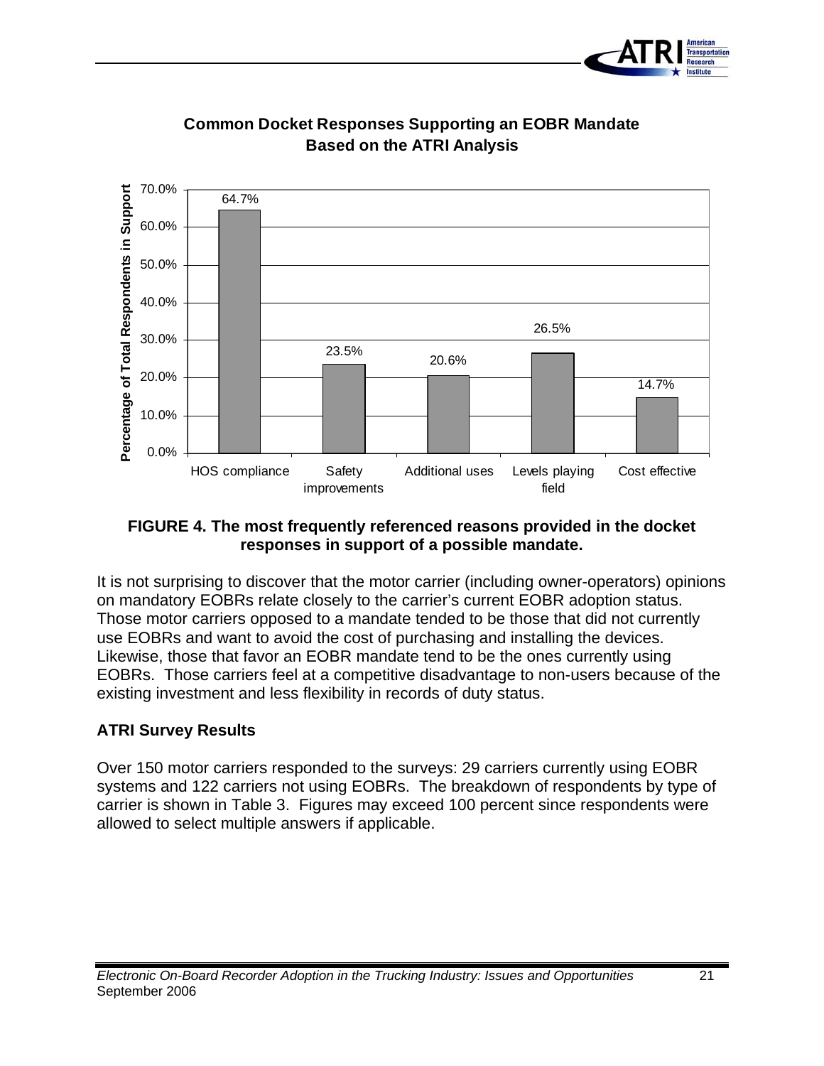**Common Docket Responses Supporting an EOBR Mandate Based on the ATRI Analysis**

| Reason | Percentage of Total Respondents in Support |
|---|---|
| HOS compliance | 64.7% |
| Safety improvements | 23.5% |
| Additional uses | 20.6% |
| Levels playing field | 26.5% |
| Cost effective | 14.7% |

**FIGURE 4. The most frequently referenced reasons provided in the docket responses in support of a possible mandate.**

It is not surprising to discover that the motor carrier (including owner-operators) opinions on mandatory EOBRs relate closely to the carrier's current EOBR adoption status. Those motor carriers opposed to a mandate tended to be those that did not currently use EOBRs and want to avoid the cost of purchasing and installing the devices. Likewise, those that favor an EOBR mandate tend to be the ones currently using EOBRs. Those carriers feel at a competitive disadvantage to non-users because of the existing investment and less flexibility in records of duty status.

## ATRI Survey Results

Over 150 motor carriers responded to the surveys: 29 carriers currently using EOBR systems and 122 carriers not using EOBRs. The breakdown of respondents by type of carrier is shown in Table 3. Figures may exceed 100 percent since respondents were allowed to select multiple answers if applicable.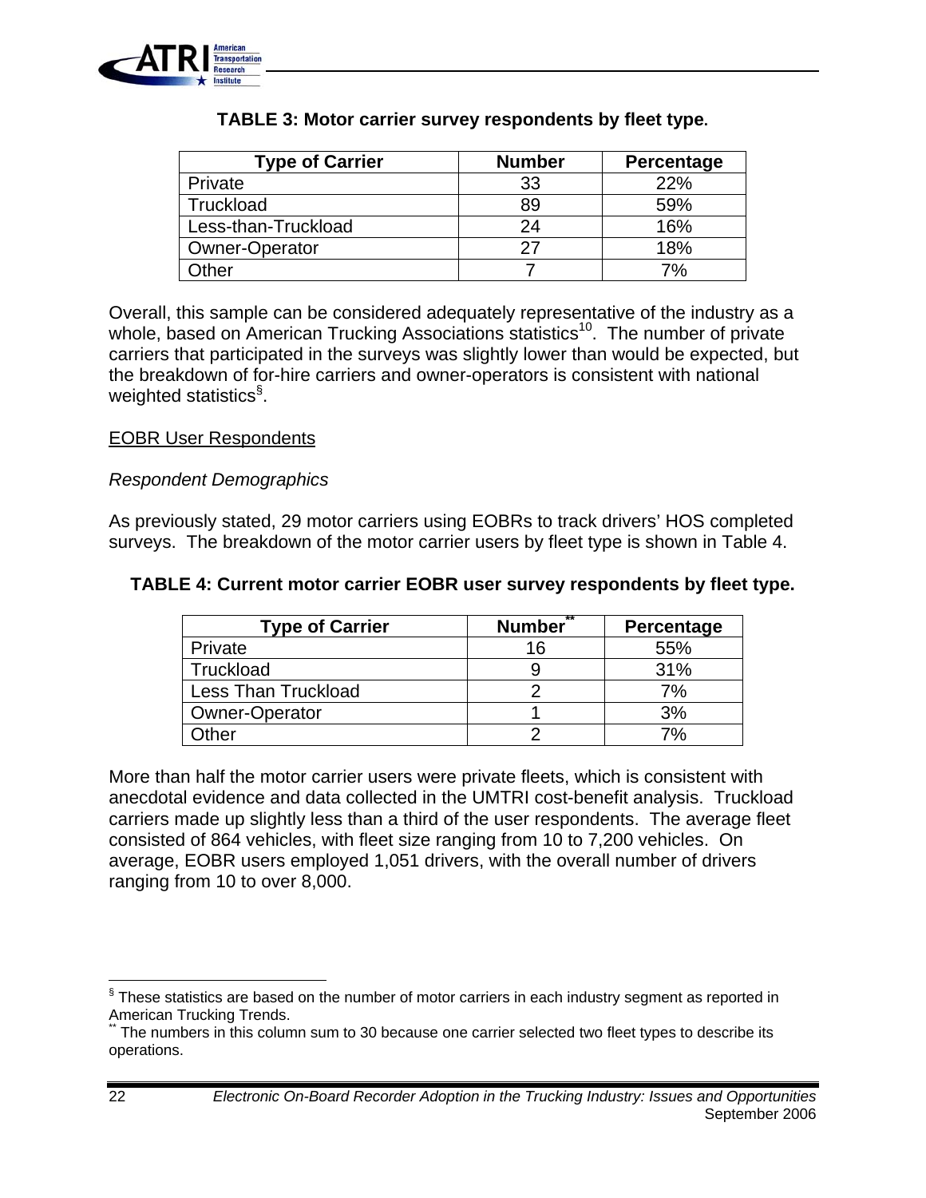**TABLE 3: Motor carrier survey respondents by fleet type.**

| Type of Carrier | Number | Percentage |
|---|---|---|
| Private | 33 | 22% |
| Truckload | 89 | 59% |
| Less-than-Truckload | 24 | 16% |
| Owner-Operator | 27 | 18% |
| Other | 7 | 7% |

Overall, this sample can be considered adequately representative of the industry as a whole, based on American Trucking Associations statistics[10]. The number of private carriers that participated in the surveys was slightly lower than would be expected, but the breakdown of for-hire carriers and owner-operators is consistent with national weighted statistics[§].

EOBR User Respondents

*Respondent Demographics*

As previously stated, 29 motor carriers using EOBRs to track drivers' HOS completed surveys. The breakdown of the motor carrier users by fleet type is shown in Table 4.

**TABLE 4: Current motor carrier EOBR user survey respondents by fleet type.**

| Type of Carrier | Number[**] | Percentage |
|---|---|---|
| Private | 16 | 55% |
| Truckload | 9 | 31% |
| Less Than Truckload | 2 | 7% |
| Owner-Operator | 1 | 3% |
| Other | 2 | 7% |

More than half the motor carrier users were private fleets, which is consistent with anecdotal evidence and data collected in the UMTRI cost-benefit analysis. Truckload carriers made up slightly less than a third of the user respondents. The average fleet consisted of 864 vehicles, with fleet size ranging from 10 to 7,200 vehicles. On average, EOBR users employed 1,051 drivers, with the overall number of drivers ranging from 10 to over 8,000.

[§] These statistics are based on the number of motor carriers in each industry segment as reported in American Trucking Trends.

[**] The numbers in this column sum to 30 because one carrier selected two fleet types to describe its operations.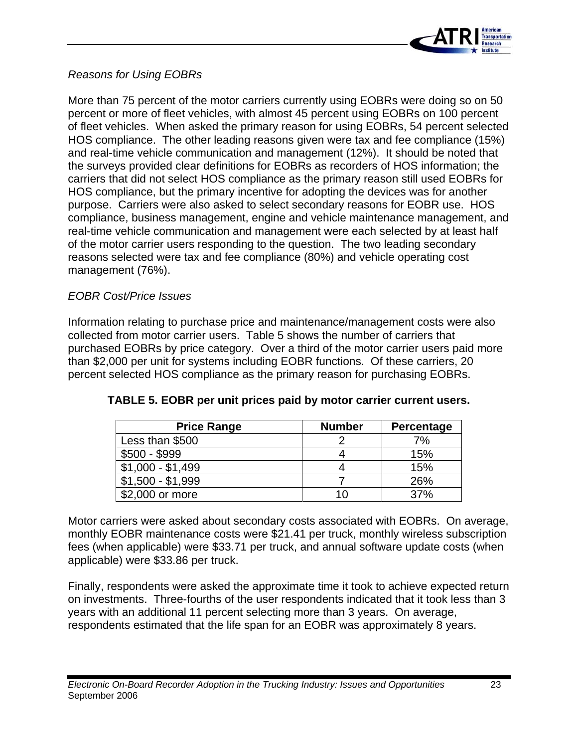*Reasons for Using EOBRs*

More than 75 percent of the motor carriers currently using EOBRs were doing so on 50 percent or more of fleet vehicles, with almost 45 percent using EOBRs on 100 percent of fleet vehicles. When asked the primary reason for using EOBRs, 54 percent selected HOS compliance. The other leading reasons given were tax and fee compliance (15%) and real-time vehicle communication and management (12%). It should be noted that the surveys provided clear definitions for EOBRs as recorders of HOS information; the carriers that did not select HOS compliance as the primary reason still used EOBRs for HOS compliance, but the primary incentive for adopting the devices was for another purpose. Carriers were also asked to select secondary reasons for EOBR use. HOS compliance, business management, engine and vehicle maintenance management, and real-time vehicle communication and management were each selected by at least half of the motor carrier users responding to the question. The two leading secondary reasons selected were tax and fee compliance (80%) and vehicle operating cost management (76%).

*EOBR Cost/Price Issues*

Information relating to purchase price and maintenance/management costs were also collected from motor carrier users. Table 5 shows the number of carriers that purchased EOBRs by price category. Over a third of the motor carrier users paid more than $2,000 per unit for systems including EOBR functions. Of these carriers, 20 percent selected HOS compliance as the primary reason for purchasing EOBRs.

**TABLE 5. EOBR per unit prices paid by motor carrier current users.**

| Price Range | Number | Percentage |
|---|---|---|
| Less than $500 | 2 | 7% |
| $500 - $999 | 4 | 15% |
| $1,000 - $1,499 | 4 | 15% |
| $1,500 - $1,999 | 7 | 26% |
| $2,000 or more | 10 | 37% |

Motor carriers were asked about secondary costs associated with EOBRs. On average, monthly EOBR maintenance costs were $21.41 per truck, monthly wireless subscription fees (when applicable) were $33.71 per truck, and annual software update costs (when applicable) were $33.86 per truck.

Finally, respondents were asked the approximate time it took to achieve expected return on investments. Three-fourths of the user respondents indicated that it took less than 3 years with an additional 11 percent selecting more than 3 years. On average, respondents estimated that the life span for an EOBR was approximately 8 years.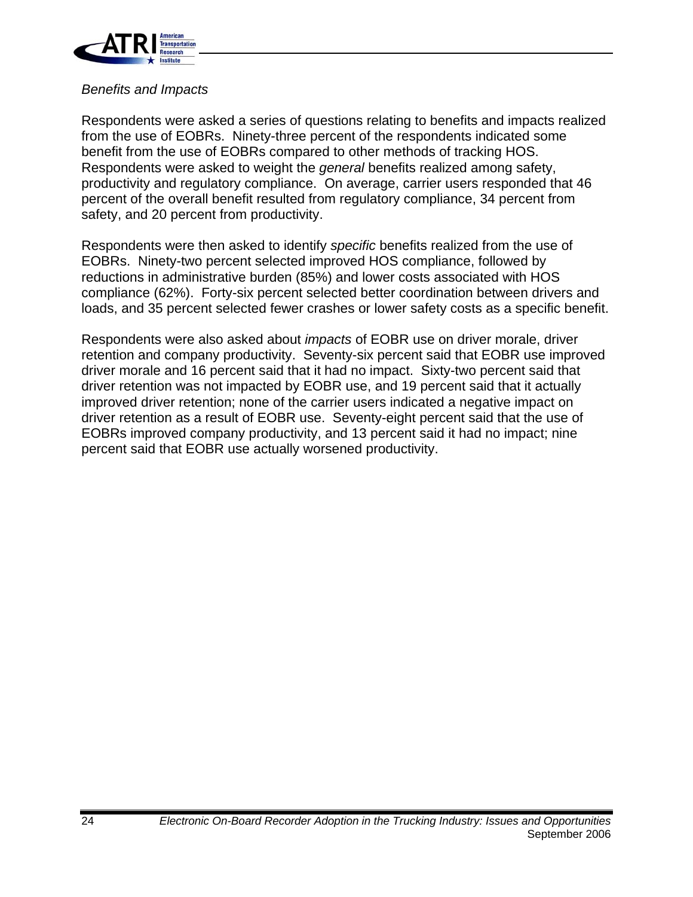*Benefits and Impacts*

Respondents were asked a series of questions relating to benefits and impacts realized from the use of EOBRs. Ninety-three percent of the respondents indicated some benefit from the use of EOBRs compared to other methods of tracking HOS. Respondents were asked to weight the *general* benefits realized among safety, productivity and regulatory compliance. On average, carrier users responded that 46 percent of the overall benefit resulted from regulatory compliance, 34 percent from safety, and 20 percent from productivity.

Respondents were then asked to identify *specific* benefits realized from the use of EOBRs. Ninety-two percent selected improved HOS compliance, followed by reductions in administrative burden (85%) and lower costs associated with HOS compliance (62%). Forty-six percent selected better coordination between drivers and loads, and 35 percent selected fewer crashes or lower safety costs as a specific benefit.

Respondents were also asked about *impacts* of EOBR use on driver morale, driver retention and company productivity. Seventy-six percent said that EOBR use improved driver morale and 16 percent said that it had no impact. Sixty-two percent said that driver retention was not impacted by EOBR use, and 19 percent said that it actually improved driver retention; none of the carrier users indicated a negative impact on driver retention as a result of EOBR use. Seventy-eight percent said that the use of EOBRs improved company productivity, and 13 percent said it had no impact; nine percent said that EOBR use actually worsened productivity.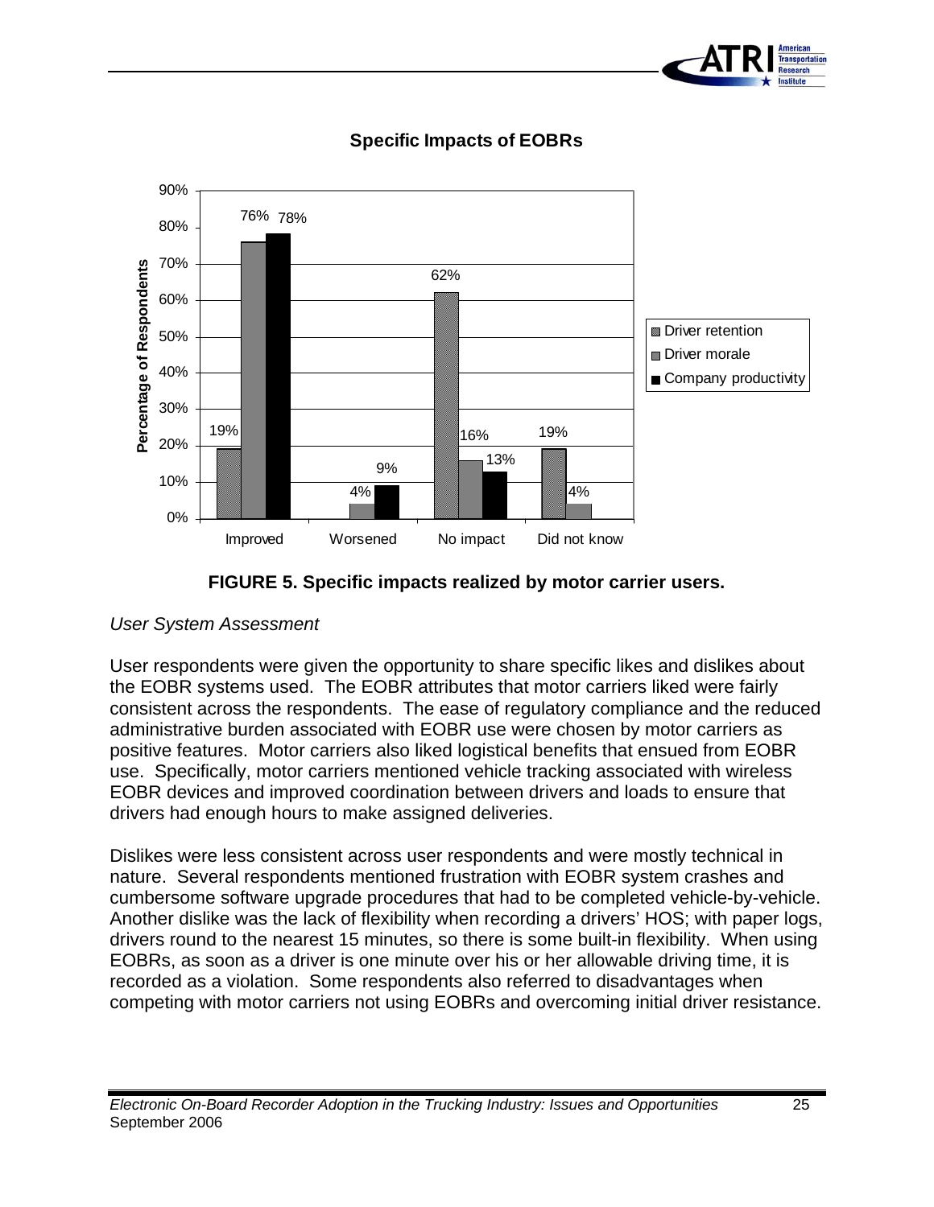**Specific Impacts of EOBRs**

| | Driver retention | Driver morale | Company productivity |
|---|---|---|---|
| Improved | 19% | 76% | 78% |
| Worsened | | 4% | 9% |
| No impact | 62% | 16% | 13% |
| Did not know | 19% | 4% | |

**FIGURE 5. Specific impacts realized by motor carrier users.**

*User System Assessment*

User respondents were given the opportunity to share specific likes and dislikes about the EOBR systems used. The EOBR attributes that motor carriers liked were fairly consistent across the respondents. The ease of regulatory compliance and the reduced administrative burden associated with EOBR use were chosen by motor carriers as positive features. Motor carriers also liked logistical benefits that ensued from EOBR use. Specifically, motor carriers mentioned vehicle tracking associated with wireless EOBR devices and improved coordination between drivers and loads to ensure that drivers had enough hours to make assigned deliveries.

Dislikes were less consistent across user respondents and were mostly technical in nature. Several respondents mentioned frustration with EOBR system crashes and cumbersome software upgrade procedures that had to be completed vehicle-by-vehicle. Another dislike was the lack of flexibility when recording a drivers' HOS; with paper logs, drivers round to the nearest 15 minutes, so there is some built-in flexibility. When using EOBRs, as soon as a driver is one minute over his or her allowable driving time, it is recorded as a violation. Some respondents also referred to disadvantages when competing with motor carriers not using EOBRs and overcoming initial driver resistance.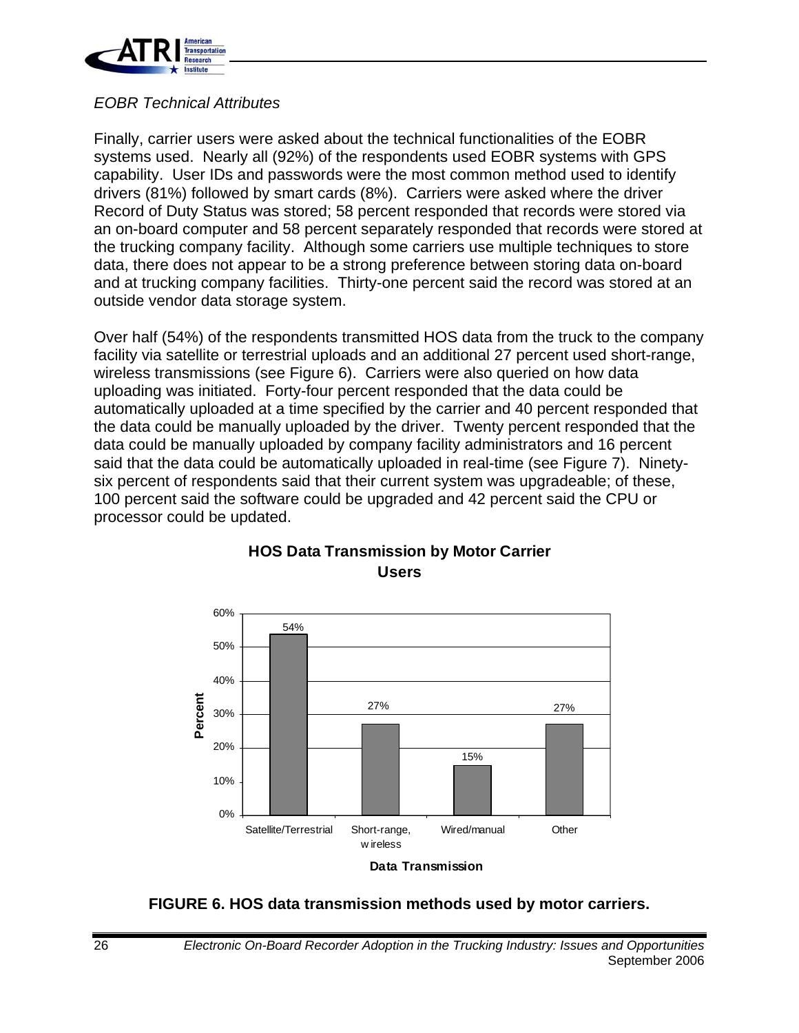*EOBR Technical Attributes*

Finally, carrier users were asked about the technical functionalities of the EOBR systems used. Nearly all (92%) of the respondents used EOBR systems with GPS capability. User IDs and passwords were the most common method used to identify drivers (81%) followed by smart cards (8%). Carriers were asked where the driver Record of Duty Status was stored; 58 percent responded that records were stored via an on-board computer and 58 percent separately responded that records were stored at the trucking company facility. Although some carriers use multiple techniques to store data, there does not appear to be a strong preference between storing data on-board and at trucking company facilities. Thirty-one percent said the record was stored at an outside vendor data storage system.

Over half (54%) of the respondents transmitted HOS data from the truck to the company facility via satellite or terrestrial uploads and an additional 27 percent used short-range, wireless transmissions (see Figure 6). Carriers were also queried on how data uploading was initiated. Forty-four percent responded that the data could be automatically uploaded at a time specified by the carrier and 40 percent responded that the data could be manually uploaded by the driver. Twenty percent responded that the data could be manually uploaded by company facility administrators and 16 percent said that the data could be automatically uploaded in real-time (see Figure 7). Ninety-six percent of respondents said that their current system was upgradeable; of these, 100 percent said the software could be upgraded and 42 percent said the CPU or processor could be updated.

**HOS Data Transmission by Motor Carrier Users**

| Data Transmission | Percent |
|---|---|
| Satellite/Terrestrial | 54% |
| Short-range, wireless | 27% |
| Wired/manual | 15% |
| Other | 27% |

**FIGURE 6. HOS data transmission methods used by motor carriers.**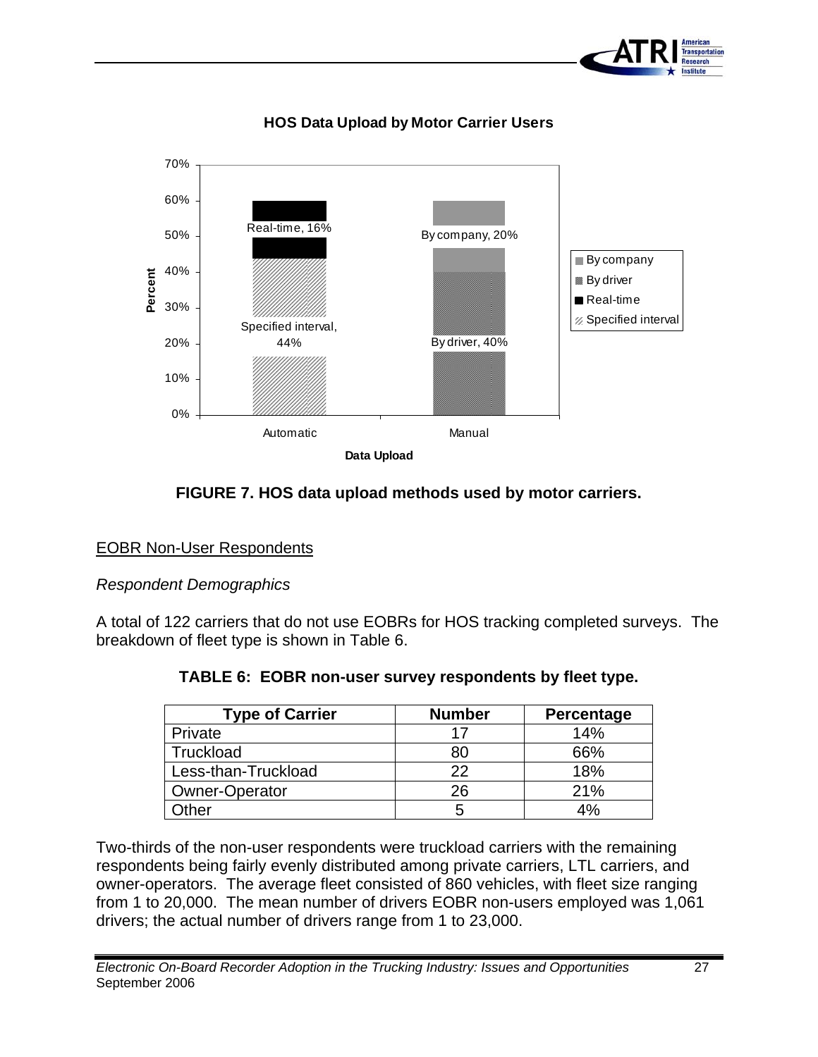**HOS Data Upload by Motor Carrier Users**

**FIGURE 7. HOS data upload methods used by motor carriers.**

## EOBR Non-User Respondents

*Respondent Demographics*

A total of 122 carriers that do not use EOBRs for HOS tracking completed surveys. The breakdown of fleet type is shown in Table 6.

**TABLE 6: EOBR non-user survey respondents by fleet type.**

| Type of Carrier | Number | Percentage |
|---|---|---|
| Private | 17 | 14% |
| Truckload | 80 | 66% |
| Less-than-Truckload | 22 | 18% |
| Owner-Operator | 26 | 21% |
| Other | 5 | 4% |

Two-thirds of the non-user respondents were truckload carriers with the remaining respondents being fairly evenly distributed among private carriers, LTL carriers, and owner-operators. The average fleet consisted of 860 vehicles, with fleet size ranging from 1 to 20,000. The mean number of drivers EOBR non-users employed was 1,061 drivers; the actual number of drivers range from 1 to 23,000.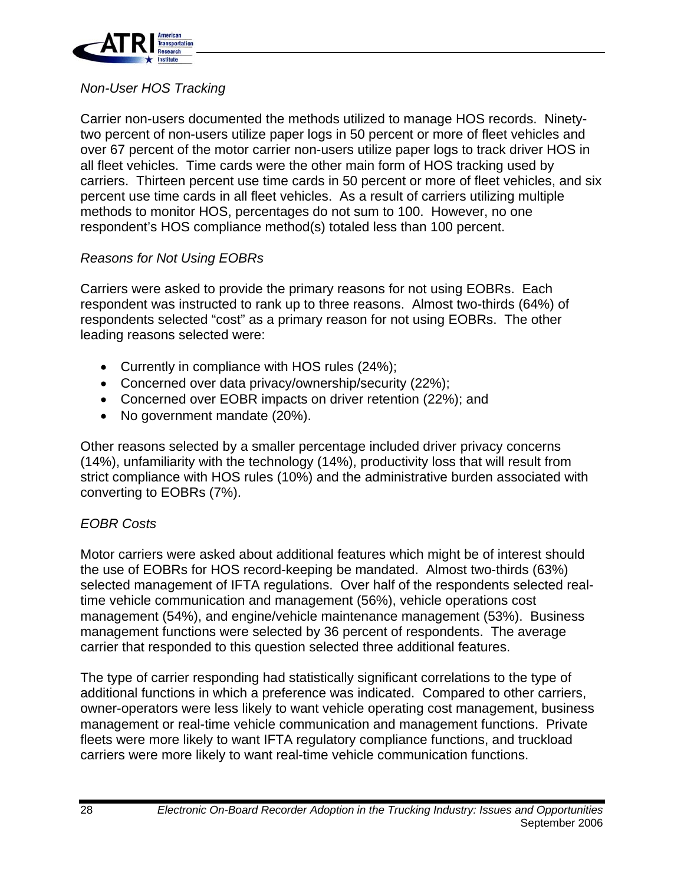*Non-User HOS Tracking*

Carrier non-users documented the methods utilized to manage HOS records. Ninety-two percent of non-users utilize paper logs in 50 percent or more of fleet vehicles and over 67 percent of the motor carrier non-users utilize paper logs to track driver HOS in all fleet vehicles. Time cards were the other main form of HOS tracking used by carriers. Thirteen percent use time cards in 50 percent or more of fleet vehicles, and six percent use time cards in all fleet vehicles. As a result of carriers utilizing multiple methods to monitor HOS, percentages do not sum to 100. However, no one respondent's HOS compliance method(s) totaled less than 100 percent.

*Reasons for Not Using EOBRs*

Carriers were asked to provide the primary reasons for not using EOBRs. Each respondent was instructed to rank up to three reasons. Almost two-thirds (64%) of respondents selected "cost" as a primary reason for not using EOBRs. The other leading reasons selected were:

- Currently in compliance with HOS rules (24%);
- Concerned over data privacy/ownership/security (22%);
- Concerned over EOBR impacts on driver retention (22%); and
- No government mandate (20%).

Other reasons selected by a smaller percentage included driver privacy concerns (14%), unfamiliarity with the technology (14%), productivity loss that will result from strict compliance with HOS rules (10%) and the administrative burden associated with converting to EOBRs (7%).

*EOBR Costs*

Motor carriers were asked about additional features which might be of interest should the use of EOBRs for HOS record-keeping be mandated. Almost two-thirds (63%) selected management of IFTA regulations. Over half of the respondents selected real-time vehicle communication and management (56%), vehicle operations cost management (54%), and engine/vehicle maintenance management (53%). Business management functions were selected by 36 percent of respondents. The average carrier that responded to this question selected three additional features.

The type of carrier responding had statistically significant correlations to the type of additional functions in which a preference was indicated. Compared to other carriers, owner-operators were less likely to want vehicle operating cost management, business management or real-time vehicle communication and management functions. Private fleets were more likely to want IFTA regulatory compliance functions, and truckload carriers were more likely to want real-time vehicle communication functions.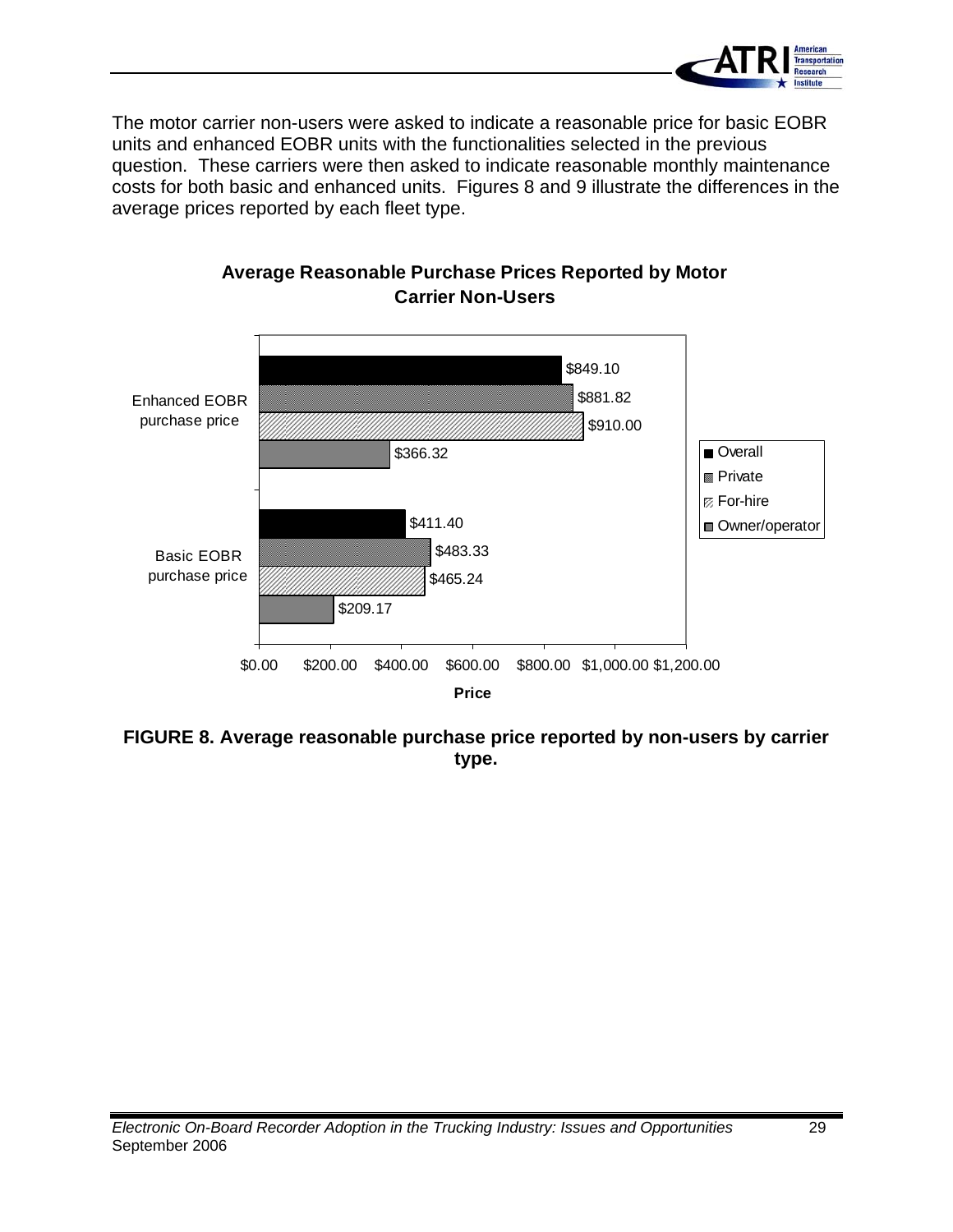The motor carrier non-users were asked to indicate a reasonable price for basic EOBR units and enhanced EOBR units with the functionalities selected in the previous question. These carriers were then asked to indicate reasonable monthly maintenance costs for both basic and enhanced units. Figures 8 and 9 illustrate the differences in the average prices reported by each fleet type.

**Average Reasonable Purchase Prices Reported by Motor Carrier Non-Users**

| | Overall | Private | For-hire | Owner/operator |
|---|---|---|---|---|
| Enhanced EOBR purchase price | $849.10 | $881.82 | $910.00 | $366.32 |
| Basic EOBR purchase price | $411.40 | $483.33 | $465.24 | $209.17 |

**FIGURE 8. Average reasonable purchase price reported by non-users by carrier type.**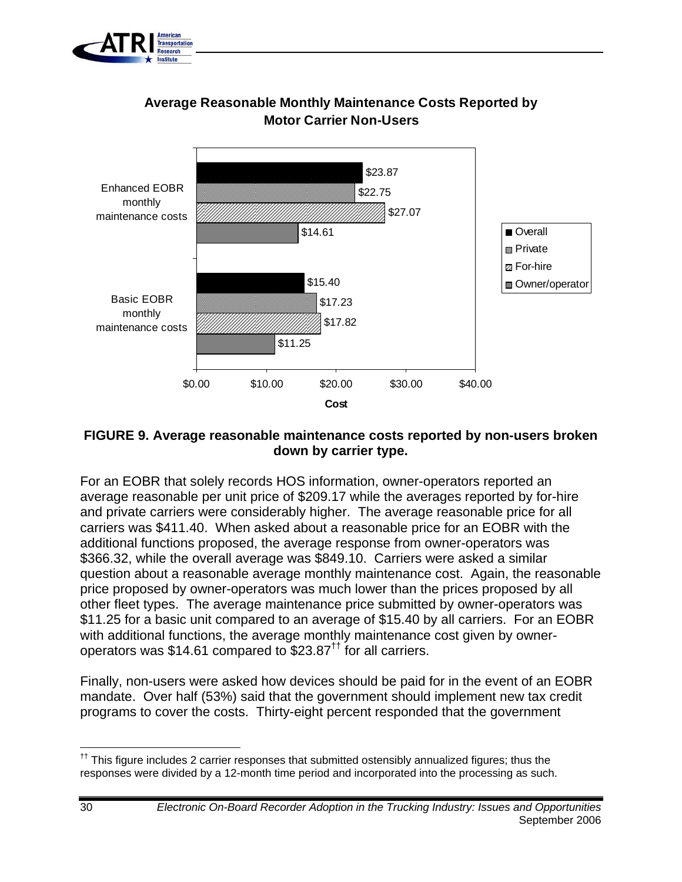**Average Reasonable Monthly Maintenance Costs Reported by Motor Carrier Non-Users**

| | Overall | Private | For-hire | Owner/operator |
|---|---|---|---|---|
| Enhanced EOBR monthly maintenance costs | $23.87 | $22.75 | $27.07 | $14.61 |
| Basic EOBR monthly maintenance costs | $15.40 | $17.23 | $17.82 | $11.25 |

**FIGURE 9. Average reasonable maintenance costs reported by non-users broken down by carrier type.**

For an EOBR that solely records HOS information, owner-operators reported an average reasonable per unit price of $209.17 while the averages reported by for-hire and private carriers were considerably higher. The average reasonable price for all carriers was $411.40. When asked about a reasonable price for an EOBR with the additional functions proposed, the average response from owner-operators was $366.32, while the overall average was $849.10. Carriers were asked a similar question about a reasonable average monthly maintenance cost. Again, the reasonable price proposed by owner-operators was much lower than the prices proposed by all other fleet types. The average maintenance price submitted by owner-operators was $11.25 for a basic unit compared to an average of $15.40 by all carriers. For an EOBR with additional functions, the average monthly maintenance cost given by owner-operators was $14.61 compared to $23.87[††] for all carriers.

Finally, non-users were asked how devices should be paid for in the event of an EOBR mandate. Over half (53%) said that the government should implement new tax credit programs to cover the costs. Thirty-eight percent responded that the government

[††] This figure includes 2 carrier responses that submitted ostensibly annualized figures; thus the responses were divided by a 12-month time period and incorporated into the processing as such.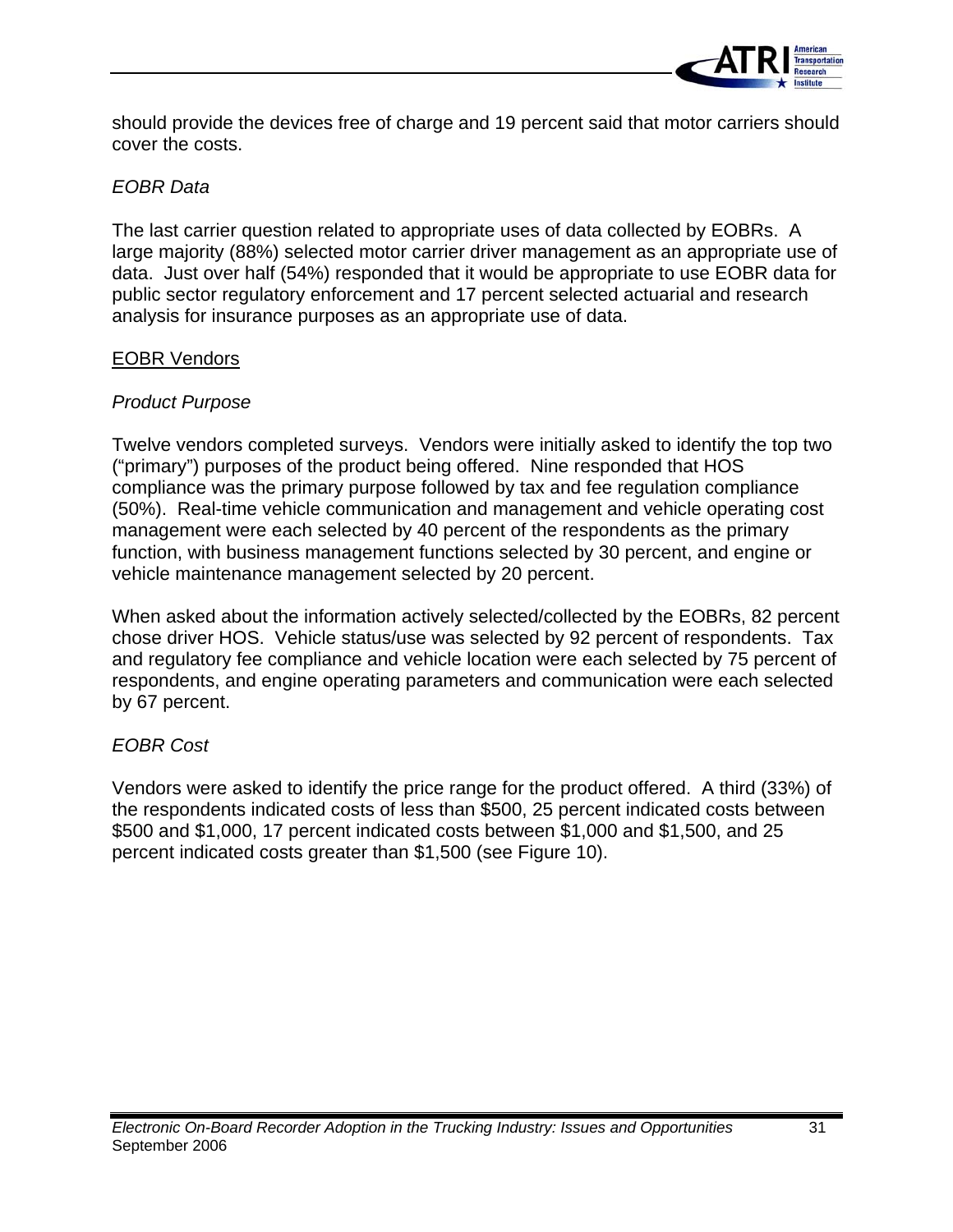should provide the devices free of charge and 19 percent said that motor carriers should cover the costs.

*EOBR Data*

The last carrier question related to appropriate uses of data collected by EOBRs. A large majority (88%) selected motor carrier driver management as an appropriate use of data. Just over half (54%) responded that it would be appropriate to use EOBR data for public sector regulatory enforcement and 17 percent selected actuarial and research analysis for insurance purposes as an appropriate use of data.

<u>EOBR Vendors</u>

*Product Purpose*

Twelve vendors completed surveys. Vendors were initially asked to identify the top two ("primary") purposes of the product being offered. Nine responded that HOS compliance was the primary purpose followed by tax and fee regulation compliance (50%). Real-time vehicle communication and management and vehicle operating cost management were each selected by 40 percent of the respondents as the primary function, with business management functions selected by 30 percent, and engine or vehicle maintenance management selected by 20 percent.

When asked about the information actively selected/collected by the EOBRs, 82 percent chose driver HOS. Vehicle status/use was selected by 92 percent of respondents. Tax and regulatory fee compliance and vehicle location were each selected by 75 percent of respondents, and engine operating parameters and communication were each selected by 67 percent.

*EOBR Cost*

Vendors were asked to identify the price range for the product offered. A third (33%) of the respondents indicated costs of less than $500, 25 percent indicated costs between $500 and $1,000, 17 percent indicated costs between $1,000 and $1,500, and 25 percent indicated costs greater than $1,500 (see Figure 10).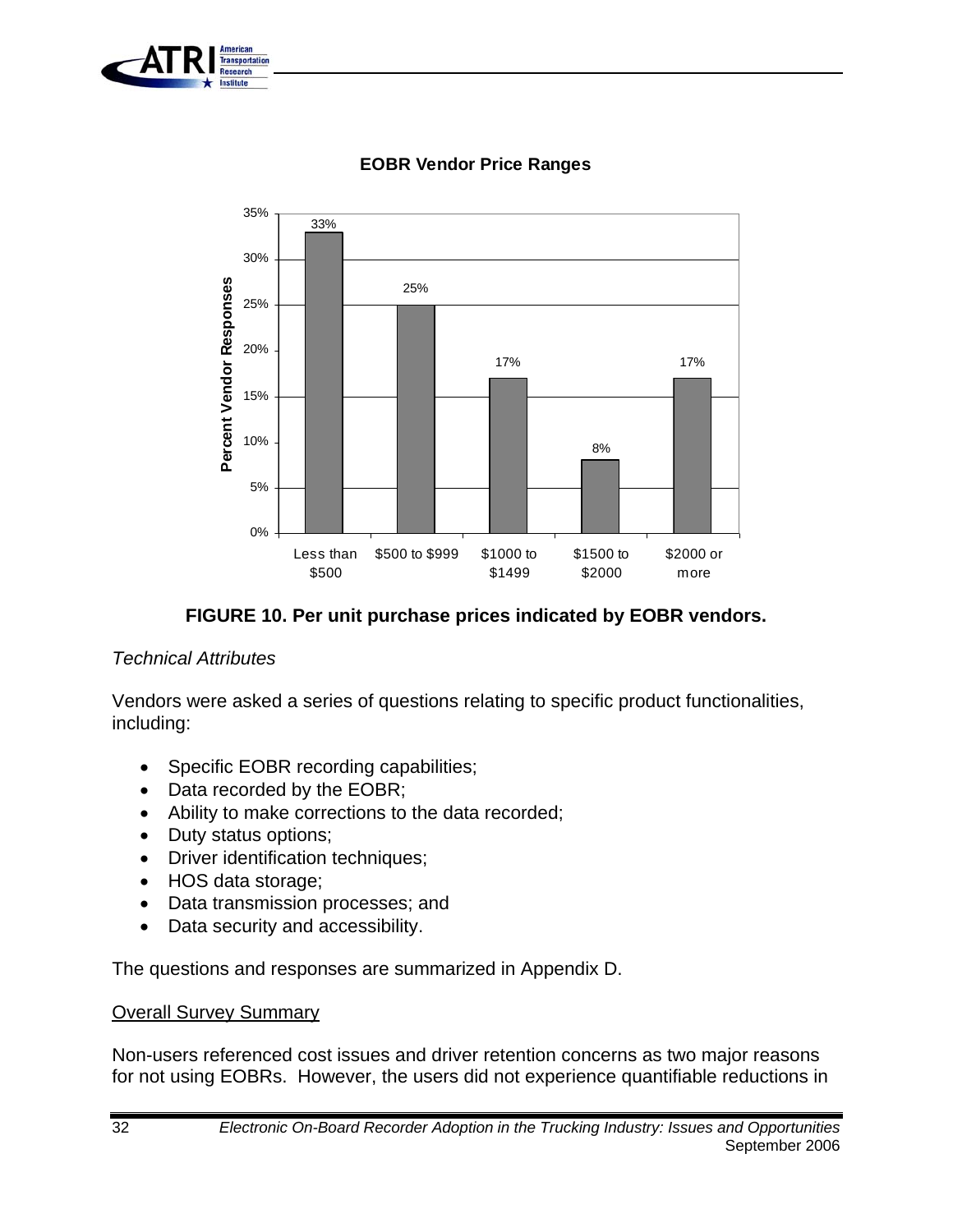**EOBR Vendor Price Ranges**

| Price Range | Percent Vendor Responses |
|---|---|
| Less than $500 | 33% |
| $500 to $999 | 25% |
| $1000 to $1499 | 17% |
| $1500 to $2000 | 8% |
| $2000 or more | 17% |

**FIGURE 10. Per unit purchase prices indicated by EOBR vendors.**

*Technical Attributes*

Vendors were asked a series of questions relating to specific product functionalities, including:

- Specific EOBR recording capabilities;
- Data recorded by the EOBR;
- Ability to make corrections to the data recorded;
- Duty status options;
- Driver identification techniques;
- HOS data storage;
- Data transmission processes; and
- Data security and accessibility.

The questions and responses are summarized in Appendix D.

<u>Overall Survey Summary</u>

Non-users referenced cost issues and driver retention concerns as two major reasons for not using EOBRs. However, the users did not experience quantifiable reductions in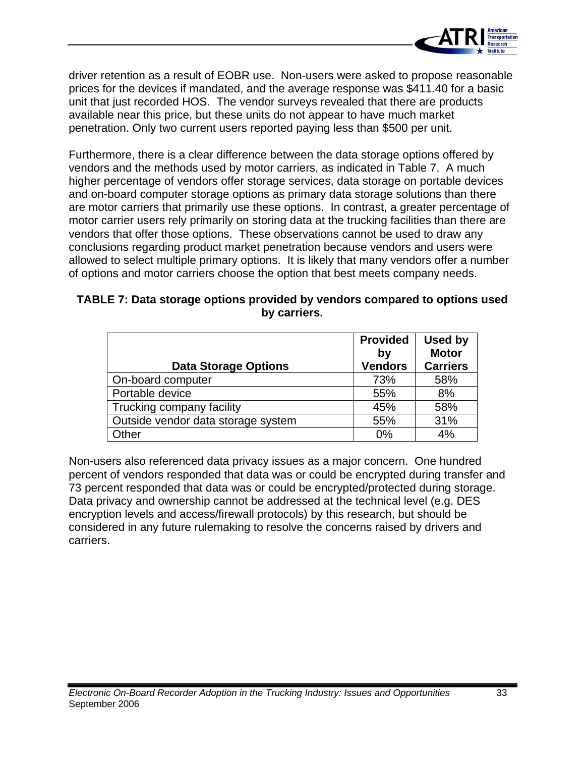driver retention as a result of EOBR use. Non-users were asked to propose reasonable prices for the devices if mandated, and the average response was $411.40 for a basic unit that just recorded HOS. The vendor surveys revealed that there are products available near this price, but these units do not appear to have much market penetration. Only two current users reported paying less than $500 per unit.

Furthermore, there is a clear difference between the data storage options offered by vendors and the methods used by motor carriers, as indicated in Table 7. A much higher percentage of vendors offer storage services, data storage on portable devices and on-board computer storage options as primary data storage solutions than there are motor carriers that primarily use these options. In contrast, a greater percentage of motor carrier users rely primarily on storing data at the trucking facilities than there are vendors that offer those options. These observations cannot be used to draw any conclusions regarding product market penetration because vendors and users were allowed to select multiple primary options. It is likely that many vendors offer a number of options and motor carriers choose the option that best meets company needs.

**TABLE 7: Data storage options provided by vendors compared to options used by carriers.**

| Data Storage Options | Provided by Vendors | Used by Motor Carriers |
|---|---|---|
| On-board computer | 73% | 58% |
| Portable device | 55% | 8% |
| Trucking company facility | 45% | 58% |
| Outside vendor data storage system | 55% | 31% |
| Other | 0% | 4% |

Non-users also referenced data privacy issues as a major concern. One hundred percent of vendors responded that data was or could be encrypted during transfer and 73 percent responded that data was or could be encrypted/protected during storage. Data privacy and ownership cannot be addressed at the technical level (e.g. DES encryption levels and access/firewall protocols) by this research, but should be considered in any future rulemaking to resolve the concerns raised by drivers and carriers.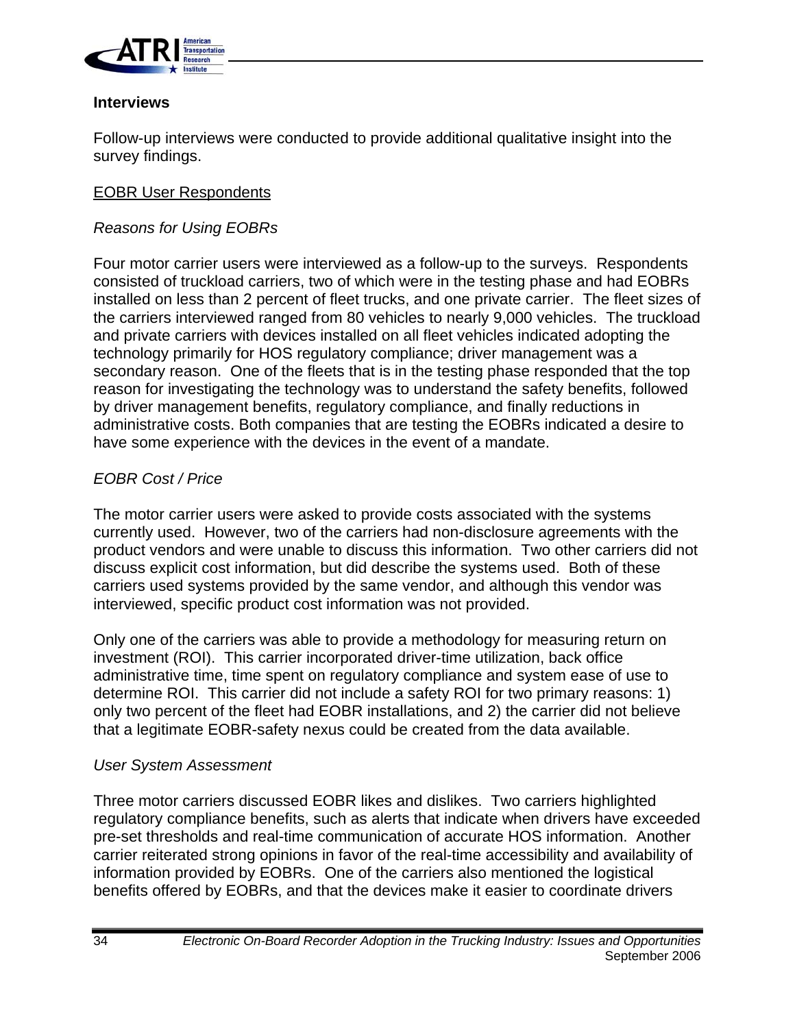### Interviews

Follow-up interviews were conducted to provide additional qualitative insight into the survey findings.

<u>EOBR User Respondents</u>

*Reasons for Using EOBRs*

Four motor carrier users were interviewed as a follow-up to the surveys. Respondents consisted of truckload carriers, two of which were in the testing phase and had EOBRs installed on less than 2 percent of fleet trucks, and one private carrier. The fleet sizes of the carriers interviewed ranged from 80 vehicles to nearly 9,000 vehicles. The truckload and private carriers with devices installed on all fleet vehicles indicated adopting the technology primarily for HOS regulatory compliance; driver management was a secondary reason. One of the fleets that is in the testing phase responded that the top reason for investigating the technology was to understand the safety benefits, followed by driver management benefits, regulatory compliance, and finally reductions in administrative costs. Both companies that are testing the EOBRs indicated a desire to have some experience with the devices in the event of a mandate.

*EOBR Cost / Price*

The motor carrier users were asked to provide costs associated with the systems currently used. However, two of the carriers had non-disclosure agreements with the product vendors and were unable to discuss this information. Two other carriers did not discuss explicit cost information, but did describe the systems used. Both of these carriers used systems provided by the same vendor, and although this vendor was interviewed, specific product cost information was not provided.

Only one of the carriers was able to provide a methodology for measuring return on investment (ROI). This carrier incorporated driver-time utilization, back office administrative time, time spent on regulatory compliance and system ease of use to determine ROI. This carrier did not include a safety ROI for two primary reasons: 1) only two percent of the fleet had EOBR installations, and 2) the carrier did not believe that a legitimate EOBR-safety nexus could be created from the data available.

*User System Assessment*

Three motor carriers discussed EOBR likes and dislikes. Two carriers highlighted regulatory compliance benefits, such as alerts that indicate when drivers have exceeded pre-set thresholds and real-time communication of accurate HOS information. Another carrier reiterated strong opinions in favor of the real-time accessibility and availability of information provided by EOBRs. One of the carriers also mentioned the logistical benefits offered by EOBRs, and that the devices make it easier to coordinate drivers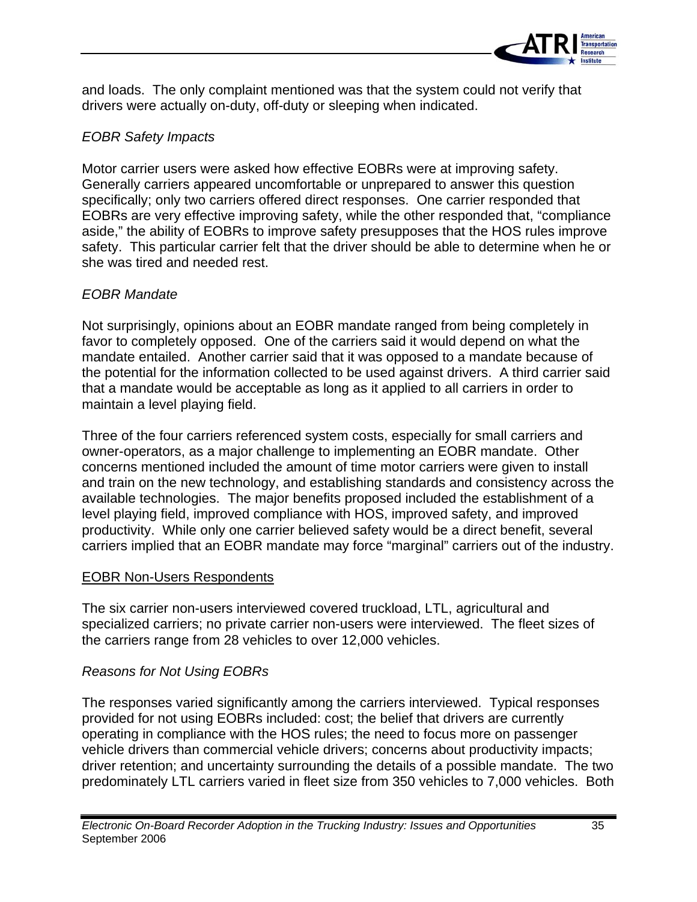and loads. The only complaint mentioned was that the system could not verify that drivers were actually on-duty, off-duty or sleeping when indicated.

*EOBR Safety Impacts*

Motor carrier users were asked how effective EOBRs were at improving safety. Generally carriers appeared uncomfortable or unprepared to answer this question specifically; only two carriers offered direct responses. One carrier responded that EOBRs are very effective improving safety, while the other responded that, "compliance aside," the ability of EOBRs to improve safety presupposes that the HOS rules improve safety. This particular carrier felt that the driver should be able to determine when he or she was tired and needed rest.

*EOBR Mandate*

Not surprisingly, opinions about an EOBR mandate ranged from being completely in favor to completely opposed. One of the carriers said it would depend on what the mandate entailed. Another carrier said that it was opposed to a mandate because of the potential for the information collected to be used against drivers. A third carrier said that a mandate would be acceptable as long as it applied to all carriers in order to maintain a level playing field.

Three of the four carriers referenced system costs, especially for small carriers and owner-operators, as a major challenge to implementing an EOBR mandate. Other concerns mentioned included the amount of time motor carriers were given to install and train on the new technology, and establishing standards and consistency across the available technologies. The major benefits proposed included the establishment of a level playing field, improved compliance with HOS, improved safety, and improved productivity. While only one carrier believed safety would be a direct benefit, several carriers implied that an EOBR mandate may force "marginal" carriers out of the industry.

<u>EOBR Non-Users Respondents</u>

The six carrier non-users interviewed covered truckload, LTL, agricultural and specialized carriers; no private carrier non-users were interviewed. The fleet sizes of the carriers range from 28 vehicles to over 12,000 vehicles.

*Reasons for Not Using EOBRs*

The responses varied significantly among the carriers interviewed. Typical responses provided for not using EOBRs included: cost; the belief that drivers are currently operating in compliance with the HOS rules; the need to focus more on passenger vehicle drivers than commercial vehicle drivers; concerns about productivity impacts; driver retention; and uncertainty surrounding the details of a possible mandate. The two predominately LTL carriers varied in fleet size from 350 vehicles to 7,000 vehicles. Both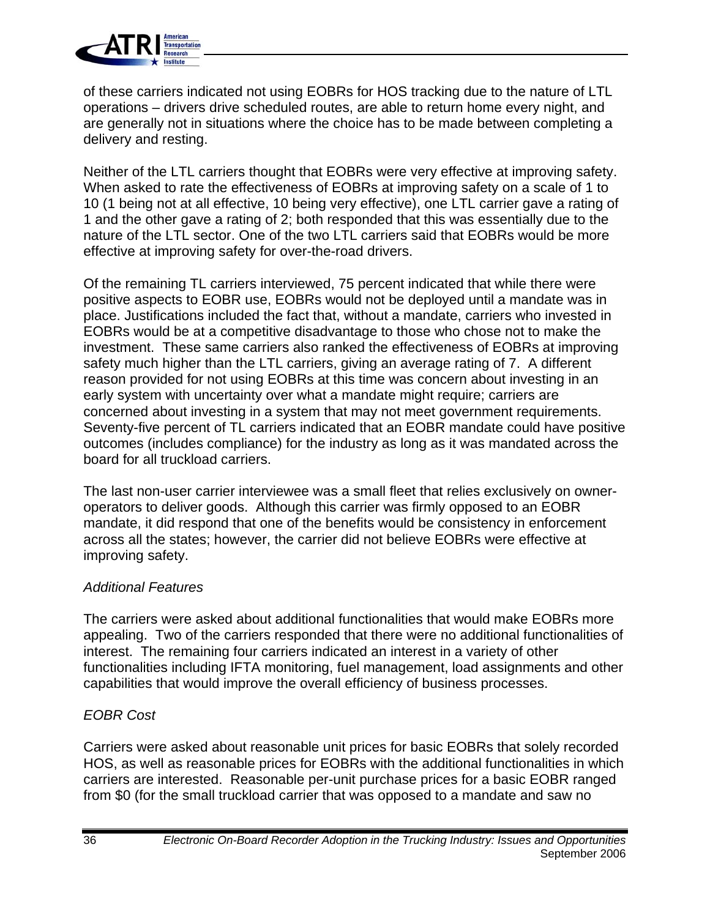of these carriers indicated not using EOBRs for HOS tracking due to the nature of LTL operations – drivers drive scheduled routes, are able to return home every night, and are generally not in situations where the choice has to be made between completing a delivery and resting.

Neither of the LTL carriers thought that EOBRs were very effective at improving safety. When asked to rate the effectiveness of EOBRs at improving safety on a scale of 1 to 10 (1 being not at all effective, 10 being very effective), one LTL carrier gave a rating of 1 and the other gave a rating of 2; both responded that this was essentially due to the nature of the LTL sector. One of the two LTL carriers said that EOBRs would be more effective at improving safety for over-the-road drivers.

Of the remaining TL carriers interviewed, 75 percent indicated that while there were positive aspects to EOBR use, EOBRs would not be deployed until a mandate was in place. Justifications included the fact that, without a mandate, carriers who invested in EOBRs would be at a competitive disadvantage to those who chose not to make the investment. These same carriers also ranked the effectiveness of EOBRs at improving safety much higher than the LTL carriers, giving an average rating of 7. A different reason provided for not using EOBRs at this time was concern about investing in an early system with uncertainty over what a mandate might require; carriers are concerned about investing in a system that may not meet government requirements. Seventy-five percent of TL carriers indicated that an EOBR mandate could have positive outcomes (includes compliance) for the industry as long as it was mandated across the board for all truckload carriers.

The last non-user carrier interviewee was a small fleet that relies exclusively on owner-operators to deliver goods. Although this carrier was firmly opposed to an EOBR mandate, it did respond that one of the benefits would be consistency in enforcement across all the states; however, the carrier did not believe EOBRs were effective at improving safety.

*Additional Features*

The carriers were asked about additional functionalities that would make EOBRs more appealing. Two of the carriers responded that there were no additional functionalities of interest. The remaining four carriers indicated an interest in a variety of other functionalities including IFTA monitoring, fuel management, load assignments and other capabilities that would improve the overall efficiency of business processes.

*EOBR Cost*

Carriers were asked about reasonable unit prices for basic EOBRs that solely recorded HOS, as well as reasonable prices for EOBRs with the additional functionalities in which carriers are interested. Reasonable per-unit purchase prices for a basic EOBR ranged from $0 (for the small truckload carrier that was opposed to a mandate and saw no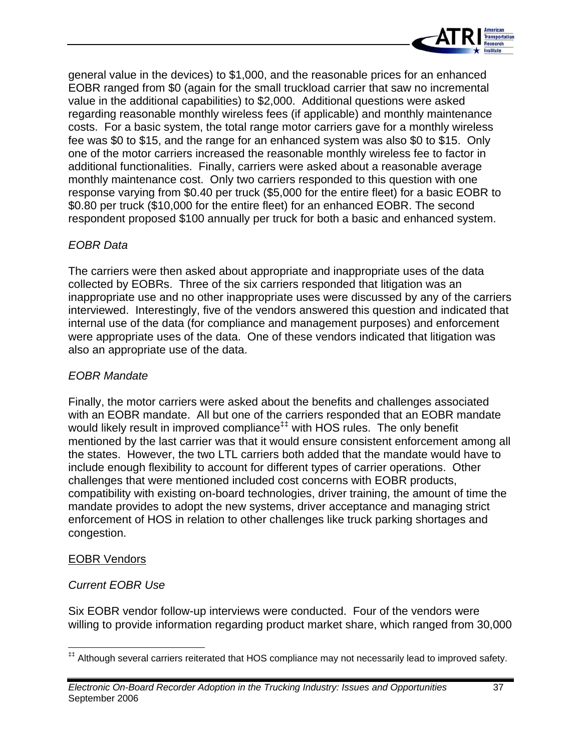general value in the devices) to $1,000, and the reasonable prices for an enhanced EOBR ranged from $0 (again for the small truckload carrier that saw no incremental value in the additional capabilities) to $2,000. Additional questions were asked regarding reasonable monthly wireless fees (if applicable) and monthly maintenance costs. For a basic system, the total range motor carriers gave for a monthly wireless fee was $0 to $15, and the range for an enhanced system was also $0 to $15. Only one of the motor carriers increased the reasonable monthly wireless fee to factor in additional functionalities. Finally, carriers were asked about a reasonable average monthly maintenance cost. Only two carriers responded to this question with one response varying from $0.40 per truck ($5,000 for the entire fleet) for a basic EOBR to $0.80 per truck ($10,000 for the entire fleet) for an enhanced EOBR. The second respondent proposed $100 annually per truck for both a basic and enhanced system.

*EOBR Data*

The carriers were then asked about appropriate and inappropriate uses of the data collected by EOBRs. Three of the six carriers responded that litigation was an inappropriate use and no other inappropriate uses were discussed by any of the carriers interviewed. Interestingly, five of the vendors answered this question and indicated that internal use of the data (for compliance and management purposes) and enforcement were appropriate uses of the data. One of these vendors indicated that litigation was also an appropriate use of the data.

*EOBR Mandate*

Finally, the motor carriers were asked about the benefits and challenges associated with an EOBR mandate. All but one of the carriers responded that an EOBR mandate would likely result in improved compliance[‡‡] with HOS rules. The only benefit mentioned by the last carrier was that it would ensure consistent enforcement among all the states. However, the two LTL carriers both added that the mandate would have to include enough flexibility to account for different types of carrier operations. Other challenges that were mentioned included cost concerns with EOBR products, compatibility with existing on-board technologies, driver training, the amount of time the mandate provides to adopt the new systems, driver acceptance and managing strict enforcement of HOS in relation to other challenges like truck parking shortages and congestion.

<u>EOBR Vendors</u>

*Current EOBR Use*

Six EOBR vendor follow-up interviews were conducted. Four of the vendors were willing to provide information regarding product market share, which ranged from 30,000

[‡‡] Although several carriers reiterated that HOS compliance may not necessarily lead to improved safety.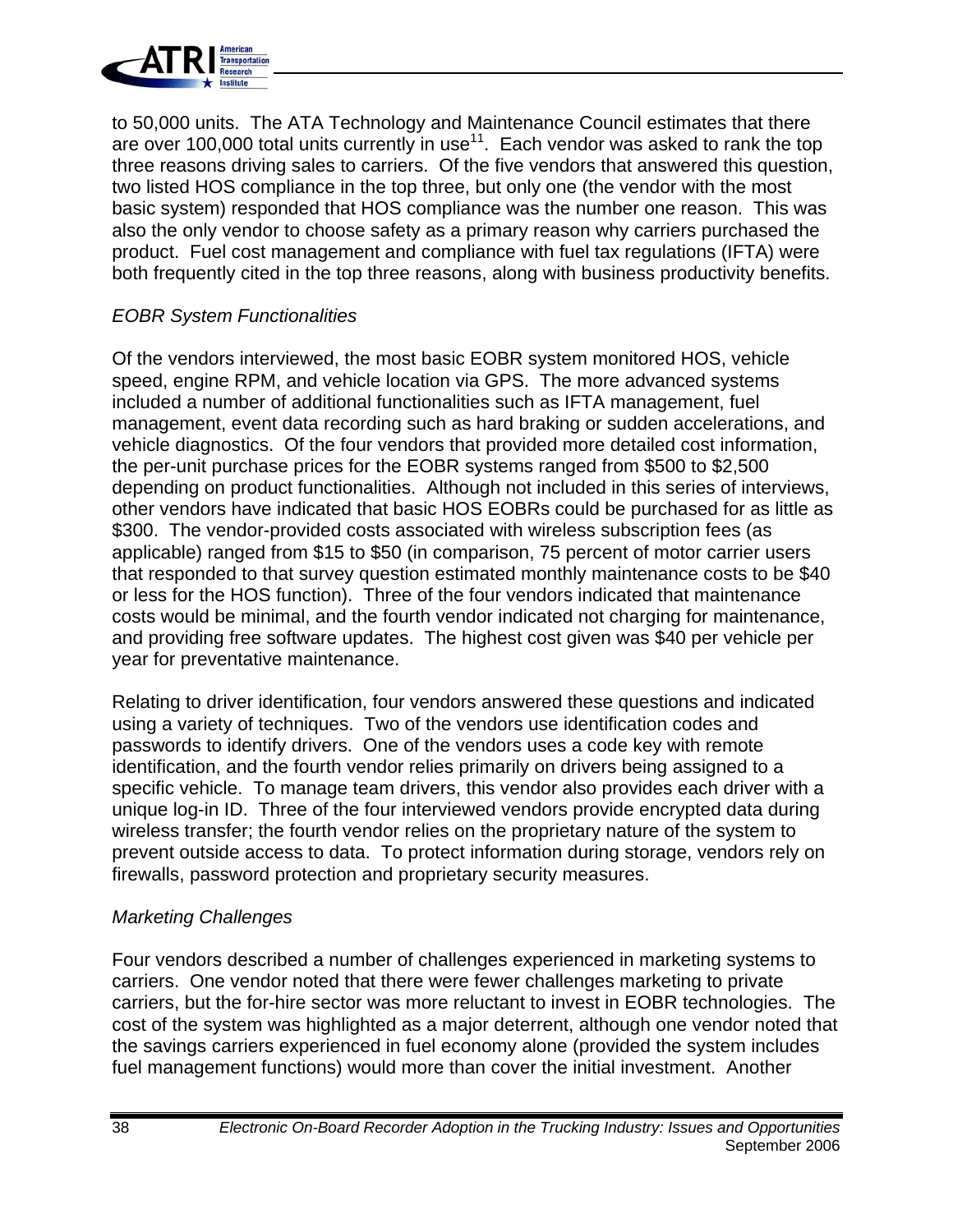to 50,000 units. The ATA Technology and Maintenance Council estimates that there are over 100,000 total units currently in use[11]. Each vendor was asked to rank the top three reasons driving sales to carriers. Of the five vendors that answered this question, two listed HOS compliance in the top three, but only one (the vendor with the most basic system) responded that HOS compliance was the number one reason. This was also the only vendor to choose safety as a primary reason why carriers purchased the product. Fuel cost management and compliance with fuel tax regulations (IFTA) were both frequently cited in the top three reasons, along with business productivity benefits.

*EOBR System Functionalities*

Of the vendors interviewed, the most basic EOBR system monitored HOS, vehicle speed, engine RPM, and vehicle location via GPS. The more advanced systems included a number of additional functionalities such as IFTA management, fuel management, event data recording such as hard braking or sudden accelerations, and vehicle diagnostics. Of the four vendors that provided more detailed cost information, the per-unit purchase prices for the EOBR systems ranged from $500 to $2,500 depending on product functionalities. Although not included in this series of interviews, other vendors have indicated that basic HOS EOBRs could be purchased for as little as $300. The vendor-provided costs associated with wireless subscription fees (as applicable) ranged from $15 to $50 (in comparison, 75 percent of motor carrier users that responded to that survey question estimated monthly maintenance costs to be $40 or less for the HOS function). Three of the four vendors indicated that maintenance costs would be minimal, and the fourth vendor indicated not charging for maintenance, and providing free software updates. The highest cost given was $40 per vehicle per year for preventative maintenance.

Relating to driver identification, four vendors answered these questions and indicated using a variety of techniques. Two of the vendors use identification codes and passwords to identify drivers. One of the vendors uses a code key with remote identification, and the fourth vendor relies primarily on drivers being assigned to a specific vehicle. To manage team drivers, this vendor also provides each driver with a unique log-in ID. Three of the four interviewed vendors provide encrypted data during wireless transfer; the fourth vendor relies on the proprietary nature of the system to prevent outside access to data. To protect information during storage, vendors rely on firewalls, password protection and proprietary security measures.

*Marketing Challenges*

Four vendors described a number of challenges experienced in marketing systems to carriers. One vendor noted that there were fewer challenges marketing to private carriers, but the for-hire sector was more reluctant to invest in EOBR technologies. The cost of the system was highlighted as a major deterrent, although one vendor noted that the savings carriers experienced in fuel economy alone (provided the system includes fuel management functions) would more than cover the initial investment. Another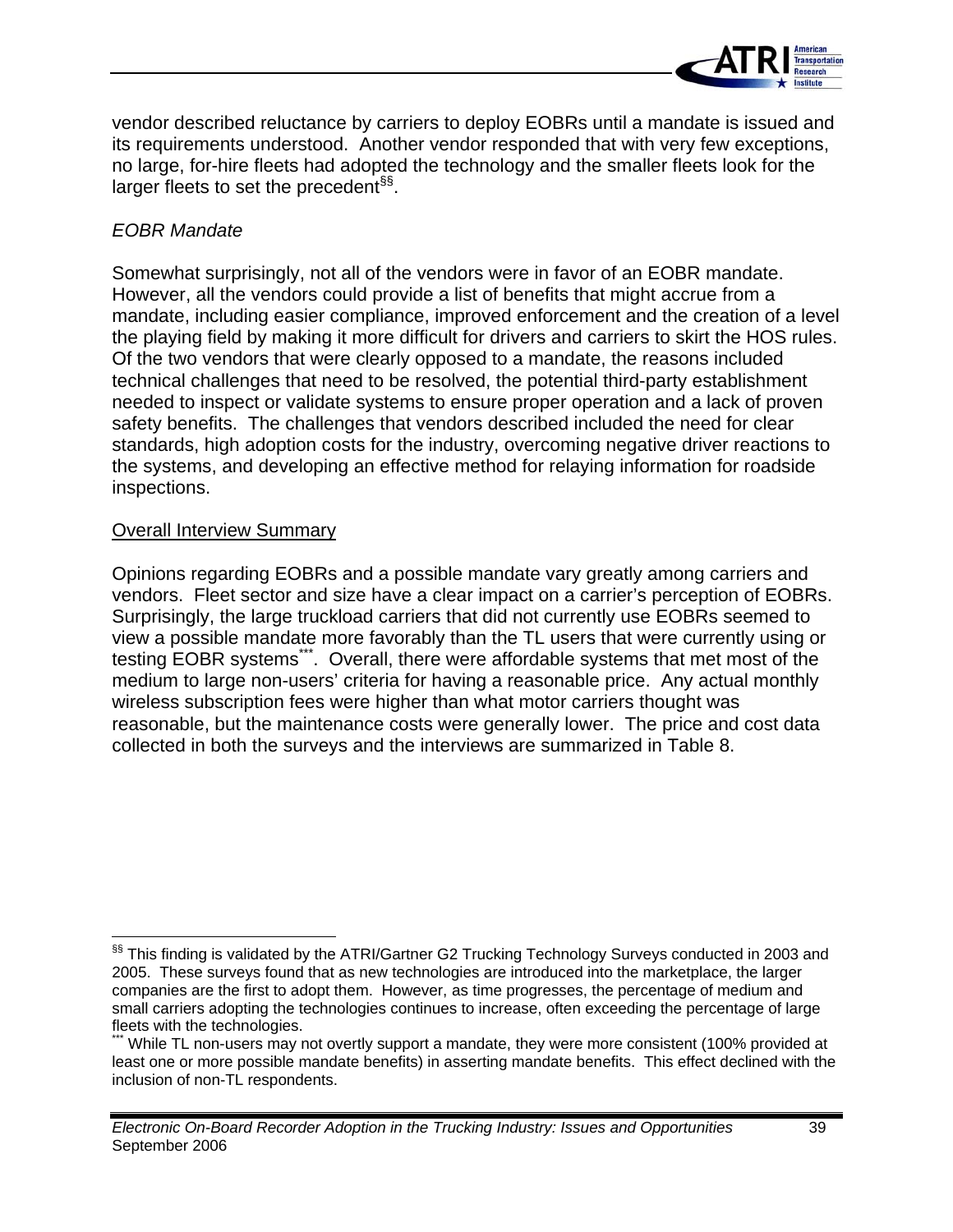vendor described reluctance by carriers to deploy EOBRs until a mandate is issued and its requirements understood. Another vendor responded that with very few exceptions, no large, for-hire fleets had adopted the technology and the smaller fleets look for the larger fleets to set the precedent[§§].

*EOBR Mandate*

Somewhat surprisingly, not all of the vendors were in favor of an EOBR mandate. However, all the vendors could provide a list of benefits that might accrue from a mandate, including easier compliance, improved enforcement and the creation of a level the playing field by making it more difficult for drivers and carriers to skirt the HOS rules. Of the two vendors that were clearly opposed to a mandate, the reasons included technical challenges that need to be resolved, the potential third-party establishment needed to inspect or validate systems to ensure proper operation and a lack of proven safety benefits. The challenges that vendors described included the need for clear standards, high adoption costs for the industry, overcoming negative driver reactions to the systems, and developing an effective method for relaying information for roadside inspections.

<u>Overall Interview Summary</u>

Opinions regarding EOBRs and a possible mandate vary greatly among carriers and vendors. Fleet sector and size have a clear impact on a carrier's perception of EOBRs. Surprisingly, the large truckload carriers that did not currently use EOBRs seemed to view a possible mandate more favorably than the TL users that were currently using or testing EOBR systems[***]. Overall, there were affordable systems that met most of the medium to large non-users' criteria for having a reasonable price. Any actual monthly wireless subscription fees were higher than what motor carriers thought was reasonable, but the maintenance costs were generally lower. The price and cost data collected in both the surveys and the interviews are summarized in Table 8.

---

[§§] This finding is validated by the ATRI/Gartner G2 Trucking Technology Surveys conducted in 2003 and 2005. These surveys found that as new technologies are introduced into the marketplace, the larger companies are the first to adopt them. However, as time progresses, the percentage of medium and small carriers adopting the technologies continues to increase, often exceeding the percentage of large fleets with the technologies.

[***] While TL non-users may not overtly support a mandate, they were more consistent (100% provided at least one or more possible mandate benefits) in asserting mandate benefits. This effect declined with the inclusion of non-TL respondents.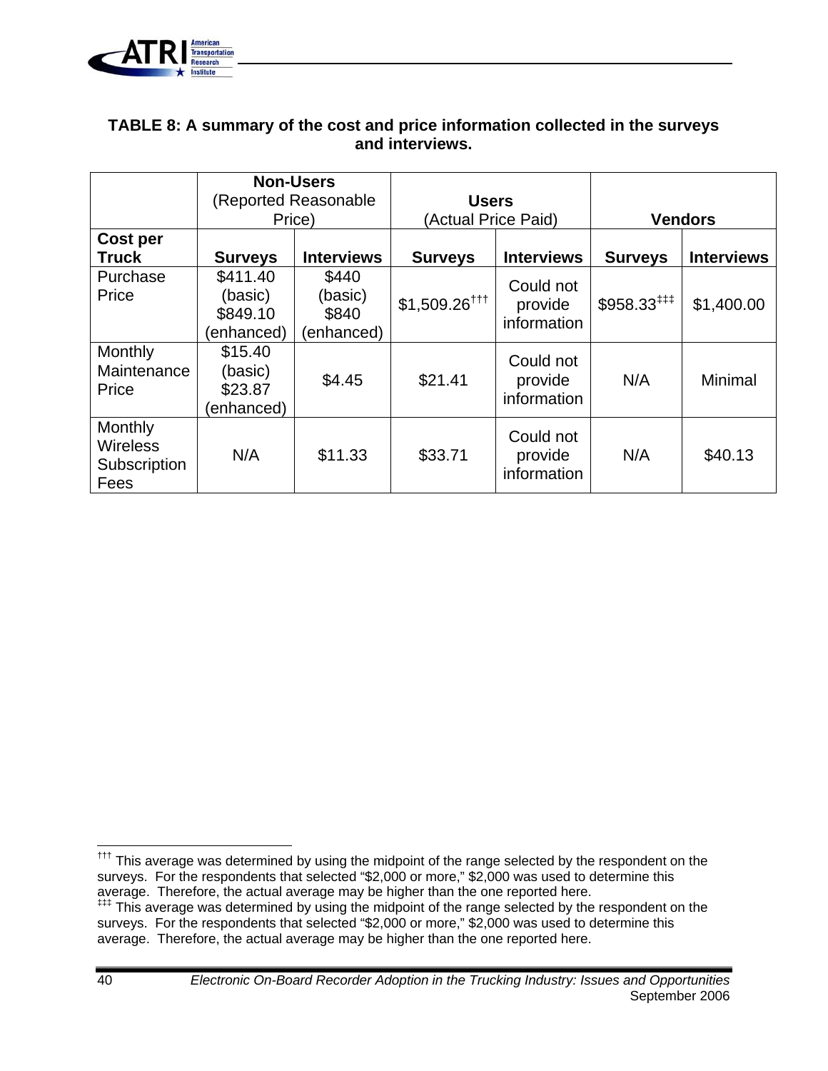**TABLE 8: A summary of the cost and price information collected in the surveys and interviews.**

| | **Non-Users** (Reported Reasonable Price) | | **Users** (Actual Price Paid) | | **Vendors** | |
|---|---|---|---|---|---|---|
| **Cost per Truck** | **Surveys** | **Interviews** | **Surveys** | **Interviews** | **Surveys** | **Interviews** |
| Purchase Price | $411.40 (basic) $849.10 (enhanced) | $440 (basic) $840 (enhanced) | $1,509.26[†††] | Could not provide information | $958.33[‡‡‡] | $1,400.00 |
| Monthly Maintenance Price | $15.40 (basic) $23.87 (enhanced) | $4.45 | $21.41 | Could not provide information | N/A | Minimal |
| Monthly Wireless Subscription Fees | N/A | $11.33 | $33.71 | Could not provide information | N/A | $40.13 |

[†††] This average was determined by using the midpoint of the range selected by the respondent on the surveys. For the respondents that selected "$2,000 or more," $2,000 was used to determine this average. Therefore, the actual average may be higher than the one reported here.

[‡‡‡] This average was determined by using the midpoint of the range selected by the respondent on the surveys. For the respondents that selected "$2,000 or more," $2,000 was used to determine this average. Therefore, the actual average may be higher than the one reported here.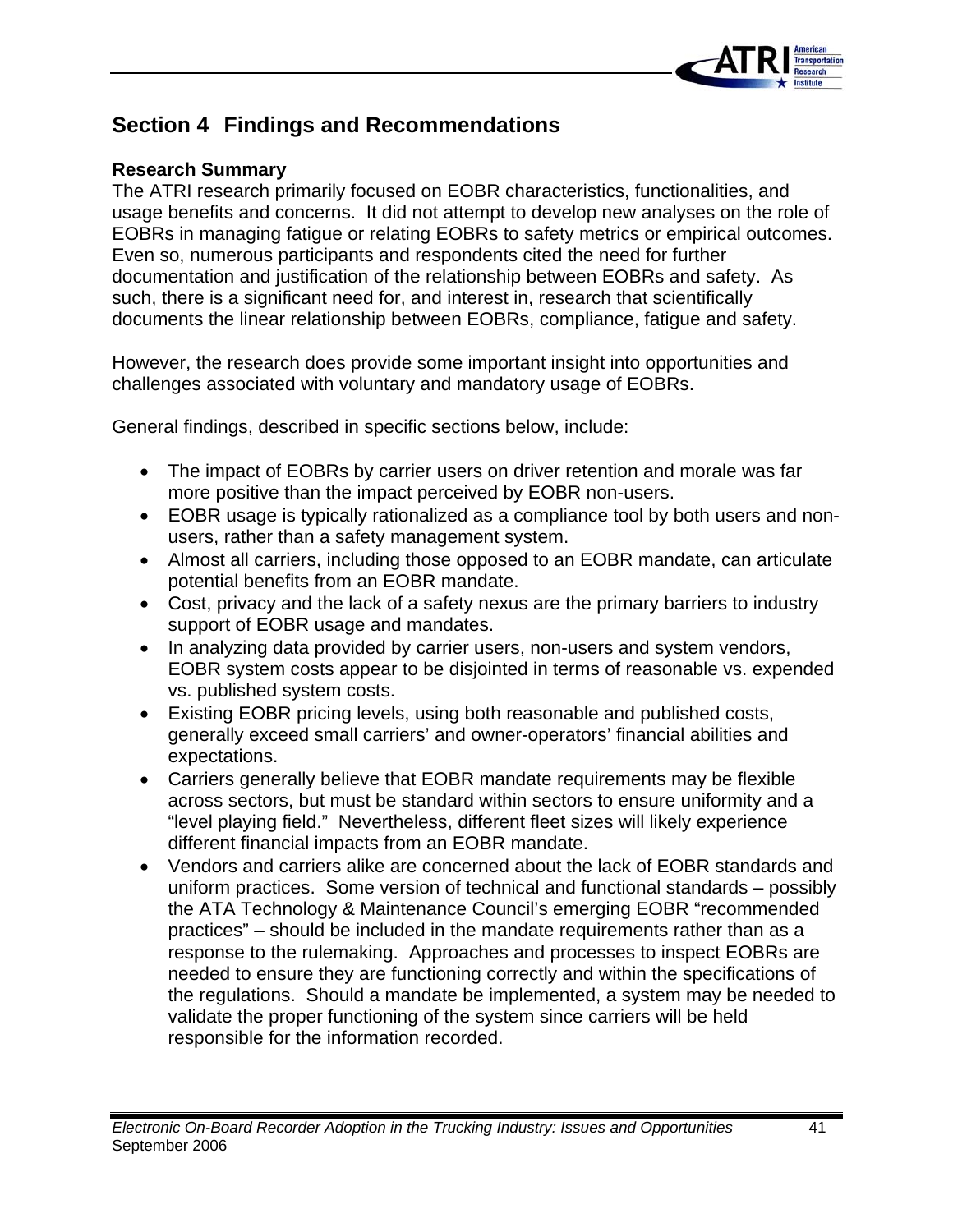# Section 4 Findings and Recommendations

**Research Summary**

The ATRI research primarily focused on EOBR characteristics, functionalities, and usage benefits and concerns. It did not attempt to develop new analyses on the role of EOBRs in managing fatigue or relating EOBRs to safety metrics or empirical outcomes. Even so, numerous participants and respondents cited the need for further documentation and justification of the relationship between EOBRs and safety. As such, there is a significant need for, and interest in, research that scientifically documents the linear relationship between EOBRs, compliance, fatigue and safety.

However, the research does provide some important insight into opportunities and challenges associated with voluntary and mandatory usage of EOBRs.

General findings, described in specific sections below, include:

- The impact of EOBRs by carrier users on driver retention and morale was far more positive than the impact perceived by EOBR non-users.
- EOBR usage is typically rationalized as a compliance tool by both users and non-users, rather than a safety management system.
- Almost all carriers, including those opposed to an EOBR mandate, can articulate potential benefits from an EOBR mandate.
- Cost, privacy and the lack of a safety nexus are the primary barriers to industry support of EOBR usage and mandates.
- In analyzing data provided by carrier users, non-users and system vendors, EOBR system costs appear to be disjointed in terms of reasonable vs. expended vs. published system costs.
- Existing EOBR pricing levels, using both reasonable and published costs, generally exceed small carriers' and owner-operators' financial abilities and expectations.
- Carriers generally believe that EOBR mandate requirements may be flexible across sectors, but must be standard within sectors to ensure uniformity and a "level playing field." Nevertheless, different fleet sizes will likely experience different financial impacts from an EOBR mandate.
- Vendors and carriers alike are concerned about the lack of EOBR standards and uniform practices. Some version of technical and functional standards – possibly the ATA Technology & Maintenance Council's emerging EOBR "recommended practices" – should be included in the mandate requirements rather than as a response to the rulemaking. Approaches and processes to inspect EOBRs are needed to ensure they are functioning correctly and within the specifications of the regulations. Should a mandate be implemented, a system may be needed to validate the proper functioning of the system since carriers will be held responsible for the information recorded.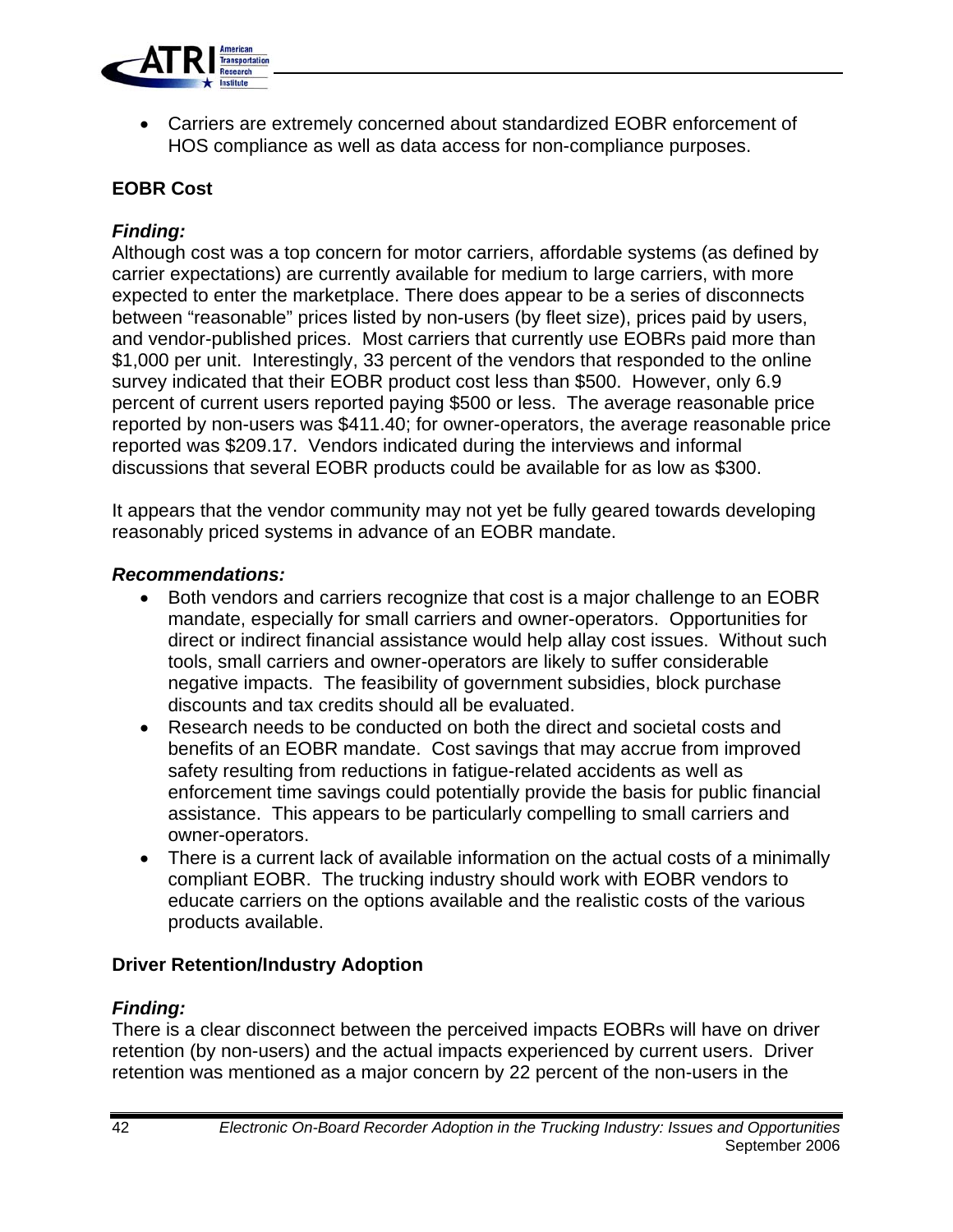- Carriers are extremely concerned about standardized EOBR enforcement of HOS compliance as well as data access for non-compliance purposes.

**EOBR Cost**

***Finding:***
Although cost was a top concern for motor carriers, affordable systems (as defined by carrier expectations) are currently available for medium to large carriers, with more expected to enter the marketplace. There does appear to be a series of disconnects between "reasonable" prices listed by non-users (by fleet size), prices paid by users, and vendor-published prices. Most carriers that currently use EOBRs paid more than $1,000 per unit. Interestingly, 33 percent of the vendors that responded to the online survey indicated that their EOBR product cost less than $500. However, only 6.9 percent of current users reported paying $500 or less. The average reasonable price reported by non-users was $411.40; for owner-operators, the average reasonable price reported was $209.17. Vendors indicated during the interviews and informal discussions that several EOBR products could be available for as low as $300.

It appears that the vendor community may not yet be fully geared towards developing reasonably priced systems in advance of an EOBR mandate.

***Recommendations:***

- Both vendors and carriers recognize that cost is a major challenge to an EOBR mandate, especially for small carriers and owner-operators. Opportunities for direct or indirect financial assistance would help allay cost issues. Without such tools, small carriers and owner-operators are likely to suffer considerable negative impacts. The feasibility of government subsidies, block purchase discounts and tax credits should all be evaluated.
- Research needs to be conducted on both the direct and societal costs and benefits of an EOBR mandate. Cost savings that may accrue from improved safety resulting from reductions in fatigue-related accidents as well as enforcement time savings could potentially provide the basis for public financial assistance. This appears to be particularly compelling to small carriers and owner-operators.
- There is a current lack of available information on the actual costs of a minimally compliant EOBR. The trucking industry should work with EOBR vendors to educate carriers on the options available and the realistic costs of the various products available.

**Driver Retention/Industry Adoption**

***Finding:***
There is a clear disconnect between the perceived impacts EOBRs will have on driver retention (by non-users) and the actual impacts experienced by current users. Driver retention was mentioned as a major concern by 22 percent of the non-users in the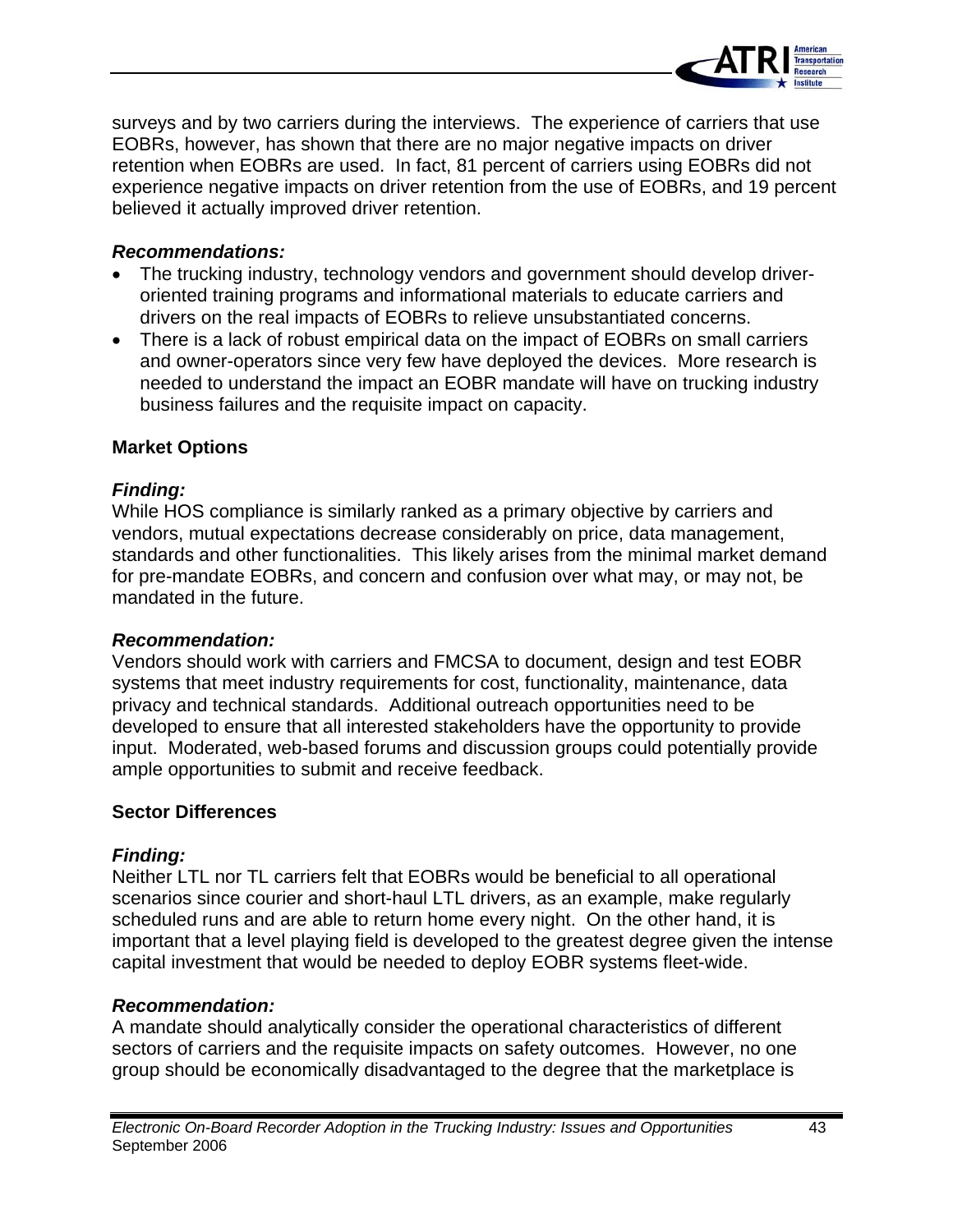surveys and by two carriers during the interviews. The experience of carriers that use EOBRs, however, has shown that there are no major negative impacts on driver retention when EOBRs are used. In fact, 81 percent of carriers using EOBRs did not experience negative impacts on driver retention from the use of EOBRs, and 19 percent believed it actually improved driver retention.

***Recommendations:***

- The trucking industry, technology vendors and government should develop driver-oriented training programs and informational materials to educate carriers and drivers on the real impacts of EOBRs to relieve unsubstantiated concerns.
- There is a lack of robust empirical data on the impact of EOBRs on small carriers and owner-operators since very few have deployed the devices. More research is needed to understand the impact an EOBR mandate will have on trucking industry business failures and the requisite impact on capacity.

**Market Options**

***Finding:***

While HOS compliance is similarly ranked as a primary objective by carriers and vendors, mutual expectations decrease considerably on price, data management, standards and other functionalities. This likely arises from the minimal market demand for pre-mandate EOBRs, and concern and confusion over what may, or may not, be mandated in the future.

***Recommendation:***

Vendors should work with carriers and FMCSA to document, design and test EOBR systems that meet industry requirements for cost, functionality, maintenance, data privacy and technical standards. Additional outreach opportunities need to be developed to ensure that all interested stakeholders have the opportunity to provide input. Moderated, web-based forums and discussion groups could potentially provide ample opportunities to submit and receive feedback.

**Sector Differences**

***Finding:***

Neither LTL nor TL carriers felt that EOBRs would be beneficial to all operational scenarios since courier and short-haul LTL drivers, as an example, make regularly scheduled runs and are able to return home every night. On the other hand, it is important that a level playing field is developed to the greatest degree given the intense capital investment that would be needed to deploy EOBR systems fleet-wide.

***Recommendation:***

A mandate should analytically consider the operational characteristics of different sectors of carriers and the requisite impacts on safety outcomes. However, no one group should be economically disadvantaged to the degree that the marketplace is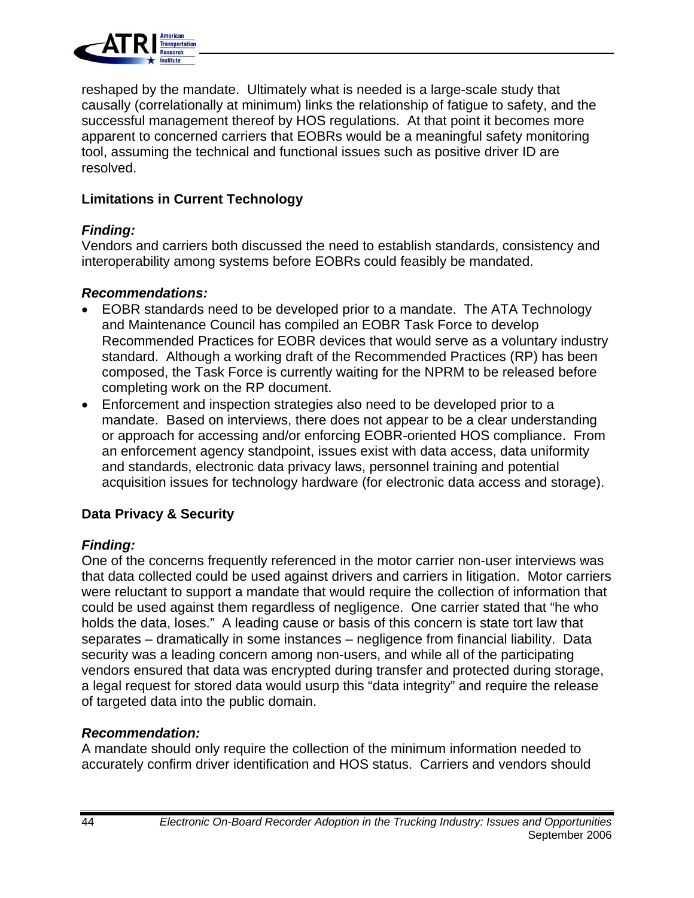reshaped by the mandate. Ultimately what is needed is a large-scale study that causally (correlationally at minimum) links the relationship of fatigue to safety, and the successful management thereof by HOS regulations. At that point it becomes more apparent to concerned carriers that EOBRs would be a meaningful safety monitoring tool, assuming the technical and functional issues such as positive driver ID are resolved.

**Limitations in Current Technology**

***Finding:***

Vendors and carriers both discussed the need to establish standards, consistency and interoperability among systems before EOBRs could feasibly be mandated.

***Recommendations:***

- EOBR standards need to be developed prior to a mandate. The ATA Technology and Maintenance Council has compiled an EOBR Task Force to develop Recommended Practices for EOBR devices that would serve as a voluntary industry standard. Although a working draft of the Recommended Practices (RP) has been composed, the Task Force is currently waiting for the NPRM to be released before completing work on the RP document.
- Enforcement and inspection strategies also need to be developed prior to a mandate. Based on interviews, there does not appear to be a clear understanding or approach for accessing and/or enforcing EOBR-oriented HOS compliance. From an enforcement agency standpoint, issues exist with data access, data uniformity and standards, electronic data privacy laws, personnel training and potential acquisition issues for technology hardware (for electronic data access and storage).

**Data Privacy & Security**

***Finding:***

One of the concerns frequently referenced in the motor carrier non-user interviews was that data collected could be used against drivers and carriers in litigation. Motor carriers were reluctant to support a mandate that would require the collection of information that could be used against them regardless of negligence. One carrier stated that "he who holds the data, loses." A leading cause or basis of this concern is state tort law that separates – dramatically in some instances – negligence from financial liability. Data security was a leading concern among non-users, and while all of the participating vendors ensured that data was encrypted during transfer and protected during storage, a legal request for stored data would usurp this "data integrity" and require the release of targeted data into the public domain.

***Recommendation:***

A mandate should only require the collection of the minimum information needed to accurately confirm driver identification and HOS status. Carriers and vendors should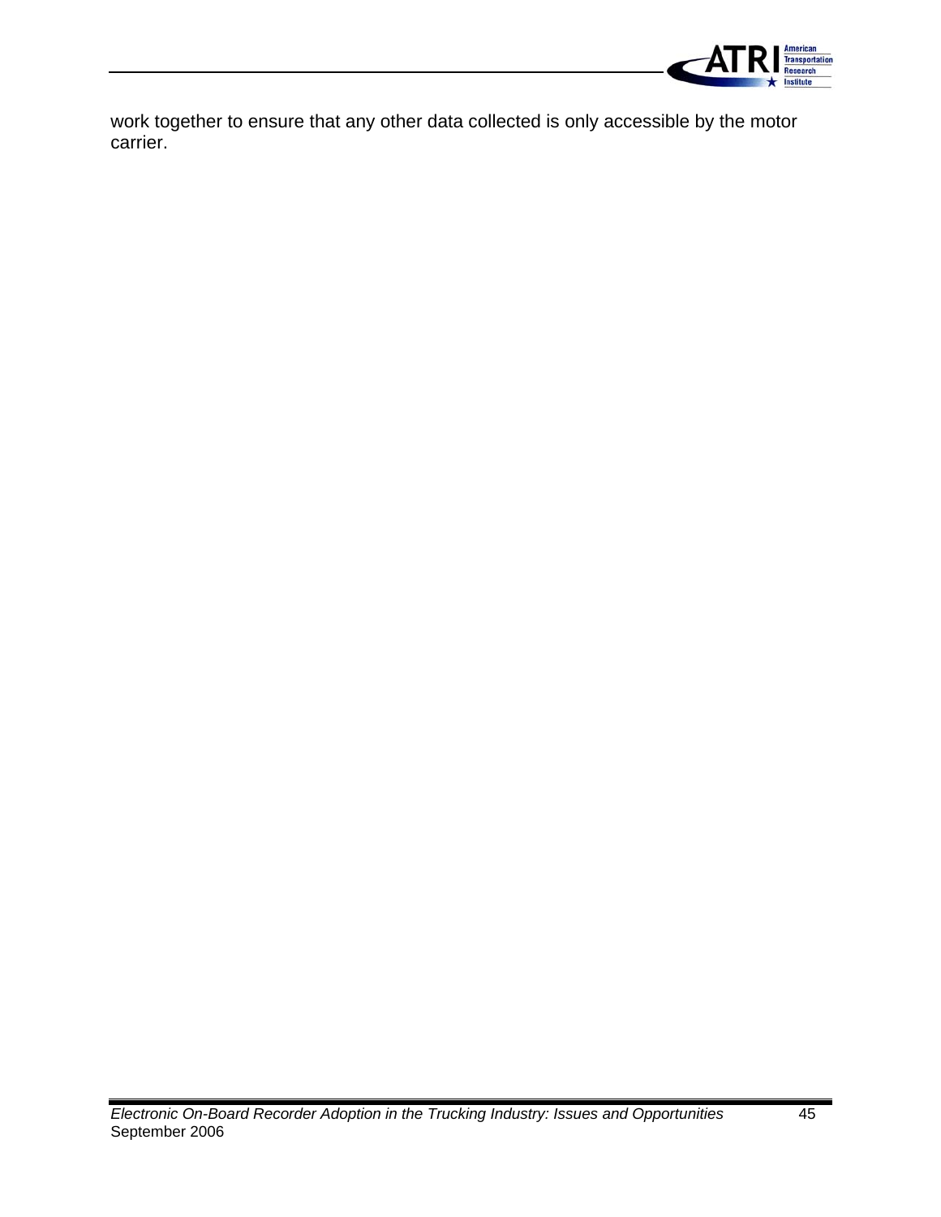work together to ensure that any other data collected is only accessible by the motor carrier.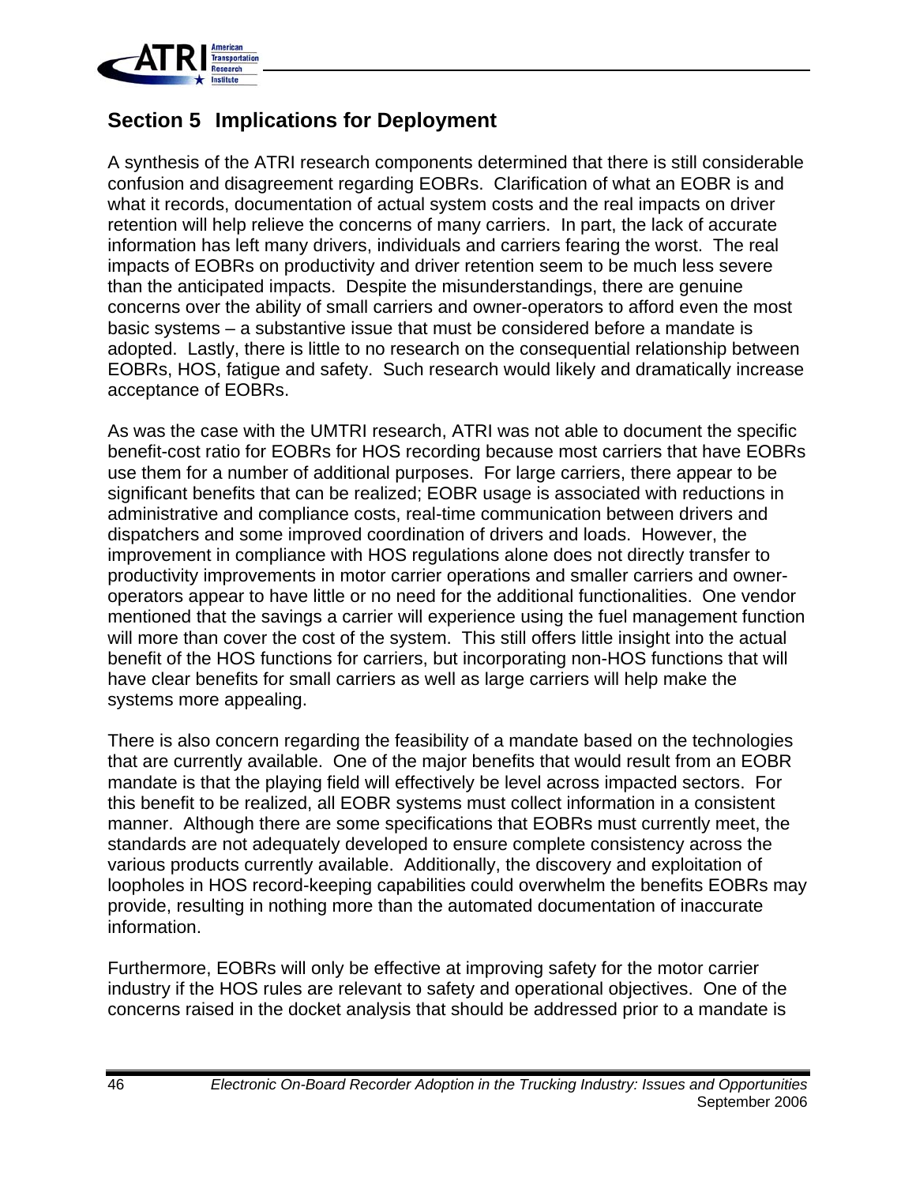## Section 5 Implications for Deployment

A synthesis of the ATRI research components determined that there is still considerable confusion and disagreement regarding EOBRs. Clarification of what an EOBR is and what it records, documentation of actual system costs and the real impacts on driver retention will help relieve the concerns of many carriers. In part, the lack of accurate information has left many drivers, individuals and carriers fearing the worst. The real impacts of EOBRs on productivity and driver retention seem to be much less severe than the anticipated impacts. Despite the misunderstandings, there are genuine concerns over the ability of small carriers and owner-operators to afford even the most basic systems – a substantive issue that must be considered before a mandate is adopted. Lastly, there is little to no research on the consequential relationship between EOBRs, HOS, fatigue and safety. Such research would likely and dramatically increase acceptance of EOBRs.

As was the case with the UMTRI research, ATRI was not able to document the specific benefit-cost ratio for EOBRs for HOS recording because most carriers that have EOBRs use them for a number of additional purposes. For large carriers, there appear to be significant benefits that can be realized; EOBR usage is associated with reductions in administrative and compliance costs, real-time communication between drivers and dispatchers and some improved coordination of drivers and loads. However, the improvement in compliance with HOS regulations alone does not directly transfer to productivity improvements in motor carrier operations and smaller carriers and owner-operators appear to have little or no need for the additional functionalities. One vendor mentioned that the savings a carrier will experience using the fuel management function will more than cover the cost of the system. This still offers little insight into the actual benefit of the HOS functions for carriers, but incorporating non-HOS functions that will have clear benefits for small carriers as well as large carriers will help make the systems more appealing.

There is also concern regarding the feasibility of a mandate based on the technologies that are currently available. One of the major benefits that would result from an EOBR mandate is that the playing field will effectively be level across impacted sectors. For this benefit to be realized, all EOBR systems must collect information in a consistent manner. Although there are some specifications that EOBRs must currently meet, the standards are not adequately developed to ensure complete consistency across the various products currently available. Additionally, the discovery and exploitation of loopholes in HOS record-keeping capabilities could overwhelm the benefits EOBRs may provide, resulting in nothing more than the automated documentation of inaccurate information.

Furthermore, EOBRs will only be effective at improving safety for the motor carrier industry if the HOS rules are relevant to safety and operational objectives. One of the concerns raised in the docket analysis that should be addressed prior to a mandate is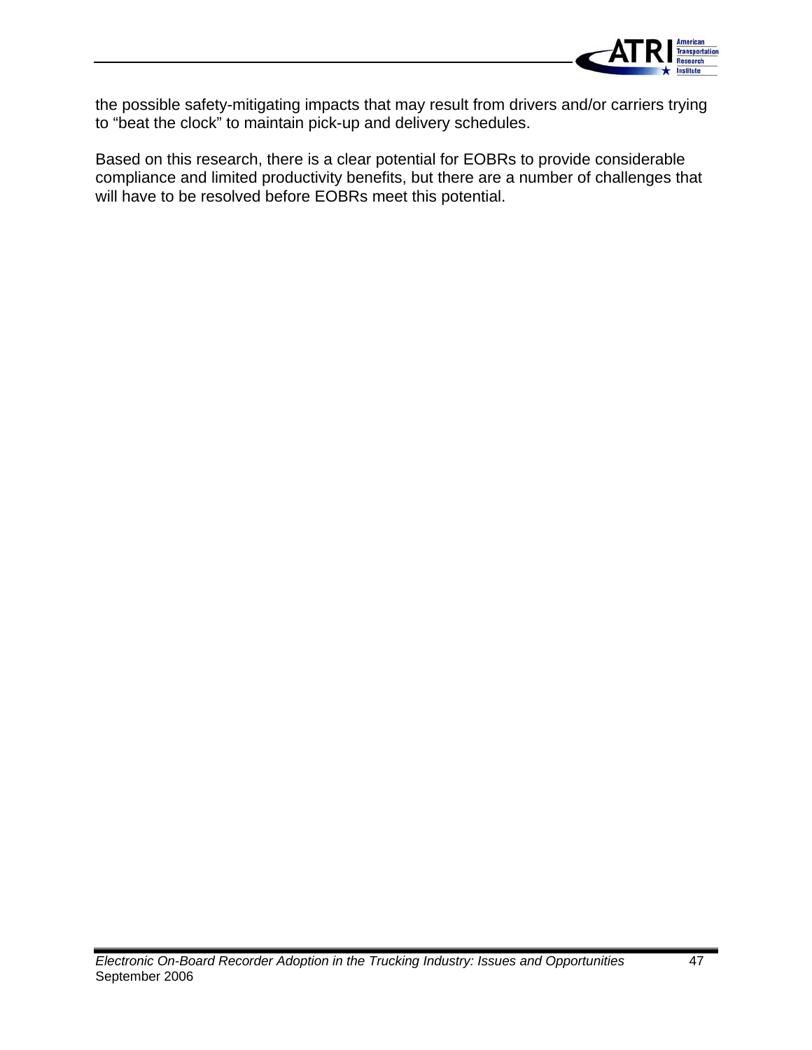the possible safety-mitigating impacts that may result from drivers and/or carriers trying to "beat the clock" to maintain pick-up and delivery schedules.

Based on this research, there is a clear potential for EOBRs to provide considerable compliance and limited productivity benefits, but there are a number of challenges that will have to be resolved before EOBRs meet this potential.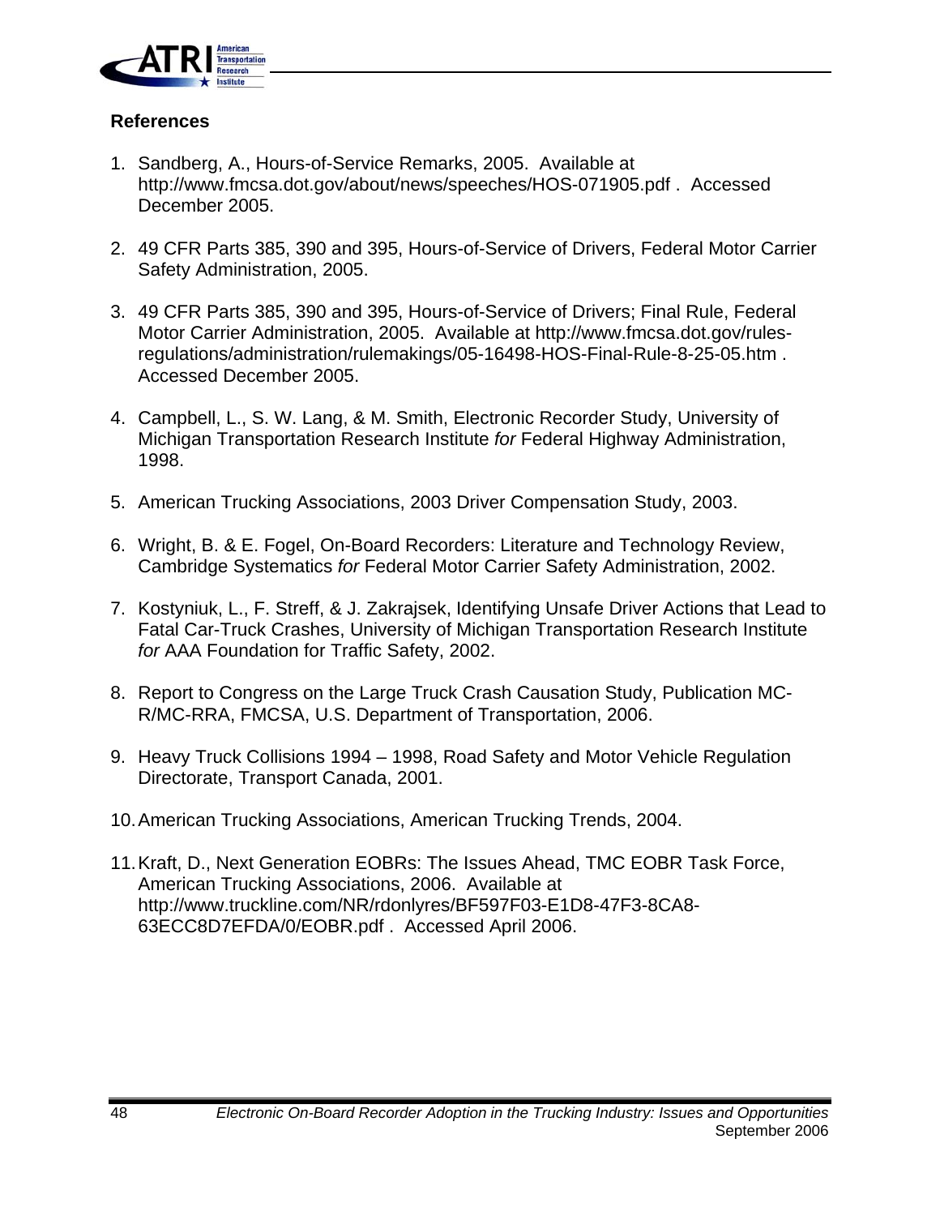## References

1. Sandberg, A., Hours-of-Service Remarks, 2005. Available at http://www.fmcsa.dot.gov/about/news/speeches/HOS-071905.pdf . Accessed December 2005.

2. 49 CFR Parts 385, 390 and 395, Hours-of-Service of Drivers, Federal Motor Carrier Safety Administration, 2005.

3. 49 CFR Parts 385, 390 and 395, Hours-of-Service of Drivers; Final Rule, Federal Motor Carrier Administration, 2005. Available at http://www.fmcsa.dot.gov/rules-regulations/administration/rulemakings/05-16498-HOS-Final-Rule-8-25-05.htm . Accessed December 2005.

4. Campbell, L., S. W. Lang, & M. Smith, Electronic Recorder Study, University of Michigan Transportation Research Institute *for* Federal Highway Administration, 1998.

5. American Trucking Associations, 2003 Driver Compensation Study, 2003.

6. Wright, B. & E. Fogel, On-Board Recorders: Literature and Technology Review, Cambridge Systematics *for* Federal Motor Carrier Safety Administration, 2002.

7. Kostyniuk, L., F. Streff, & J. Zakrajsek, Identifying Unsafe Driver Actions that Lead to Fatal Car-Truck Crashes, University of Michigan Transportation Research Institute *for* AAA Foundation for Traffic Safety, 2002.

8. Report to Congress on the Large Truck Crash Causation Study, Publication MC-R/MC-RRA, FMCSA, U.S. Department of Transportation, 2006.

9. Heavy Truck Collisions 1994 – 1998, Road Safety and Motor Vehicle Regulation Directorate, Transport Canada, 2001.

10. American Trucking Associations, American Trucking Trends, 2004.

11. Kraft, D., Next Generation EOBRs: The Issues Ahead, TMC EOBR Task Force, American Trucking Associations, 2006. Available at http://www.truckline.com/NR/rdonlyres/BF597F03-E1D8-47F3-8CA8-63ECC8D7EFDA/0/EOBR.pdf . Accessed April 2006.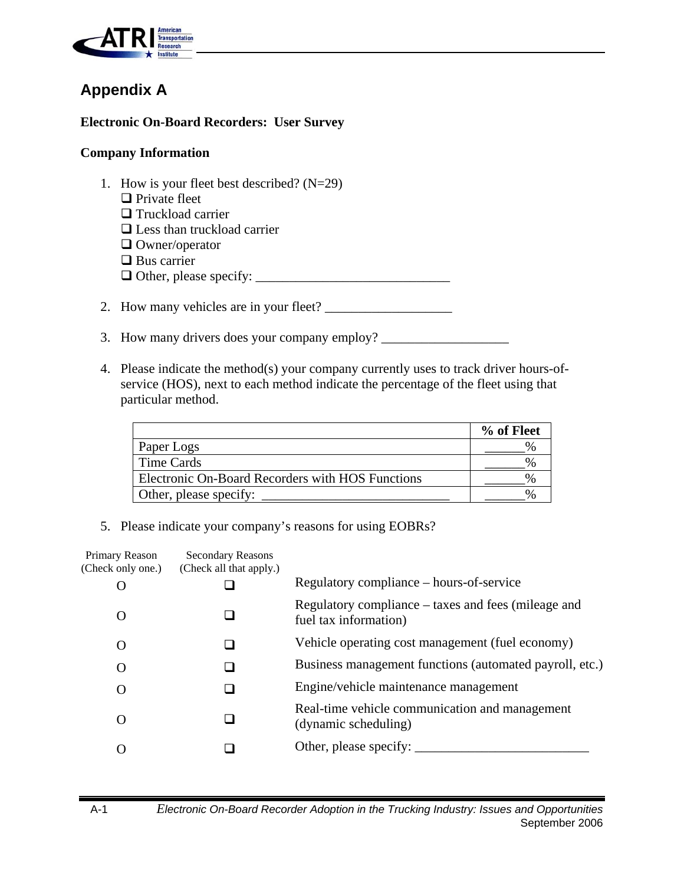## Appendix A

**Electronic On-Board Recorders: User Survey**

**Company Information**

1. How is your fleet best described? (N=29)
   - ❑ Private fleet
   - ❑ Truckload carrier
   - ❑ Less than truckload carrier
   - ❑ Owner/operator
   - ❑ Bus carrier
   - ❑ Other, please specify: _____________________________

2. How many vehicles are in your fleet? ___________________

3. How many drivers does your company employ? ___________________

4. Please indicate the method(s) your company currently uses to track driver hours-of-service (HOS), next to each method indicate the percentage of the fleet using that particular method.

| | % of Fleet |
|---|---|
| Paper Logs | ______% |
| Time Cards | ______% |
| Electronic On-Board Recorders with HOS Functions | ______% |
| Other, please specify: ____________________________ | ______% |

5. Please indicate your company's reasons for using EOBRs?

| Primary Reason (Check only one.) | Secondary Reasons (Check all that apply.) | |
|---|---|---|
| O | ❑ | Regulatory compliance – hours-of-service |
| O | ❑ | Regulatory compliance – taxes and fees (mileage and fuel tax information) |
| O | ❑ | Vehicle operating cost management (fuel economy) |
| O | ❑ | Business management functions (automated payroll, etc.) |
| O | ❑ | Engine/vehicle maintenance management |
| O | ❑ | Real-time vehicle communication and management (dynamic scheduling) |
| O | ❑ | Other, please specify: __________________________ |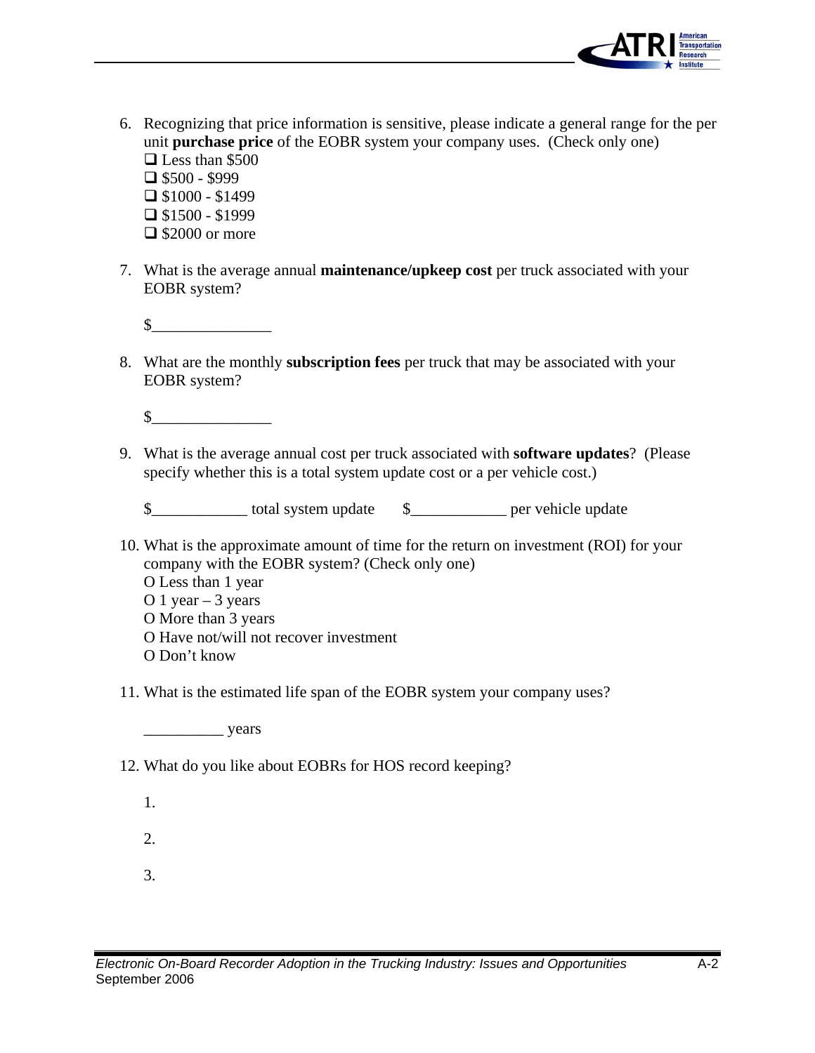6. Recognizing that price information is sensitive, please indicate a general range for the per unit **purchase price** of the EOBR system your company uses. (Check only one)
   - ❑ Less than $500
   - ❑ $500 - $999
   - ❑ $1000 - $1499
   - ❑ $1500 - $1999
   - ❑ $2000 or more

7. What is the average annual **maintenance/upkeep cost** per truck associated with your EOBR system?

   $_______________

8. What are the monthly **subscription fees** per truck that may be associated with your EOBR system?

   $_______________

9. What is the average annual cost per truck associated with **software updates**? (Please specify whether this is a total system update cost or a per vehicle cost.)

   $____________ total system update     $____________ per vehicle update

10. What is the approximate amount of time for the return on investment (ROI) for your company with the EOBR system? (Check only one)
    - O Less than 1 year
    - O 1 year – 3 years
    - O More than 3 years
    - O Have not/will not recover investment
    - O Don't know

11. What is the estimated life span of the EOBR system your company uses?

    __________ years

12. What do you like about EOBRs for HOS record keeping?

    1.

    2.

    3.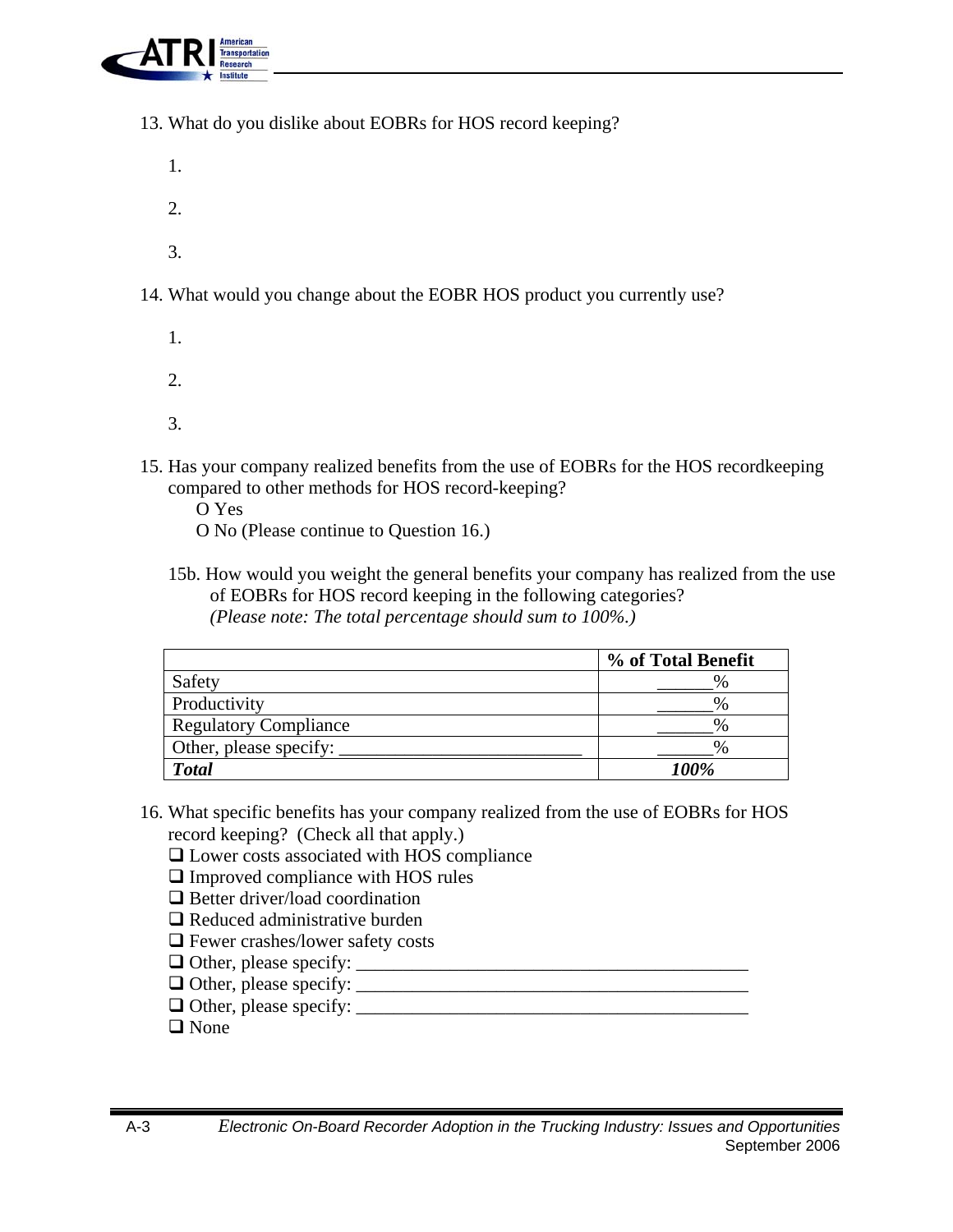13. What do you dislike about EOBRs for HOS record keeping?

    1.

    2.

    3.

14. What would you change about the EOBR HOS product you currently use?

    1.

    2.

    3.

15. Has your company realized benefits from the use of EOBRs for the HOS recordkeeping compared to other methods for HOS record-keeping?

    O Yes

    O No (Please continue to Question 16.)

    15b. How would you weight the general benefits your company has realized from the use of EOBRs for HOS record keeping in the following categories? *(Please note: The total percentage should sum to 100%.)*

| | **% of Total Benefit** |
|---|---|
| Safety | ______% |
| Productivity | ______% |
| Regulatory Compliance | ______% |
| Other, please specify: __________________________ | ______% |
| ***Total*** | ***100%*** |

16. What specific benefits has your company realized from the use of EOBRs for HOS record keeping? (Check all that apply.)

    ❑ Lower costs associated with HOS compliance
    ❑ Improved compliance with HOS rules
    ❑ Better driver/load coordination
    ❑ Reduced administrative burden
    ❑ Fewer crashes/lower safety costs
    ❑ Other, please specify: ___________________________________________
    ❑ Other, please specify: ___________________________________________
    ❑ Other, please specify: ___________________________________________
    ❑ None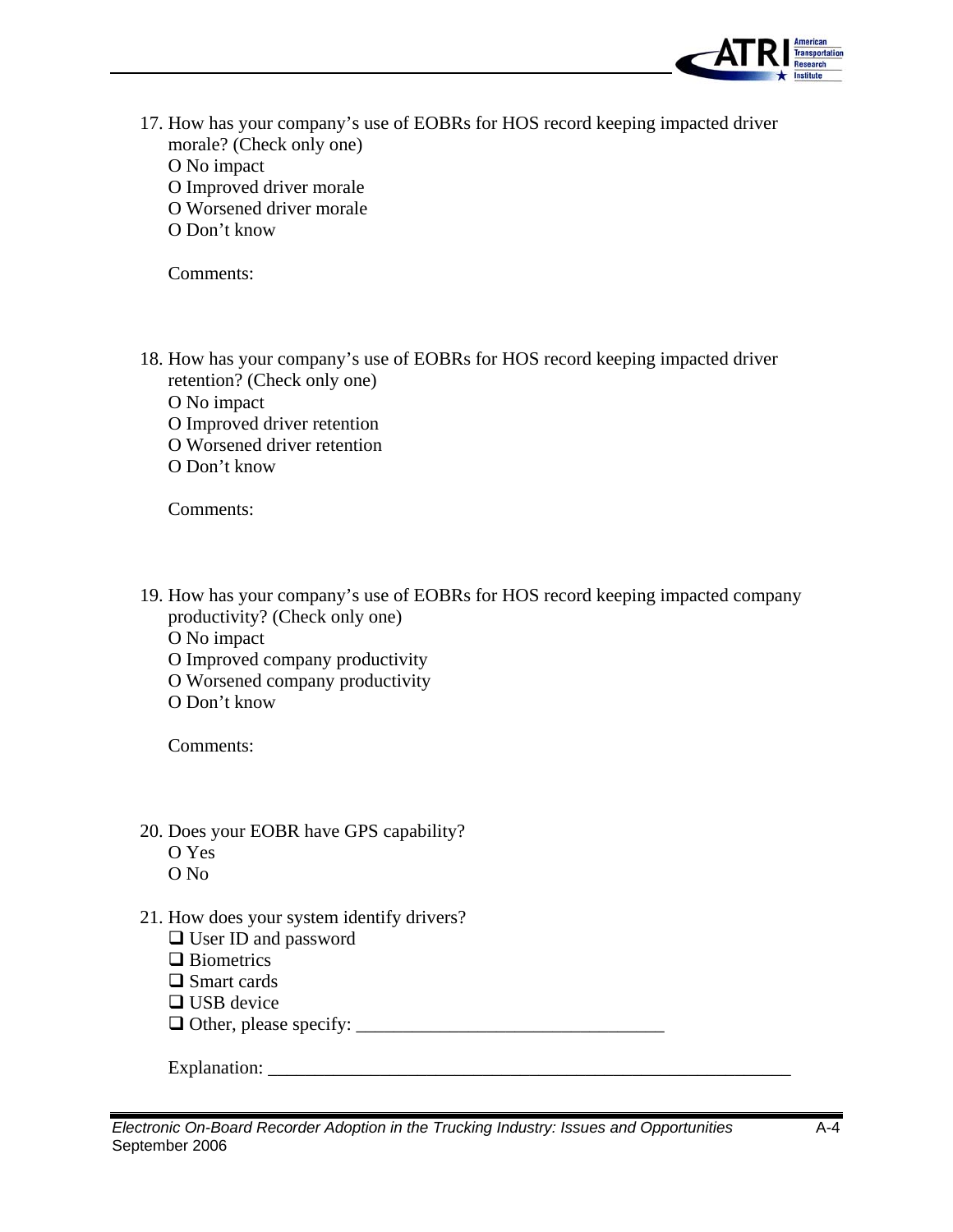17. How has your company's use of EOBRs for HOS record keeping impacted driver morale? (Check only one)
    O No impact
    O Improved driver morale
    O Worsened driver morale
    O Don't know

    Comments:

18. How has your company's use of EOBRs for HOS record keeping impacted driver retention? (Check only one)
    O No impact
    O Improved driver retention
    O Worsened driver retention
    O Don't know

    Comments:

19. How has your company's use of EOBRs for HOS record keeping impacted company productivity? (Check only one)
    O No impact
    O Improved company productivity
    O Worsened company productivity
    O Don't know

    Comments:

20. Does your EOBR have GPS capability?
    O Yes
    O No

21. How does your system identify drivers?
    ❑ User ID and password
    ❑ Biometrics
    ❑ Smart cards
    ❑ USB device
    ❑ Other, please specify: ________________________________

    Explanation: __________________________________________________________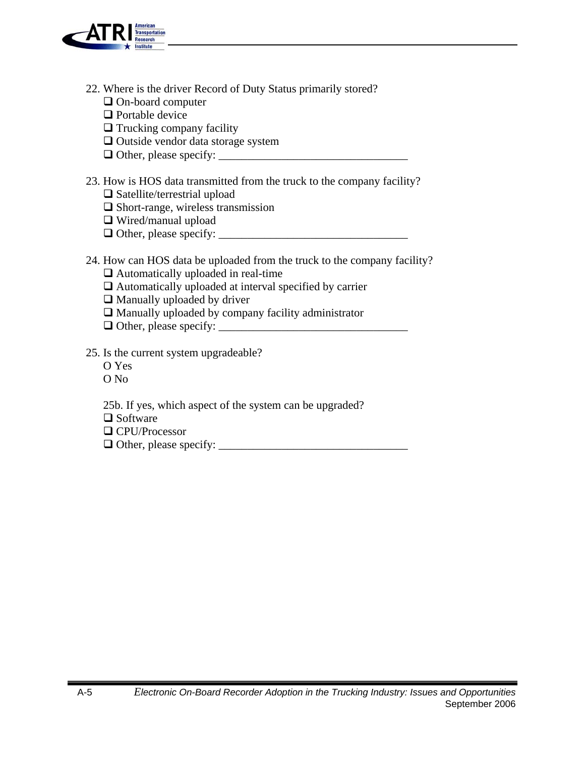22. Where is the driver Record of Duty Status primarily stored?
    - ❑ On-board computer
    - ❑ Portable device
    - ❑ Trucking company facility
    - ❑ Outside vendor data storage system
    - ❑ Other, please specify: _________________________________

23. How is HOS data transmitted from the truck to the company facility?
    - ❑ Satellite/terrestrial upload
    - ❑ Short-range, wireless transmission
    - ❑ Wired/manual upload
    - ❑ Other, please specify: _________________________________

24. How can HOS data be uploaded from the truck to the company facility?
    - ❑ Automatically uploaded in real-time
    - ❑ Automatically uploaded at interval specified by carrier
    - ❑ Manually uploaded by driver
    - ❑ Manually uploaded by company facility administrator
    - ❑ Other, please specify: _________________________________

25. Is the current system upgradeable?
    - O Yes
    - O No

    25b. If yes, which aspect of the system can be upgraded?
    - ❑ Software
    - ❑ CPU/Processor
    - ❑ Other, please specify: _________________________________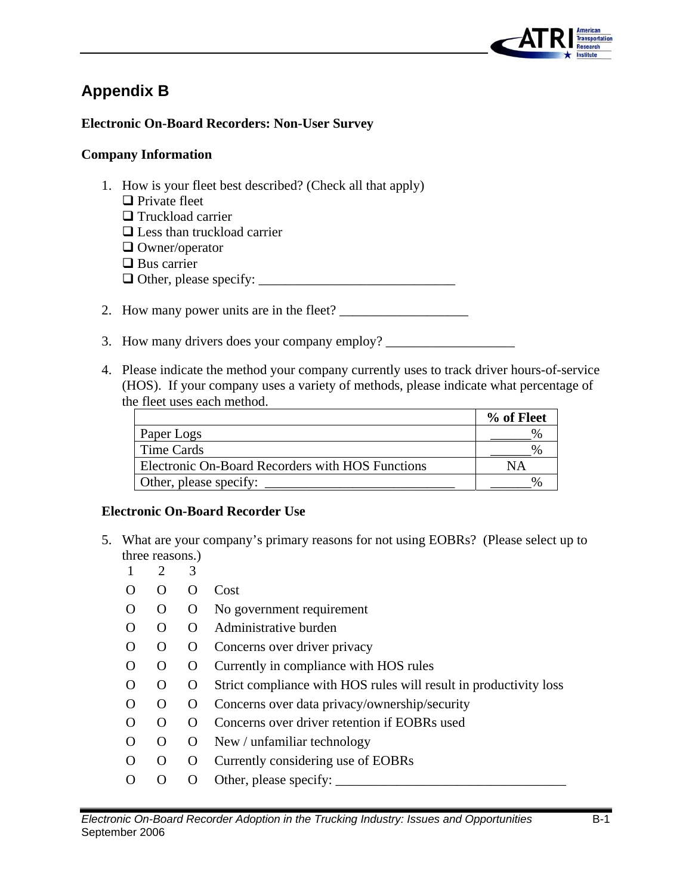## Appendix B

**Electronic On-Board Recorders: Non-User Survey**

**Company Information**

1. How is your fleet best described? (Check all that apply)
   - ❑ Private fleet
   - ❑ Truckload carrier
   - ❑ Less than truckload carrier
   - ❑ Owner/operator
   - ❑ Bus carrier
   - ❑ Other, please specify: ______________________________

2. How many power units are in the fleet? ___________________

3. How many drivers does your company employ? ___________________

4. Please indicate the method your company currently uses to track driver hours-of-service (HOS). If your company uses a variety of methods, please indicate what percentage of the fleet uses each method.

| | % of Fleet |
|---|---|
| Paper Logs | ______% |
| Time Cards | ______% |
| Electronic On-Board Recorders with HOS Functions | NA |
| Other, please specify: _____________________________ | ______% |

**Electronic On-Board Recorder Use**

5. What are your company's primary reasons for not using EOBRs? (Please select up to three reasons.)

| 1 | 2 | 3 | |
|---|---|---|---|
| O | O | O | Cost |
| O | O | O | No government requirement |
| O | O | O | Administrative burden |
| O | O | O | Concerns over driver privacy |
| O | O | O | Currently in compliance with HOS rules |
| O | O | O | Strict compliance with HOS rules will result in productivity loss |
| O | O | O | Concerns over data privacy/ownership/security |
| O | O | O | Concerns over driver retention if EOBRs used |
| O | O | O | New / unfamiliar technology |
| O | O | O | Currently considering use of EOBRs |
| O | O | O | Other, please specify: __________________________________ |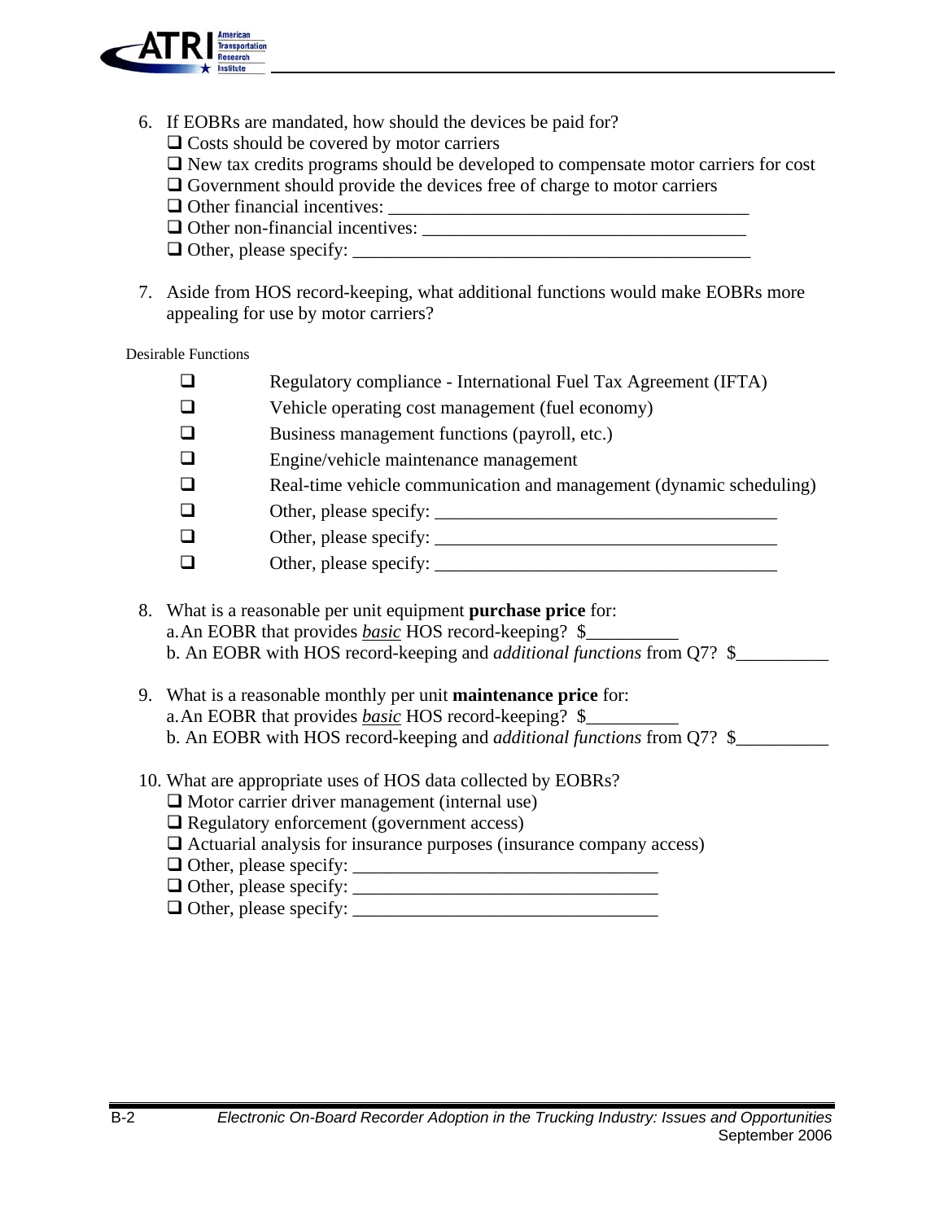6. If EOBRs are mandated, how should the devices be paid for?
   - ❑ Costs should be covered by motor carriers
   - ❑ New tax credits programs should be developed to compensate motor carriers for cost
   - ❑ Government should provide the devices free of charge to motor carriers
   - ❑ Other financial incentives: ________________________________________
   - ❑ Other non-financial incentives: ___________________________________
   - ❑ Other, please specify: ____________________________________________

7. Aside from HOS record-keeping, what additional functions would make EOBRs more appealing for use by motor carriers?

Desirable Functions

- ❑ Regulatory compliance - International Fuel Tax Agreement (IFTA)
- ❑ Vehicle operating cost management (fuel economy)
- ❑ Business management functions (payroll, etc.)
- ❑ Engine/vehicle maintenance management
- ❑ Real-time vehicle communication and management (dynamic scheduling)
- ❑ Other, please specify: ______________________________________
- ❑ Other, please specify: ______________________________________
- ❑ Other, please specify: ______________________________________

8. What is a reasonable per unit equipment **purchase price** for:
   a. An EOBR that provides ***basic*** HOS record-keeping? $__________
   b. An EOBR with HOS record-keeping and *additional functions* from Q7? $__________

9. What is a reasonable monthly per unit **maintenance price** for:
   a. An EOBR that provides ***basic*** HOS record-keeping? $__________
   b. An EOBR with HOS record-keeping and *additional functions* from Q7? $__________

10. What are appropriate uses of HOS data collected by EOBRs?
    - ❑ Motor carrier driver management (internal use)
    - ❑ Regulatory enforcement (government access)
    - ❑ Actuarial analysis for insurance purposes (insurance company access)
    - ❑ Other, please specify: _________________________________
    - ❑ Other, please specify: _________________________________
    - ❑ Other, please specify: _________________________________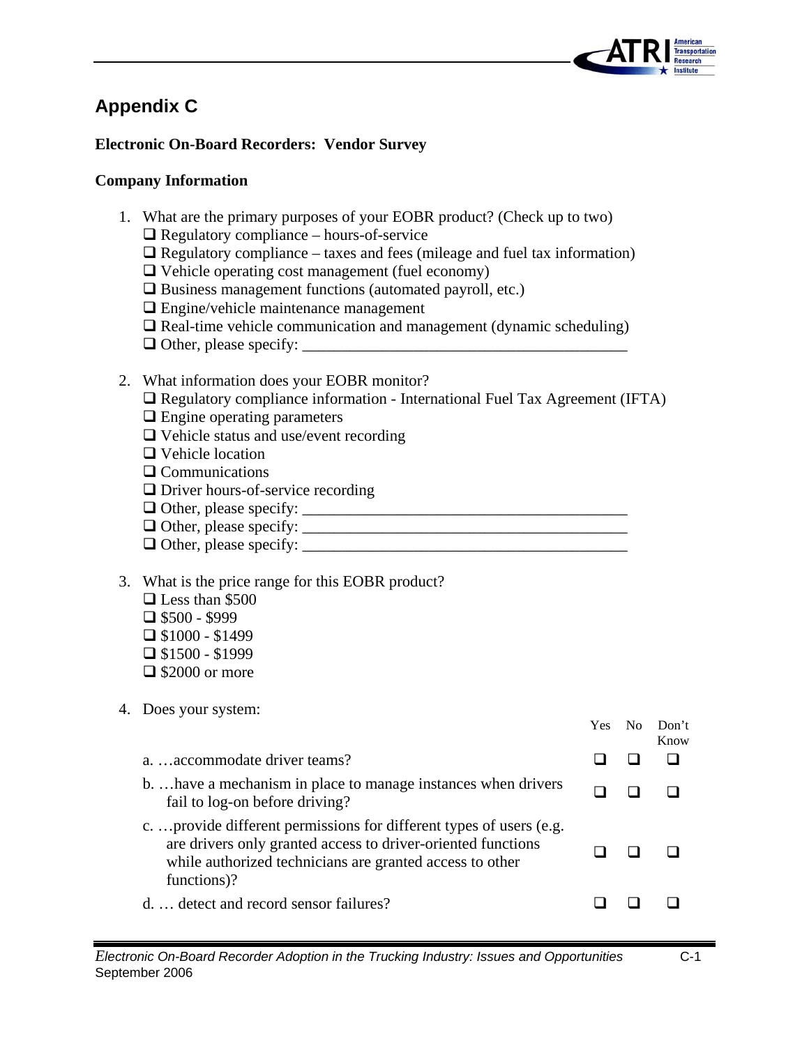## Appendix C

**Electronic On-Board Recorders: Vendor Survey**

**Company Information**

1. What are the primary purposes of your EOBR product? (Check up to two)
   - ❑ Regulatory compliance – hours-of-service
   - ❑ Regulatory compliance – taxes and fees (mileage and fuel tax information)
   - ❑ Vehicle operating cost management (fuel economy)
   - ❑ Business management functions (automated payroll, etc.)
   - ❑ Engine/vehicle maintenance management
   - ❑ Real-time vehicle communication and management (dynamic scheduling)
   - ❑ Other, please specify: ________________________________________

2. What information does your EOBR monitor?
   - ❑ Regulatory compliance information - International Fuel Tax Agreement (IFTA)
   - ❑ Engine operating parameters
   - ❑ Vehicle status and use/event recording
   - ❑ Vehicle location
   - ❑ Communications
   - ❑ Driver hours-of-service recording
   - ❑ Other, please specify: ________________________________________
   - ❑ Other, please specify: ________________________________________
   - ❑ Other, please specify: ________________________________________

3. What is the price range for this EOBR product?
   - ❑ Less than $500
   - ❑ $500 - $999
   - ❑ $1000 - $1499
   - ❑ $1500 - $1999
   - ❑ $2000 or more

4. Does your system:

| | Yes | No | Don't Know |
|---|---|---|---|
| a. …accommodate driver teams? | ❑ | ❑ | ❑ |
| b. …have a mechanism in place to manage instances when drivers fail to log-on before driving? | ❑ | ❑ | ❑ |
| c. …provide different permissions for different types of users (e.g. are drivers only granted access to driver-oriented functions while authorized technicians are granted access to other functions)? | ❑ | ❑ | ❑ |
| d. … detect and record sensor failures? | ❑ | ❑ | ❑ |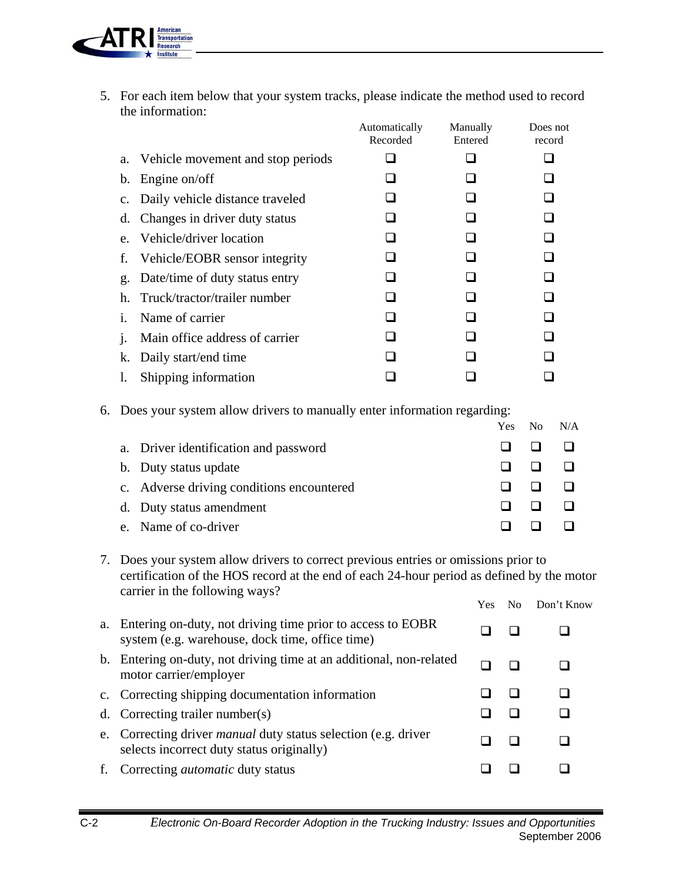5. For each item below that your system tracks, please indicate the method used to record the information:

| | Automatically Recorded | Manually Entered | Does not record |
|---|---|---|---|
| a. Vehicle movement and stop periods | ❑ | ❑ | ❑ |
| b. Engine on/off | ❑ | ❑ | ❑ |
| c. Daily vehicle distance traveled | ❑ | ❑ | ❑ |
| d. Changes in driver duty status | ❑ | ❑ | ❑ |
| e. Vehicle/driver location | ❑ | ❑ | ❑ |
| f. Vehicle/EOBR sensor integrity | ❑ | ❑ | ❑ |
| g. Date/time of duty status entry | ❑ | ❑ | ❑ |
| h. Truck/tractor/trailer number | ❑ | ❑ | ❑ |
| i. Name of carrier | ❑ | ❑ | ❑ |
| j. Main office address of carrier | ❑ | ❑ | ❑ |
| k. Daily start/end time | ❑ | ❑ | ❑ |
| l. Shipping information | ❑ | ❑ | ❑ |

6. Does your system allow drivers to manually enter information regarding:

| | Yes | No | N/A |
|---|---|---|---|
| a. Driver identification and password | ❑ | ❑ | ❑ |
| b. Duty status update | ❑ | ❑ | ❑ |
| c. Adverse driving conditions encountered | ❑ | ❑ | ❑ |
| d. Duty status amendment | ❑ | ❑ | ❑ |
| e. Name of co-driver | ❑ | ❑ | ❑ |

7. Does your system allow drivers to correct previous entries or omissions prior to certification of the HOS record at the end of each 24-hour period as defined by the motor carrier in the following ways?

| | Yes | No | Don't Know |
|---|---|---|---|
| a. Entering on-duty, not driving time prior to access to EOBR system (e.g. warehouse, dock time, office time) | ❑ | ❑ | ❑ |
| b. Entering on-duty, not driving time at an additional, non-related motor carrier/employer | ❑ | ❑ | ❑ |
| c. Correcting shipping documentation information | ❑ | ❑ | ❑ |
| d. Correcting trailer number(s) | ❑ | ❑ | ❑ |
| e. Correcting driver *manual* duty status selection (e.g. driver selects incorrect duty status originally) | ❑ | ❑ | ❑ |
| f. Correcting *automatic* duty status | ❑ | ❑ | ❑ |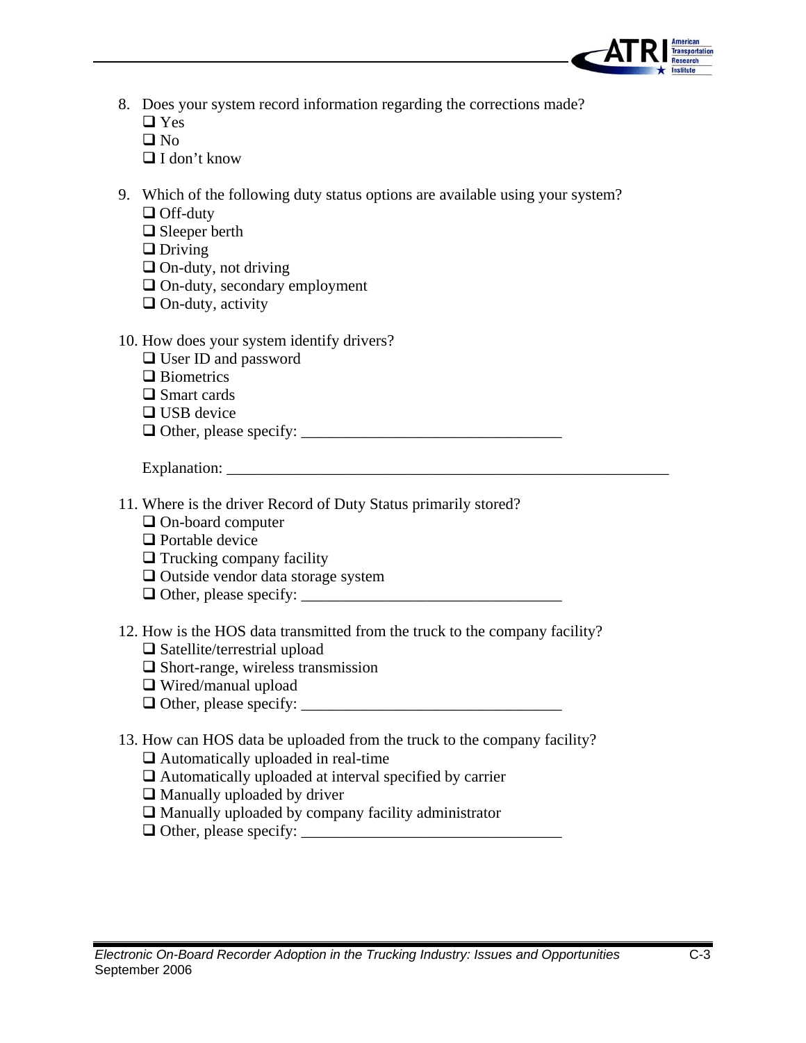8. Does your system record information regarding the corrections made?
   - ❑ Yes
   - ❑ No
   - ❑ I don't know

9. Which of the following duty status options are available using your system?
   - ❑ Off-duty
   - ❑ Sleeper berth
   - ❑ Driving
   - ❑ On-duty, not driving
   - ❑ On-duty, secondary employment
   - ❑ On-duty, activity

10. How does your system identify drivers?
    - ❑ User ID and password
    - ❑ Biometrics
    - ❑ Smart cards
    - ❑ USB device
    - ❑ Other, please specify: ________________________________

    Explanation: ________________________________________________________

11. Where is the driver Record of Duty Status primarily stored?
    - ❑ On-board computer
    - ❑ Portable device
    - ❑ Trucking company facility
    - ❑ Outside vendor data storage system
    - ❑ Other, please specify: ________________________________

12. How is the HOS data transmitted from the truck to the company facility?
    - ❑ Satellite/terrestrial upload
    - ❑ Short-range, wireless transmission
    - ❑ Wired/manual upload
    - ❑ Other, please specify: ________________________________

13. How can HOS data be uploaded from the truck to the company facility?
    - ❑ Automatically uploaded in real-time
    - ❑ Automatically uploaded at interval specified by carrier
    - ❑ Manually uploaded by driver
    - ❑ Manually uploaded by company facility administrator
    - ❑ Other, please specify: ________________________________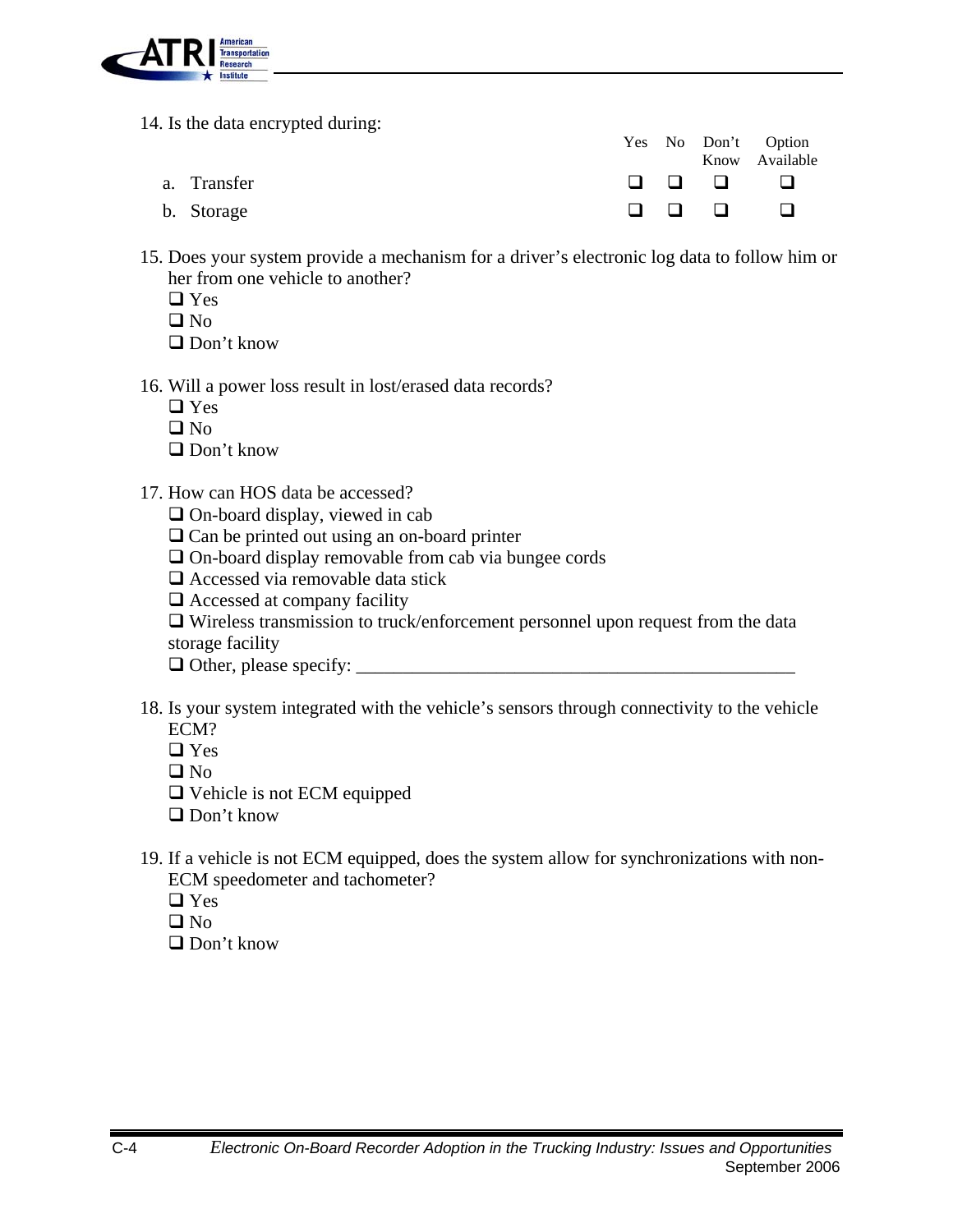14. Is the data encrypted during:

| | Yes | No | Don't Know | Option Available |
|---|---|---|---|---|
| a. Transfer | ❑ | ❑ | ❑ | ❑ |
| b. Storage | ❑ | ❑ | ❑ | ❑ |

15. Does your system provide a mechanism for a driver's electronic log data to follow him or her from one vehicle to another?
    - ❑ Yes
    - ❑ No
    - ❑ Don't know

16. Will a power loss result in lost/erased data records?
    - ❑ Yes
    - ❑ No
    - ❑ Don't know

17. How can HOS data be accessed?
    - ❑ On-board display, viewed in cab
    - ❑ Can be printed out using an on-board printer
    - ❑ On-board display removable from cab via bungee cords
    - ❑ Accessed via removable data stick
    - ❑ Accessed at company facility
    - ❑ Wireless transmission to truck/enforcement personnel upon request from the data storage facility
    - ❑ Other, please specify: ______________________________________________

18. Is your system integrated with the vehicle's sensors through connectivity to the vehicle ECM?
    - ❑ Yes
    - ❑ No
    - ❑ Vehicle is not ECM equipped
    - ❑ Don't know

19. If a vehicle is not ECM equipped, does the system allow for synchronizations with non-ECM speedometer and tachometer?
    - ❑ Yes
    - ❑ No
    - ❑ Don't know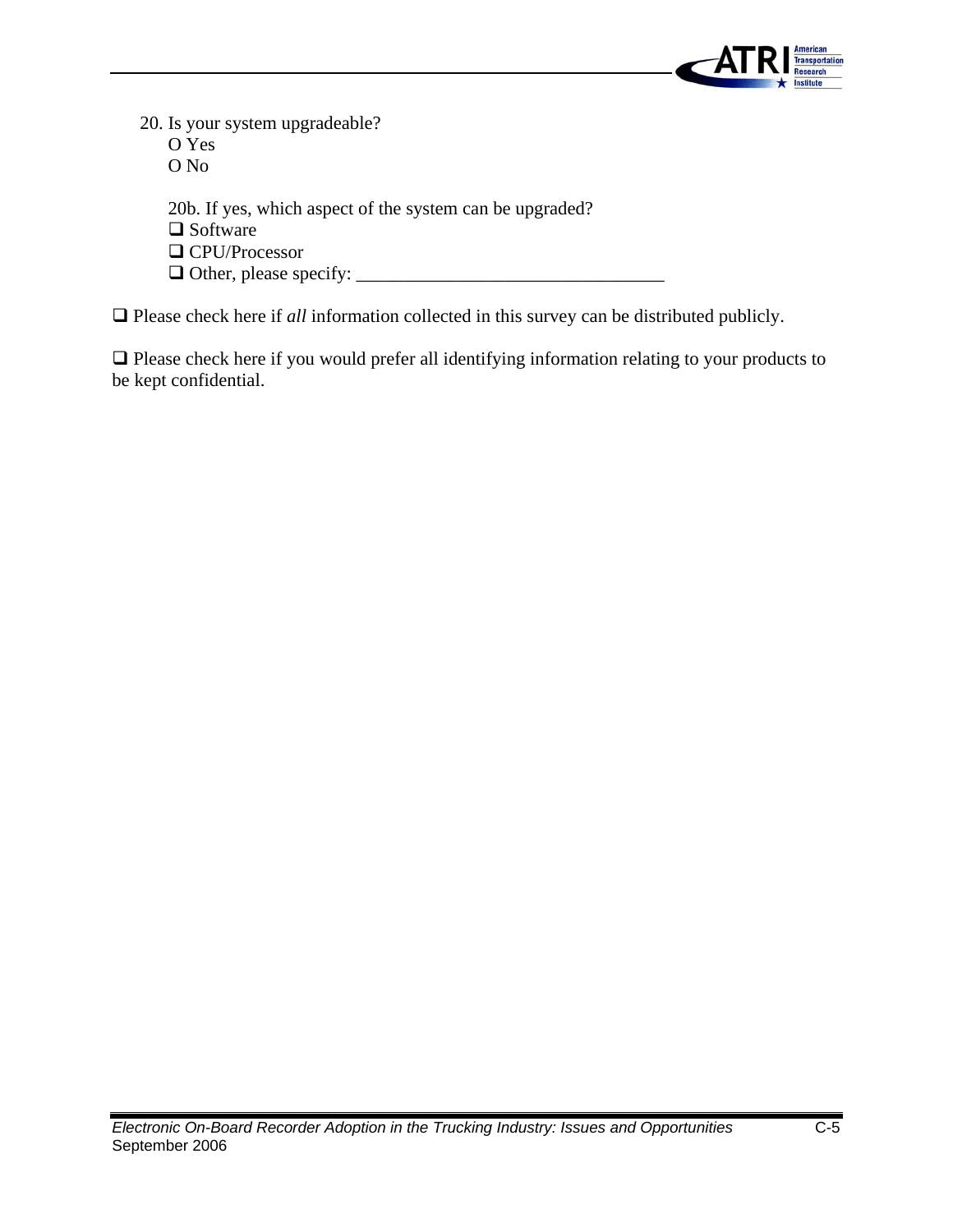20. Is your system upgradeable?

    O Yes

    O No

    20b. If yes, which aspect of the system can be upgraded?

    ❑ Software

    ❑ CPU/Processor

    ❑ Other, please specify: _________________________________

❑ Please check here if *all* information collected in this survey can be distributed publicly.

❑ Please check here if you would prefer all identifying information relating to your products to be kept confidential.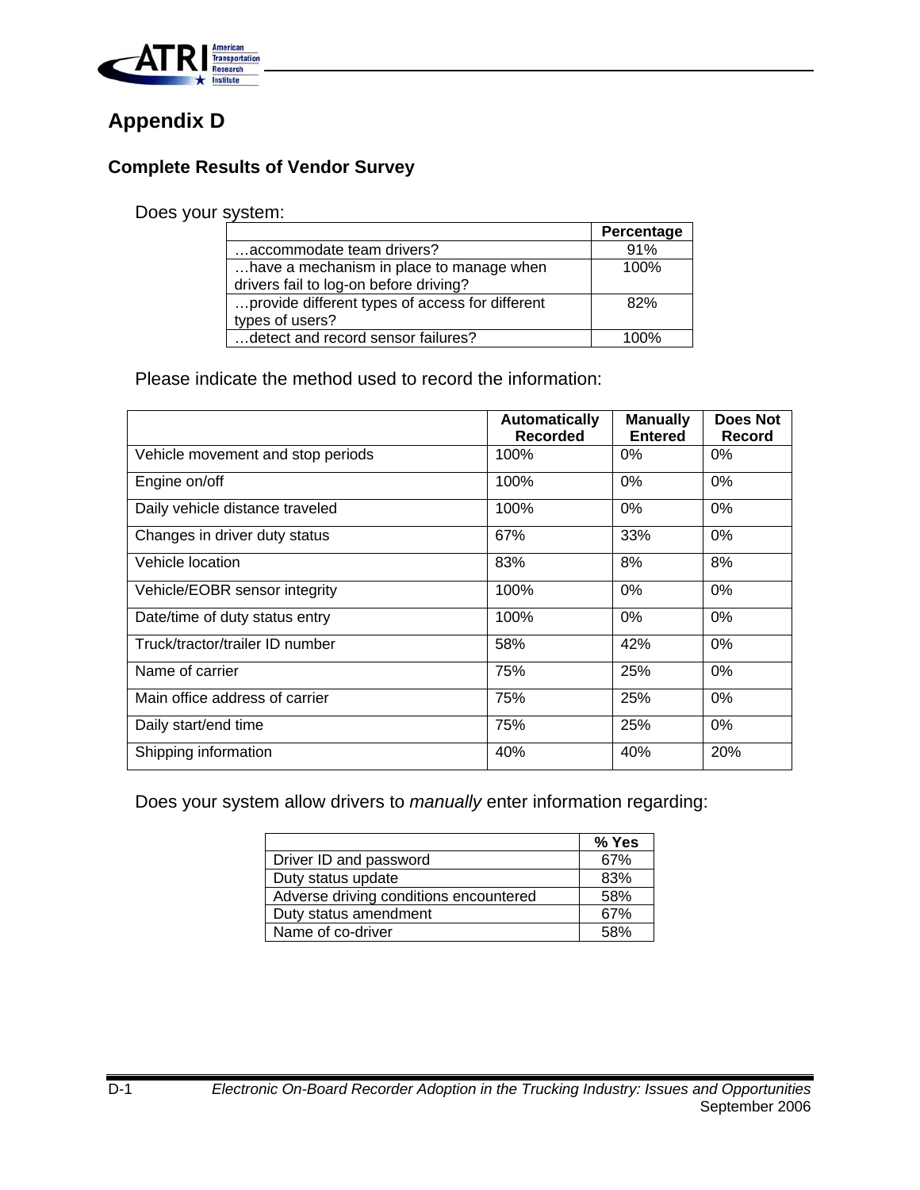## Appendix D

### Complete Results of Vendor Survey

Does your system:

| | Percentage |
|---|---|
| …accommodate team drivers? | 91% |
| …have a mechanism in place to manage when drivers fail to log-on before driving? | 100% |
| …provide different types of access for different types of users? | 82% |
| …detect and record sensor failures? | 100% |

Please indicate the method used to record the information:

| | Automatically Recorded | Manually Entered | Does Not Record |
|---|---|---|---|
| Vehicle movement and stop periods | 100% | 0% | 0% |
| Engine on/off | 100% | 0% | 0% |
| Daily vehicle distance traveled | 100% | 0% | 0% |
| Changes in driver duty status | 67% | 33% | 0% |
| Vehicle location | 83% | 8% | 8% |
| Vehicle/EOBR sensor integrity | 100% | 0% | 0% |
| Date/time of duty status entry | 100% | 0% | 0% |
| Truck/tractor/trailer ID number | 58% | 42% | 0% |
| Name of carrier | 75% | 25% | 0% |
| Main office address of carrier | 75% | 25% | 0% |
| Daily start/end time | 75% | 25% | 0% |
| Shipping information | 40% | 40% | 20% |

Does your system allow drivers to *manually* enter information regarding:

| | % Yes |
|---|---|
| Driver ID and password | 67% |
| Duty status update | 83% |
| Adverse driving conditions encountered | 58% |
| Duty status amendment | 67% |
| Name of co-driver | 58% |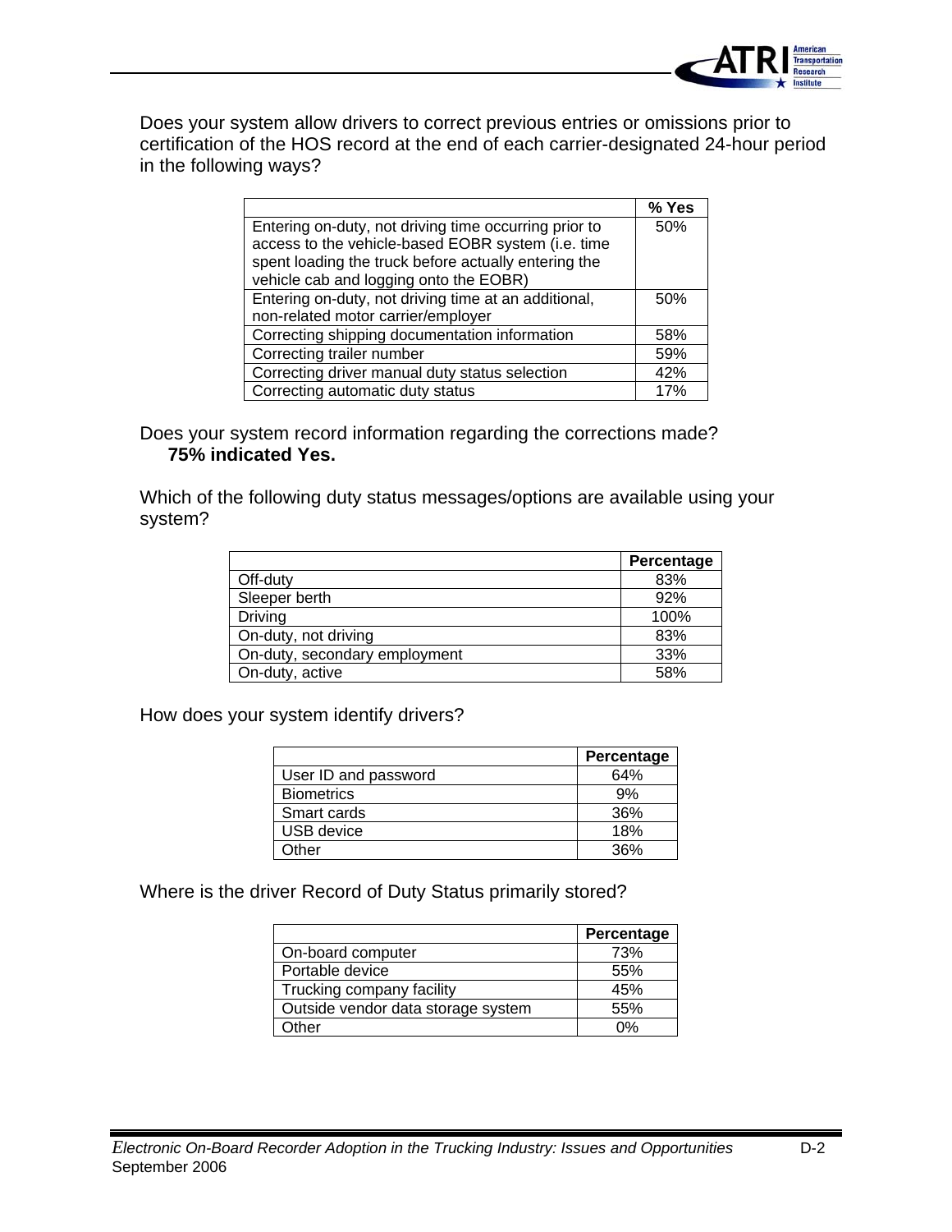Does your system allow drivers to correct previous entries or omissions prior to certification of the HOS record at the end of each carrier-designated 24-hour period in the following ways?

| | % Yes |
|---|---|
| Entering on-duty, not driving time occurring prior to access to the vehicle-based EOBR system (i.e. time spent loading the truck before actually entering the vehicle cab and logging onto the EOBR) | 50% |
| Entering on-duty, not driving time at an additional, non-related motor carrier/employer | 50% |
| Correcting shipping documentation information | 58% |
| Correcting trailer number | 59% |
| Correcting driver manual duty status selection | 42% |
| Correcting automatic duty status | 17% |

Does your system record information regarding the corrections made?
**75% indicated Yes.**

Which of the following duty status messages/options are available using your system?

| | Percentage |
|---|---|
| Off-duty | 83% |
| Sleeper berth | 92% |
| Driving | 100% |
| On-duty, not driving | 83% |
| On-duty, secondary employment | 33% |
| On-duty, active | 58% |

How does your system identify drivers?

| | Percentage |
|---|---|
| User ID and password | 64% |
| Biometrics | 9% |
| Smart cards | 36% |
| USB device | 18% |
| Other | 36% |

Where is the driver Record of Duty Status primarily stored?

| | Percentage |
|---|---|
| On-board computer | 73% |
| Portable device | 55% |
| Trucking company facility | 45% |
| Outside vendor data storage system | 55% |
| Other | 0% |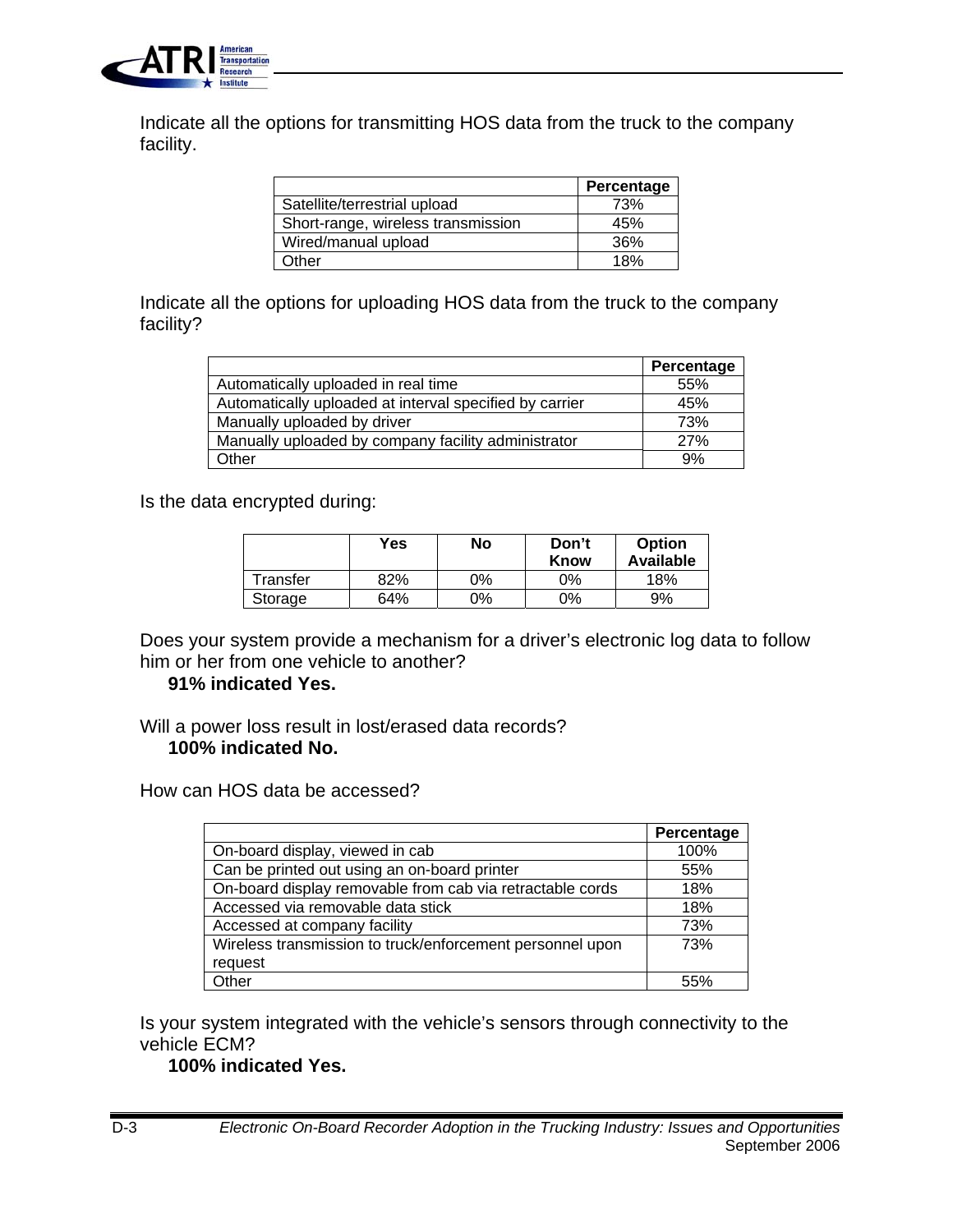Indicate all the options for transmitting HOS data from the truck to the company facility.

| | Percentage |
|---|---|
| Satellite/terrestrial upload | 73% |
| Short-range, wireless transmission | 45% |
| Wired/manual upload | 36% |
| Other | 18% |

Indicate all the options for uploading HOS data from the truck to the company facility?

| | Percentage |
|---|---|
| Automatically uploaded in real time | 55% |
| Automatically uploaded at interval specified by carrier | 45% |
| Manually uploaded by driver | 73% |
| Manually uploaded by company facility administrator | 27% |
| Other | 9% |

Is the data encrypted during:

| | Yes | No | Don't Know | Option Available |
|---|---|---|---|---|
| Transfer | 82% | 0% | 0% | 18% |
| Storage | 64% | 0% | 0% | 9% |

Does your system provide a mechanism for a driver's electronic log data to follow him or her from one vehicle to another?

**91% indicated Yes.**

Will a power loss result in lost/erased data records?

**100% indicated No.**

How can HOS data be accessed?

| | Percentage |
|---|---|
| On-board display, viewed in cab | 100% |
| Can be printed out using an on-board printer | 55% |
| On-board display removable from cab via retractable cords | 18% |
| Accessed via removable data stick | 18% |
| Accessed at company facility | 73% |
| Wireless transmission to truck/enforcement personnel upon request | 73% |
| Other | 55% |

Is your system integrated with the vehicle's sensors through connectivity to the vehicle ECM?

**100% indicated Yes.**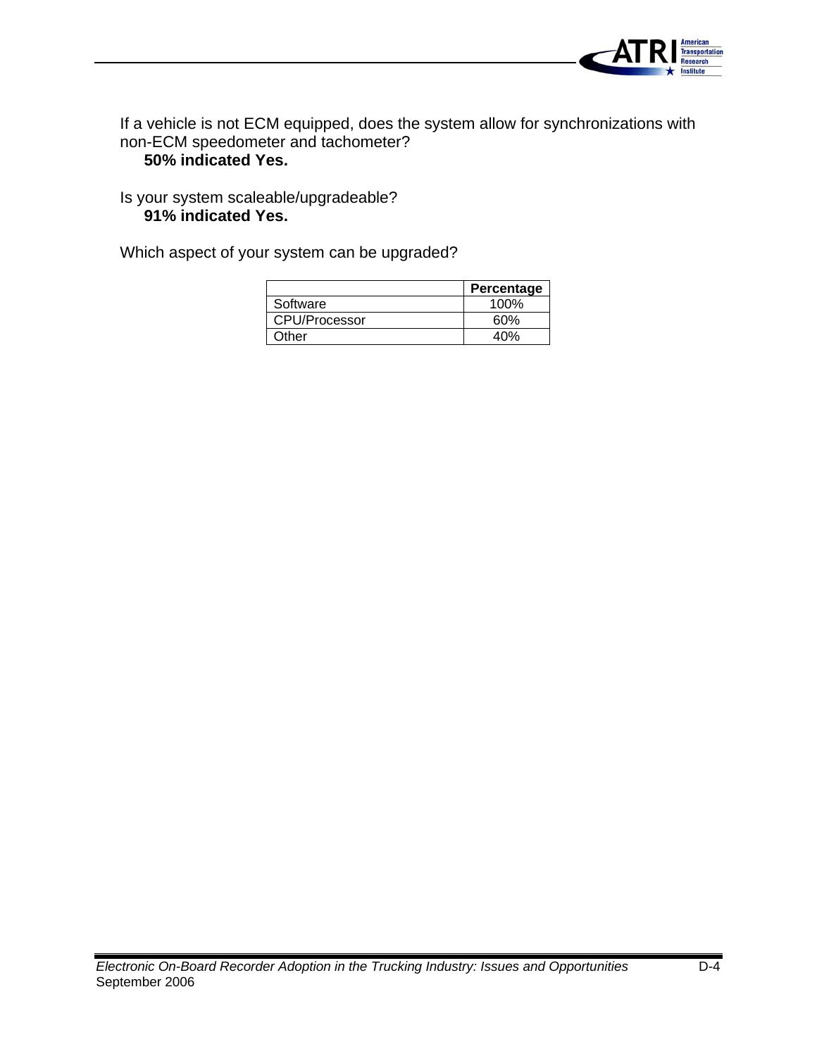If a vehicle is not ECM equipped, does the system allow for synchronizations with non-ECM speedometer and tachometer?

**50% indicated Yes.**

Is your system scaleable/upgradeable?

**91% indicated Yes.**

Which aspect of your system can be upgraded?

| | Percentage |
|---|---|
| Software | 100% |
| CPU/Processor | 60% |
| Other | 40% |